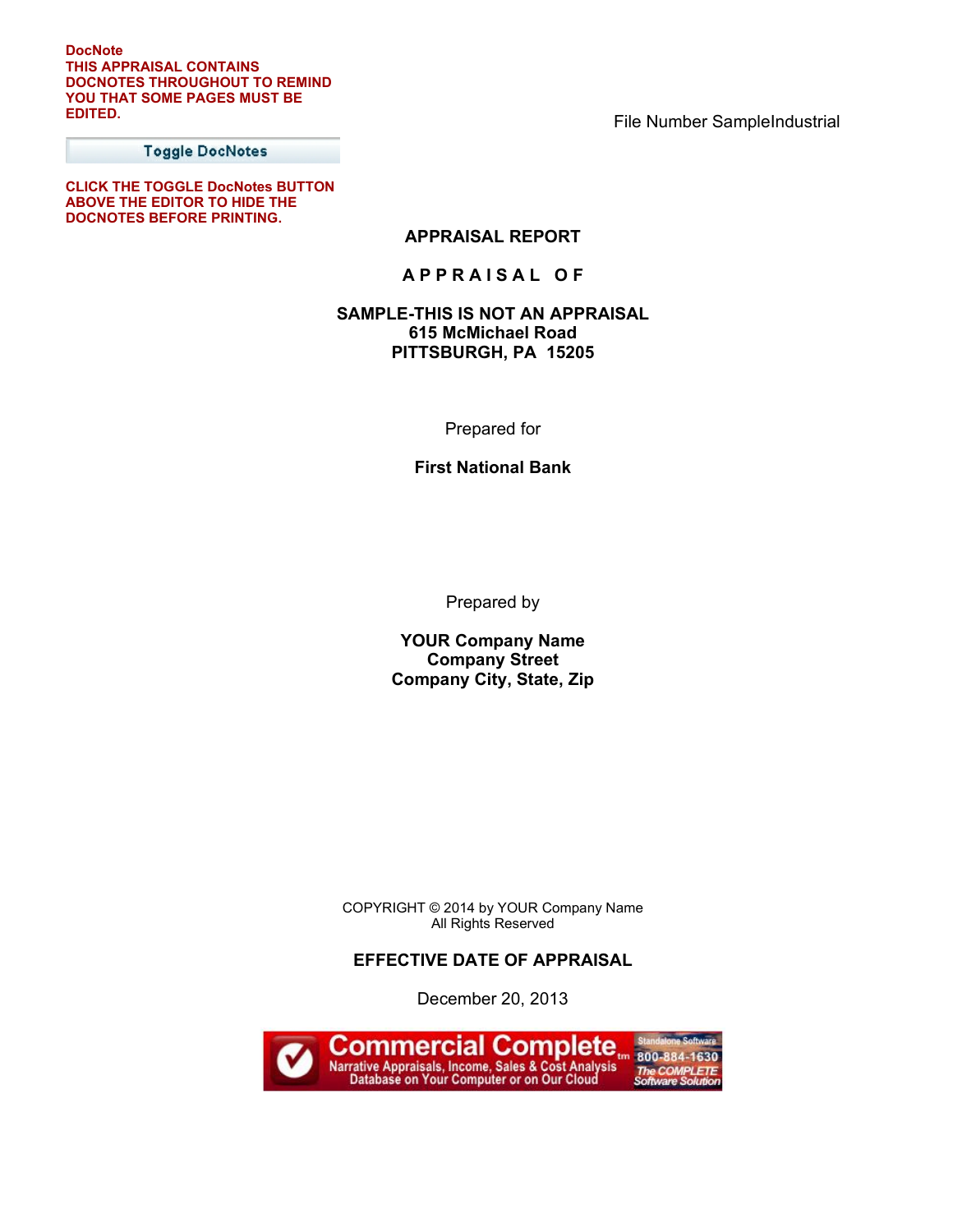**DocNote**
**THIS APPRAISAL CONTAINS DOCNOTES THROUGHOUT TO REMIND YOU THAT SOME PAGES MUST BE EDITED.**

Toggle DocNotes

**CLICK THE TOGGLE DocNotes BUTTON ABOVE THE EDITOR TO HIDE THE DOCNOTES BEFORE PRINTING.**

File Number SampleIndustrial

# APPRAISAL REPORT

## A P P R A I S A L  O F

**SAMPLE-THIS IS NOT AN APPRAISAL**
**615 McMichael Road**
**PITTSBURGH, PA 15205**

Prepared for

**First National Bank**

Prepared by

**YOUR Company Name**
**Company Street**
**Company City, State, Zip**

COPYRIGHT © 2014 by YOUR Company Name
All Rights Reserved

**EFFECTIVE DATE OF APPRAISAL**

December 20, 2013

Commercial Complete™
Narrative Appraisals, Income, Sales & Cost Analysis
Database on Your Computer or on Our Cloud
Standalone Software
800-884-1630
The COMPLETE Software Solution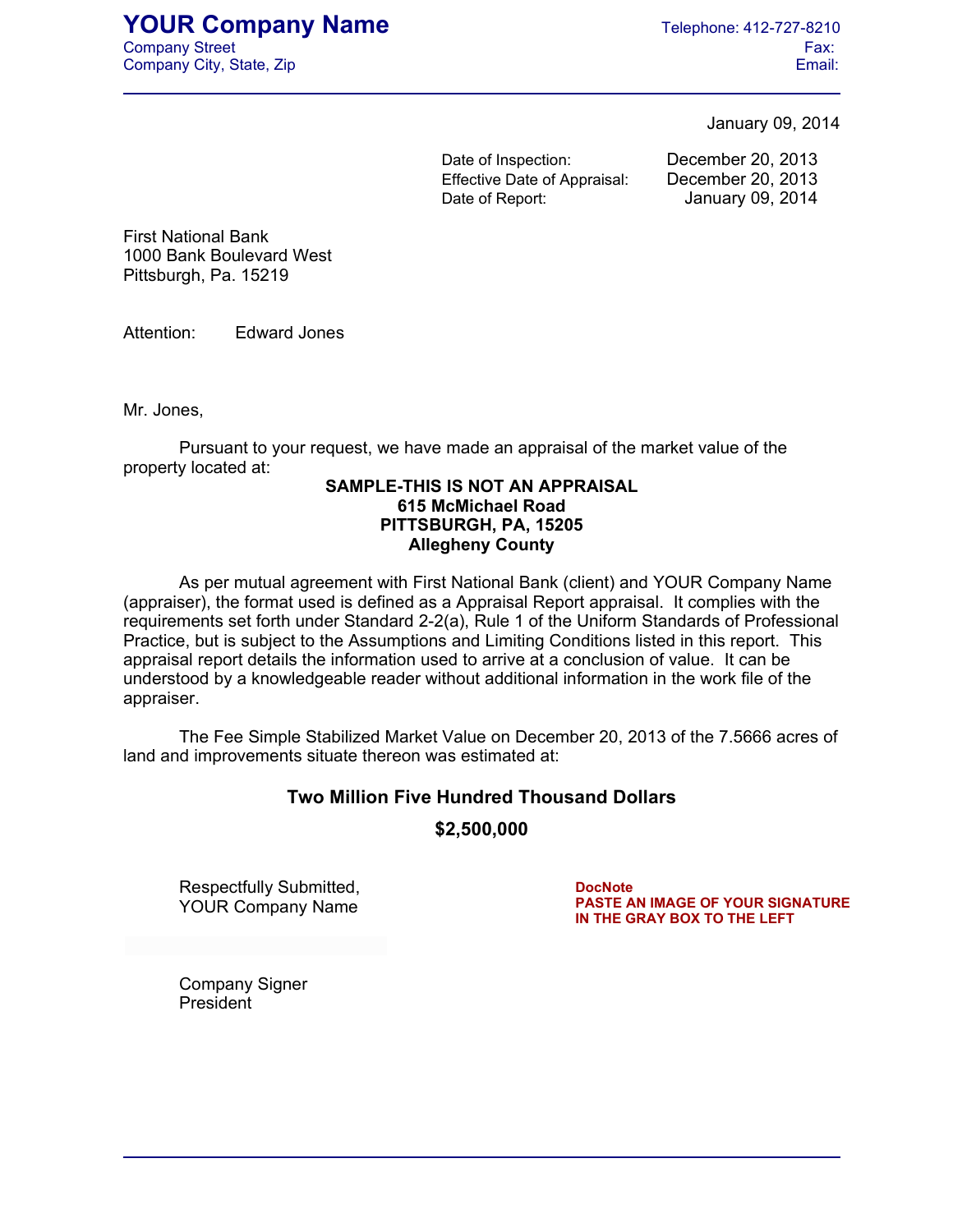# YOUR Company Name

Company Street
Company City, State, Zip

Telephone: 412-727-8210
Fax:
Email:

January 09, 2014

| | |
|---|---|
| Date of Inspection: | December 20, 2013 |
| Effective Date of Appraisal: | December 20, 2013 |
| Date of Report: | January 09, 2014 |

First National Bank
1000 Bank Boulevard West
Pittsburgh, Pa. 15219

Attention: Edward Jones

Mr. Jones,

Pursuant to your request, we have made an appraisal of the market value of the property located at:

**SAMPLE-THIS IS NOT AN APPRAISAL**
**615 McMichael Road**
**PITTSBURGH, PA, 15205**
**Allegheny County**

As per mutual agreement with First National Bank (client) and YOUR Company Name (appraiser), the format used is defined as a Appraisal Report appraisal. It complies with the requirements set forth under Standard 2-2(a), Rule 1 of the Uniform Standards of Professional Practice, but is subject to the Assumptions and Limiting Conditions listed in this report. This appraisal report details the information used to arrive at a conclusion of value. It can be understood by a knowledgeable reader without additional information in the work file of the appraiser.

The Fee Simple Stabilized Market Value on December 20, 2013 of the 7.5666 acres of land and improvements situate thereon was estimated at:

**Two Million Five Hundred Thousand Dollars**

**$2,500,000**

Respectfully Submitted,
YOUR Company Name

**DocNote**
**PASTE AN IMAGE OF YOUR SIGNATURE IN THE GRAY BOX TO THE LEFT**

Company Signer
President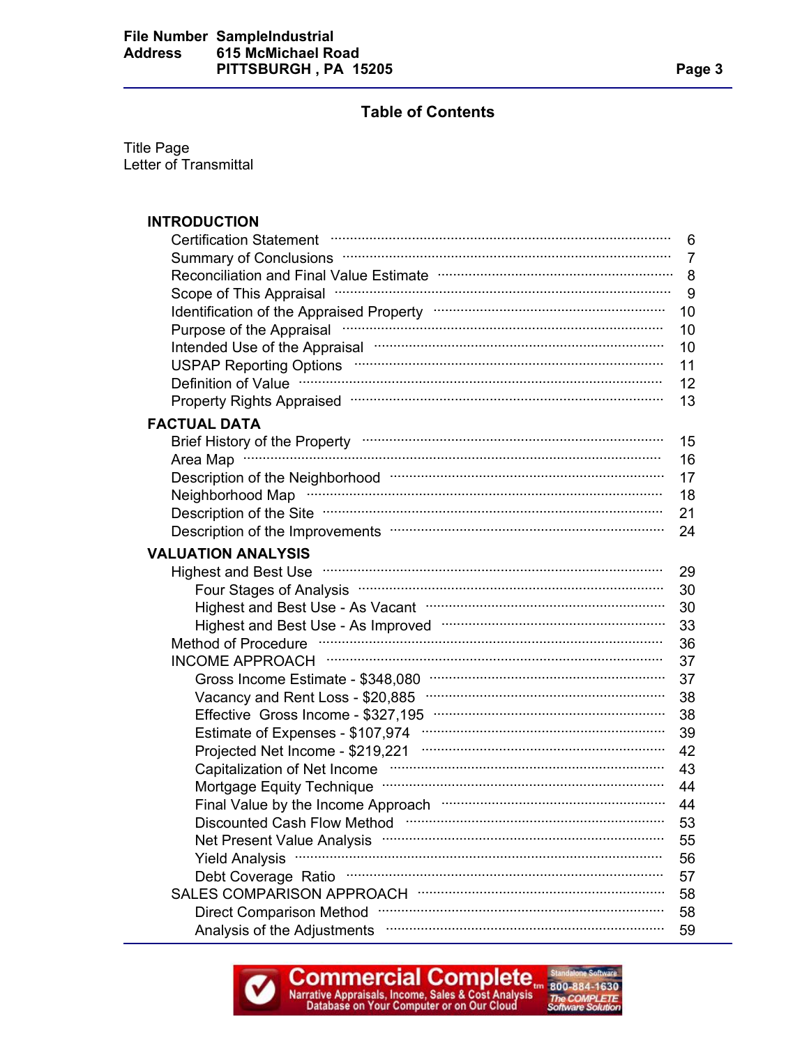# Table of Contents

Title Page
Letter of Transmittal

**INTRODUCTION**

| | |
|---|---|
| Certification Statement | 6 |
| Summary of Conclusions | 7 |
| Reconciliation and Final Value Estimate | 8 |
| Scope of This Appraisal | 9 |
| Identification of the Appraised Property | 10 |
| Purpose of the Appraisal | 10 |
| Intended Use of the Appraisal | 10 |
| USPAP Reporting Options | 11 |
| Definition of Value | 12 |
| Property Rights Appraised | 13 |

**FACTUAL DATA**

| | |
|---|---|
| Brief History of the Property | 15 |
| Area Map | 16 |
| Description of the Neighborhood | 17 |
| Neighborhood Map | 18 |
| Description of the Site | 21 |
| Description of the Improvements | 24 |

**VALUATION ANALYSIS**

| | |
|---|---|
| Highest and Best Use | 29 |
| Four Stages of Analysis | 30 |
| Highest and Best Use - As Vacant | 30 |
| Highest and Best Use - As Improved | 33 |
| Method of Procedure | 36 |
| INCOME APPROACH | 37 |
| Gross Income Estimate - $348,080 | 37 |
| Vacancy and Rent Loss - $20,885 | 38 |
| Effective Gross Income - $327,195 | 38 |
| Estimate of Expenses - $107,974 | 39 |
| Projected Net Income - $219,221 | 42 |
| Capitalization of Net Income | 43 |
| Mortgage Equity Technique | 44 |
| Final Value by the Income Approach | 44 |
| Discounted Cash Flow Method | 53 |
| Net Present Value Analysis | 55 |
| Yield Analysis | 56 |
| Debt Coverage Ratio | 57 |
| SALES COMPARISON APPROACH | 58 |
| Direct Comparison Method | 58 |
| Analysis of the Adjustments | 59 |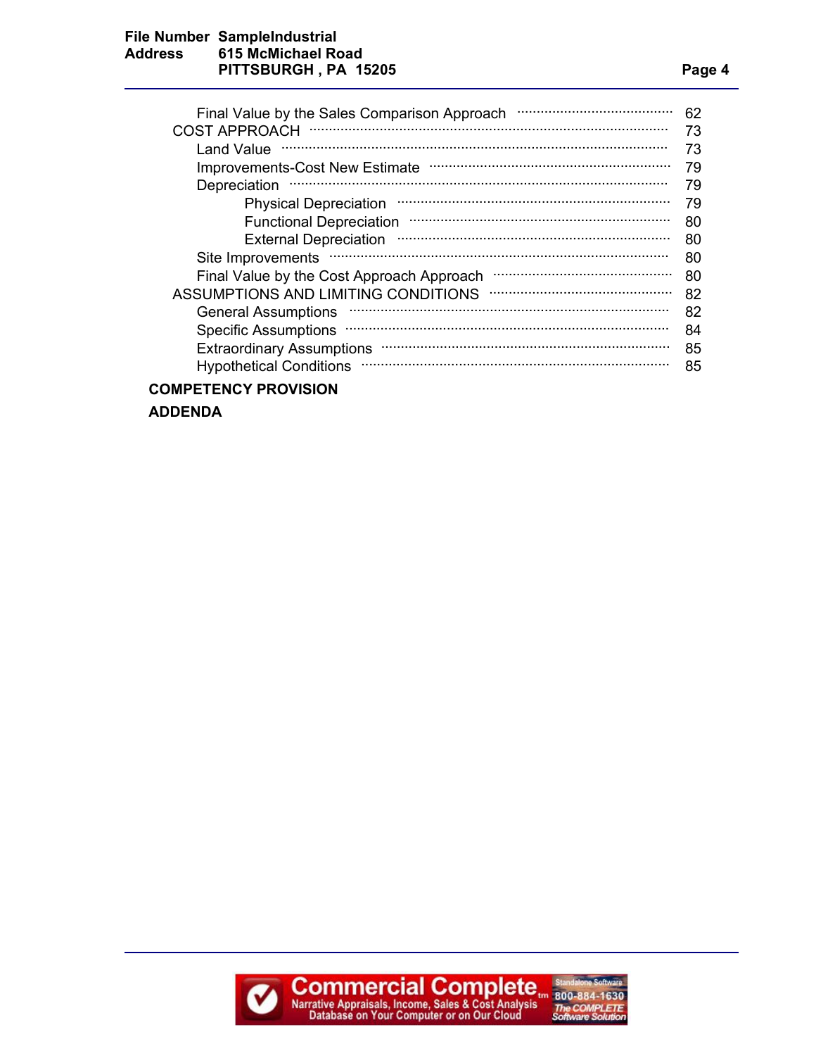Final Value by the Sales Comparison Approach ........ 62

COST APPROACH ........ 73

- Land Value ........ 73
- Improvements-Cost New Estimate ........ 79
- Depreciation ........ 79
  - Physical Depreciation ........ 79
  - Functional Depreciation ........ 80
  - External Depreciation ........ 80
- Site Improvements ........ 80
- Final Value by the Cost Approach Approach ........ 80

ASSUMPTIONS AND LIMITING CONDITIONS ........ 82

- General Assumptions ........ 82
- Specific Assumptions ........ 84
- Extraordinary Assumptions ........ 85
- Hypothetical Conditions ........ 85

**COMPETENCY PROVISION**

**ADDENDA**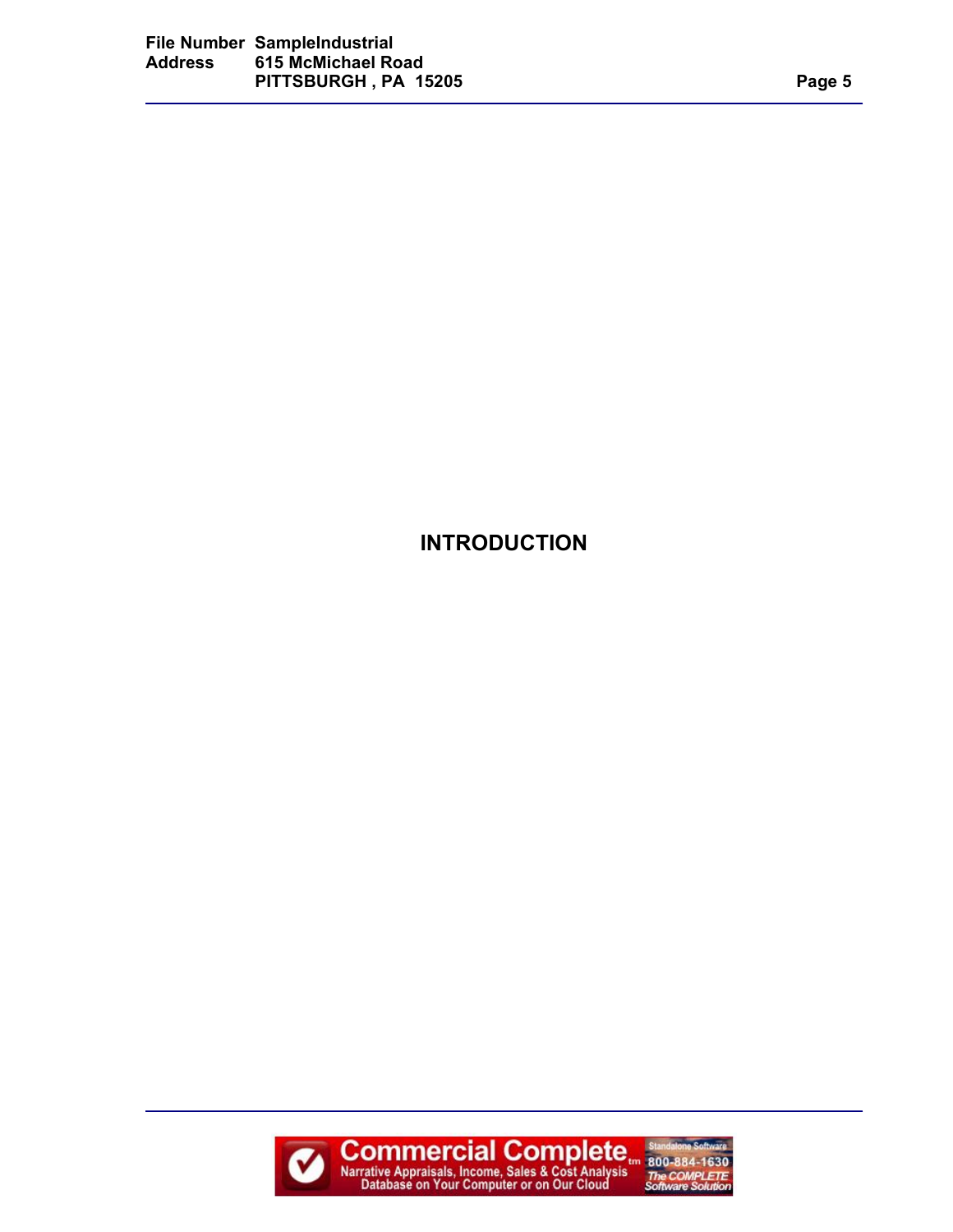# INTRODUCTION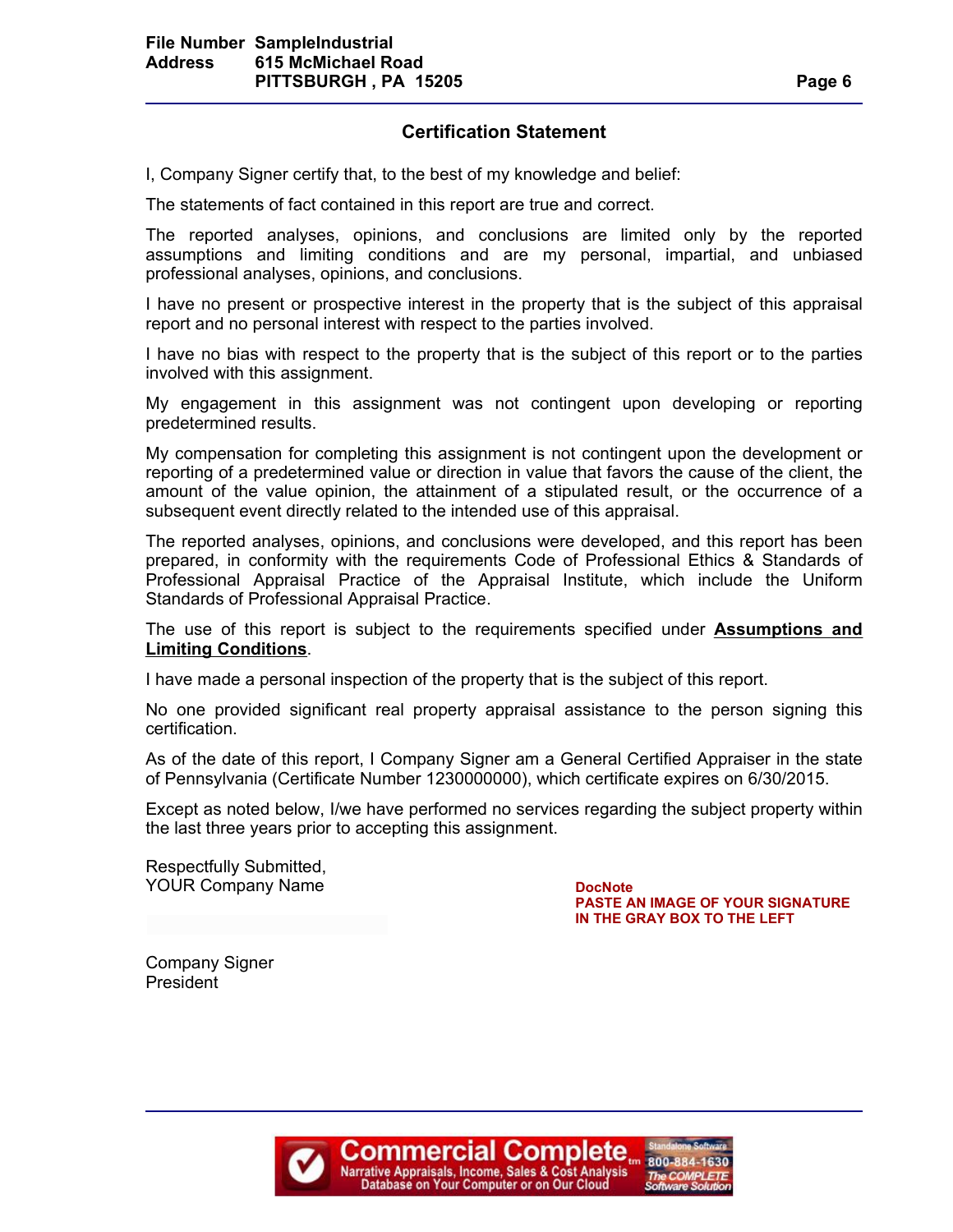## Certification Statement

I, Company Signer certify that, to the best of my knowledge and belief:

The statements of fact contained in this report are true and correct.

The reported analyses, opinions, and conclusions are limited only by the reported assumptions and limiting conditions and are my personal, impartial, and unbiased professional analyses, opinions, and conclusions.

I have no present or prospective interest in the property that is the subject of this appraisal report and no personal interest with respect to the parties involved.

I have no bias with respect to the property that is the subject of this report or to the parties involved with this assignment.

My engagement in this assignment was not contingent upon developing or reporting predetermined results.

My compensation for completing this assignment is not contingent upon the development or reporting of a predetermined value or direction in value that favors the cause of the client, the amount of the value opinion, the attainment of a stipulated result, or the occurrence of a subsequent event directly related to the intended use of this appraisal.

The reported analyses, opinions, and conclusions were developed, and this report has been prepared, in conformity with the requirements Code of Professional Ethics & Standards of Professional Appraisal Practice of the Appraisal Institute, which include the Uniform Standards of Professional Appraisal Practice.

The use of this report is subject to the requirements specified under **Assumptions and Limiting Conditions**.

I have made a personal inspection of the property that is the subject of this report.

No one provided significant real property appraisal assistance to the person signing this certification.

As of the date of this report, I Company Signer am a General Certified Appraiser in the state of Pennsylvania (Certificate Number 1230000000), which certificate expires on 6/30/2015.

Except as noted below, I/we have performed no services regarding the subject property within the last three years prior to accepting this assignment.

Respectfully Submitted,
YOUR Company Name

**DocNote**
**PASTE AN IMAGE OF YOUR SIGNATURE IN THE GRAY BOX TO THE LEFT**

Company Signer
President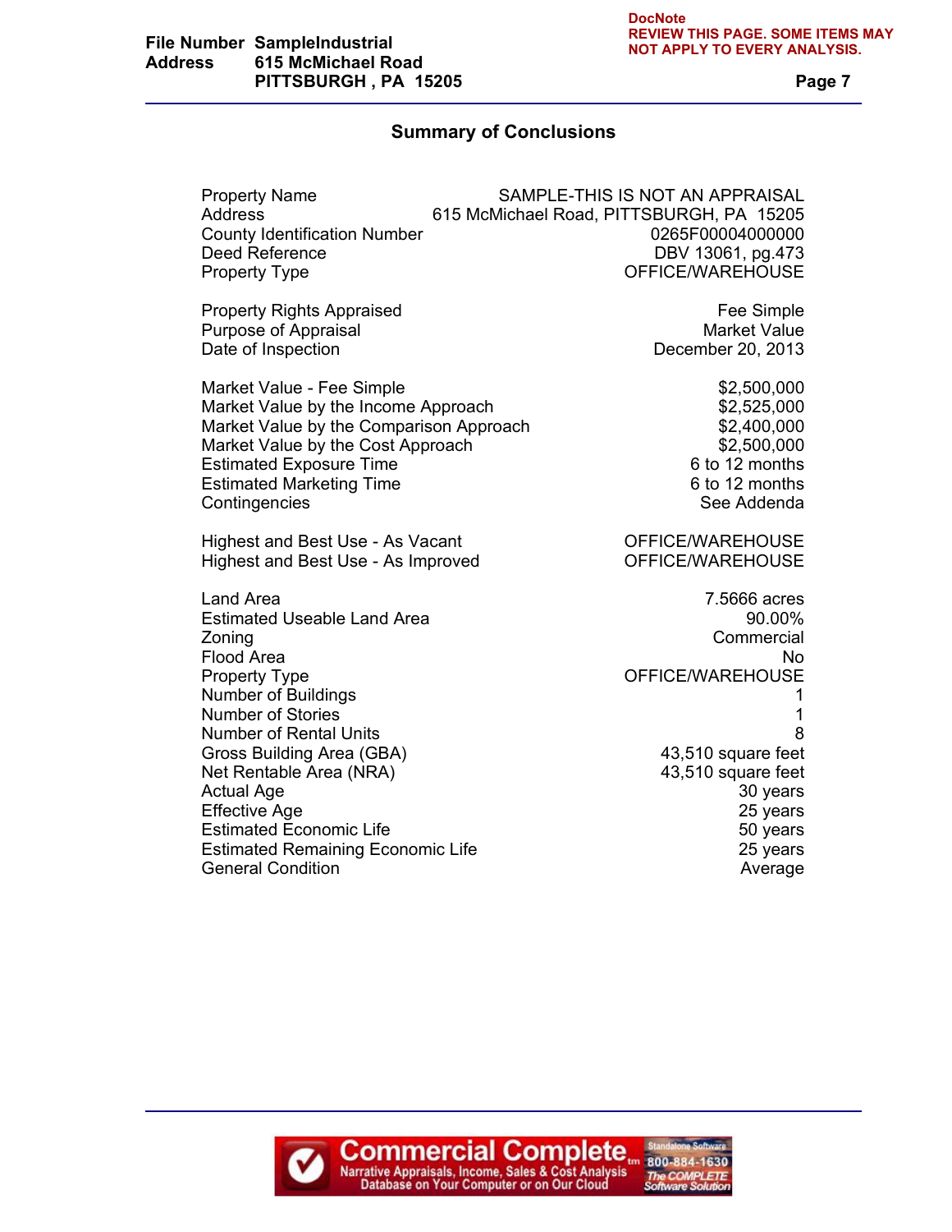DocNote
REVIEW THIS PAGE. SOME ITEMS MAY NOT APPLY TO EVERY ANALYSIS.

## Summary of Conclusions

| | |
|---|---|
| Property Name | SAMPLE-THIS IS NOT AN APPRAISAL |
| Address | 615 McMichael Road, PITTSBURGH, PA 15205 |
| County Identification Number | 0265F00004000000 |
| Deed Reference | DBV 13061, pg.473 |
| Property Type | OFFICE/WAREHOUSE |
| | |
| Property Rights Appraised | Fee Simple |
| Purpose of Appraisal | Market Value |
| Date of Inspection | December 20, 2013 |
| | |
| Market Value - Fee Simple | $2,500,000 |
| Market Value by the Income Approach | $2,525,000 |
| Market Value by the Comparison Approach | $2,400,000 |
| Market Value by the Cost Approach | $2,500,000 |
| Estimated Exposure Time | 6 to 12 months |
| Estimated Marketing Time | 6 to 12 months |
| Contingencies | See Addenda |
| | |
| Highest and Best Use - As Vacant | OFFICE/WAREHOUSE |
| Highest and Best Use - As Improved | OFFICE/WAREHOUSE |
| | |
| Land Area | 7.5666 acres |
| Estimated Useable Land Area | 90.00% |
| Zoning | Commercial |
| Flood Area | No |
| Property Type | OFFICE/WAREHOUSE |
| Number of Buildings | 1 |
| Number of Stories | 1 |
| Number of Rental Units | 8 |
| Gross Building Area (GBA) | 43,510 square feet |
| Net Rentable Area (NRA) | 43,510 square feet |
| Actual Age | 30 years |
| Effective Age | 25 years |
| Estimated Economic Life | 50 years |
| Estimated Remaining Economic Life | 25 years |
| General Condition | Average |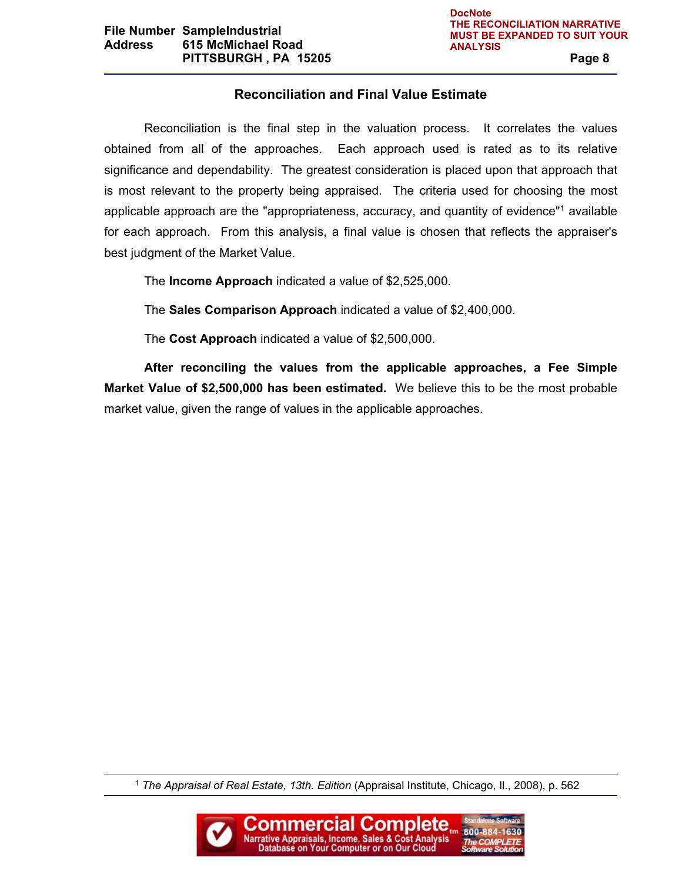## Reconciliation and Final Value Estimate

Reconciliation is the final step in the valuation process. It correlates the values obtained from all of the approaches. Each approach used is rated as to its relative significance and dependability. The greatest consideration is placed upon that approach that is most relevant to the property being appraised. The criteria used for choosing the most applicable approach are the "appropriateness, accuracy, and quantity of evidence"[1] available for each approach. From this analysis, a final value is chosen that reflects the appraiser's best judgment of the Market Value.

The **Income Approach** indicated a value of $2,525,000.

The **Sales Comparison Approach** indicated a value of $2,400,000.

The **Cost Approach** indicated a value of $2,500,000.

**After reconciling the values from the applicable approaches, a Fee Simple Market Value of $2,500,000 has been estimated.** We believe this to be the most probable market value, given the range of values in the applicable approaches.

[1] *The Appraisal of Real Estate, 13th. Edition* (Appraisal Institute, Chicago, Il., 2008), p. 562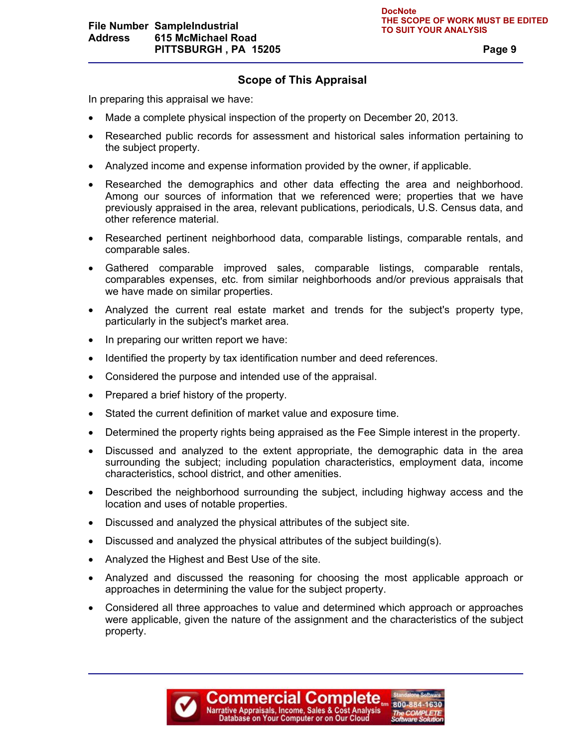## Scope of This Appraisal

In preparing this appraisal we have:

- Made a complete physical inspection of the property on December 20, 2013.
- Researched public records for assessment and historical sales information pertaining to the subject property.
- Analyzed income and expense information provided by the owner, if applicable.
- Researched the demographics and other data effecting the area and neighborhood. Among our sources of information that we referenced were; properties that we have previously appraised in the area, relevant publications, periodicals, U.S. Census data, and other reference material.
- Researched pertinent neighborhood data, comparable listings, comparable rentals, and comparable sales.
- Gathered comparable improved sales, comparable listings, comparable rentals, comparables expenses, etc. from similar neighborhoods and/or previous appraisals that we have made on similar properties.
- Analyzed the current real estate market and trends for the subject's property type, particularly in the subject's market area.
- In preparing our written report we have:
- Identified the property by tax identification number and deed references.
- Considered the purpose and intended use of the appraisal.
- Prepared a brief history of the property.
- Stated the current definition of market value and exposure time.
- Determined the property rights being appraised as the Fee Simple interest in the property.
- Discussed and analyzed to the extent appropriate, the demographic data in the area surrounding the subject; including population characteristics, employment data, income characteristics, school district, and other amenities.
- Described the neighborhood surrounding the subject, including highway access and the location and uses of notable properties.
- Discussed and analyzed the physical attributes of the subject site.
- Discussed and analyzed the physical attributes of the subject building(s).
- Analyzed the Highest and Best Use of the site.
- Analyzed and discussed the reasoning for choosing the most applicable approach or approaches in determining the value for the subject property.
- Considered all three approaches to value and determined which approach or approaches were applicable, given the nature of the assignment and the characteristics of the subject property.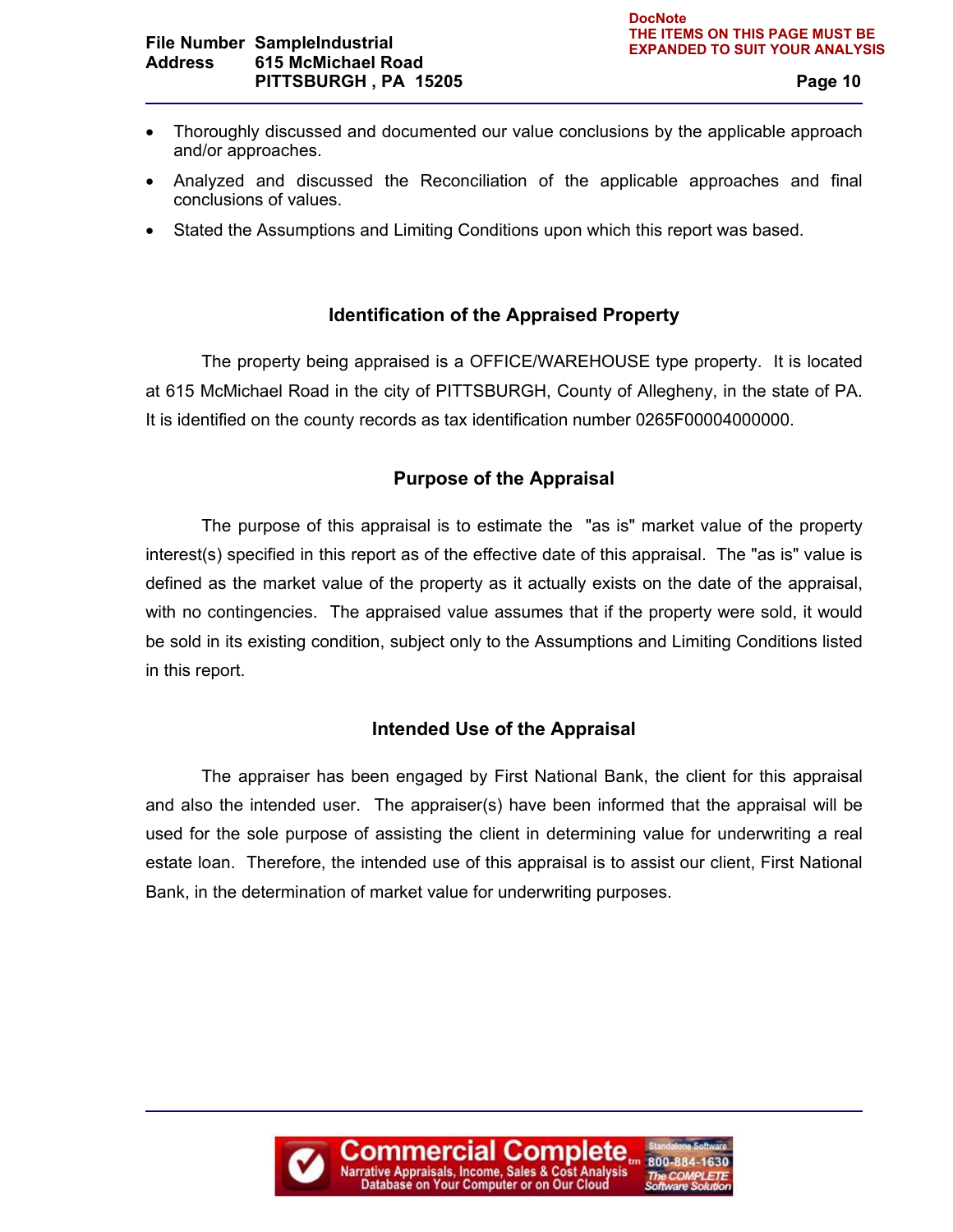- Thoroughly discussed and documented our value conclusions by the applicable approach and/or approaches.
- Analyzed and discussed the Reconciliation of the applicable approaches and final conclusions of values.
- Stated the Assumptions and Limiting Conditions upon which this report was based.

## Identification of the Appraised Property

The property being appraised is a OFFICE/WAREHOUSE type property. It is located at 615 McMichael Road in the city of PITTSBURGH, County of Allegheny, in the state of PA. It is identified on the county records as tax identification number 0265F00004000000.

## Purpose of the Appraisal

The purpose of this appraisal is to estimate the "as is" market value of the property interest(s) specified in this report as of the effective date of this appraisal. The "as is" value is defined as the market value of the property as it actually exists on the date of the appraisal, with no contingencies. The appraised value assumes that if the property were sold, it would be sold in its existing condition, subject only to the Assumptions and Limiting Conditions listed in this report.

## Intended Use of the Appraisal

The appraiser has been engaged by First National Bank, the client for this appraisal and also the intended user. The appraiser(s) have been informed that the appraisal will be used for the sole purpose of assisting the client in determining value for underwriting a real estate loan. Therefore, the intended use of this appraisal is to assist our client, First National Bank, in the determination of market value for underwriting purposes.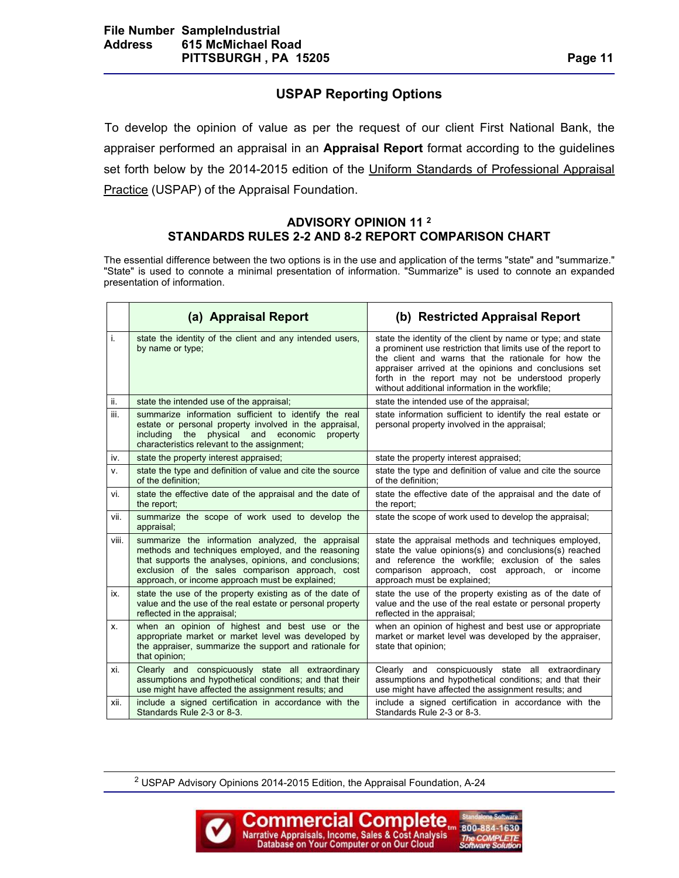## USPAP Reporting Options

To develop the opinion of value as per the request of our client First National Bank, the appraiser performed an appraisal in an **Appraisal Report** format according to the guidelines set forth below by the 2014-2015 edition of the Uniform Standards of Professional Appraisal Practice (USPAP) of the Appraisal Foundation.

### ADVISORY OPINION 11 [2]
### STANDARDS RULES 2-2 AND 8-2 REPORT COMPARISON CHART

The essential difference between the two options is in the use and application of the terms "state" and "summarize." "State" is used to connote a minimal presentation of information. "Summarize" is used to connote an expanded presentation of information.

| | (a) Appraisal Report | (b) Restricted Appraisal Report |
|---|---|---|
| i. | state the identity of the client and any intended users, by name or type; | state the identity of the client by name or type; and state a prominent use restriction that limits use of the report to the client and warns that the rationale for how the appraiser arrived at the opinions and conclusions set forth in the report may not be understood properly without additional information in the workfile; |
| ii. | state the intended use of the appraisal; | state the intended use of the appraisal; |
| iii. | summarize information sufficient to identify the real estate or personal property involved in the appraisal, including the physical and economic property characteristics relevant to the assignment; | state information sufficient to identify the real estate or personal property involved in the appraisal; |
| iv. | state the property interest appraised; | state the property interest appraised; |
| v. | state the type and definition of value and cite the source of the definition; | state the type and definition of value and cite the source of the definition; |
| vi. | state the effective date of the appraisal and the date of the report; | state the effective date of the appraisal and the date of the report; |
| vii. | summarize the scope of work used to develop the appraisal; | state the scope of work used to develop the appraisal; |
| viii. | summarize the information analyzed, the appraisal methods and techniques employed, and the reasoning that supports the analyses, opinions, and conclusions; exclusion of the sales comparison approach, cost approach, or income approach must be explained; | state the appraisal methods and techniques employed, state the value opinions(s) and conclusions(s) reached and reference the workfile; exclusion of the sales comparison approach, cost approach, or income approach must be explained; |
| ix. | state the use of the property existing as of the date of value and the use of the real estate or personal property reflected in the appraisal; | state the use of the property existing as of the date of value and the use of the real estate or personal property reflected in the appraisal; |
| x. | when an opinion of highest and best use or the appropriate market or market level was developed by the appraiser, summarize the support and rationale for that opinion; | when an opinion of highest and best use or appropriate market or market level was developed by the appraiser, state that opinion; |
| xi. | Clearly and conspicuously state all extraordinary assumptions and hypothetical conditions; and that their use might have affected the assignment results; and | Clearly and conspicuously state all extraordinary assumptions and hypothetical conditions; and that their use might have affected the assignment results; and |
| xii. | include a signed certification in accordance with the Standards Rule 2-3 or 8-3. | include a signed certification in accordance with the Standards Rule 2-3 or 8-3. |

[2] USPAP Advisory Opinions 2014-2015 Edition, the Appraisal Foundation, A-24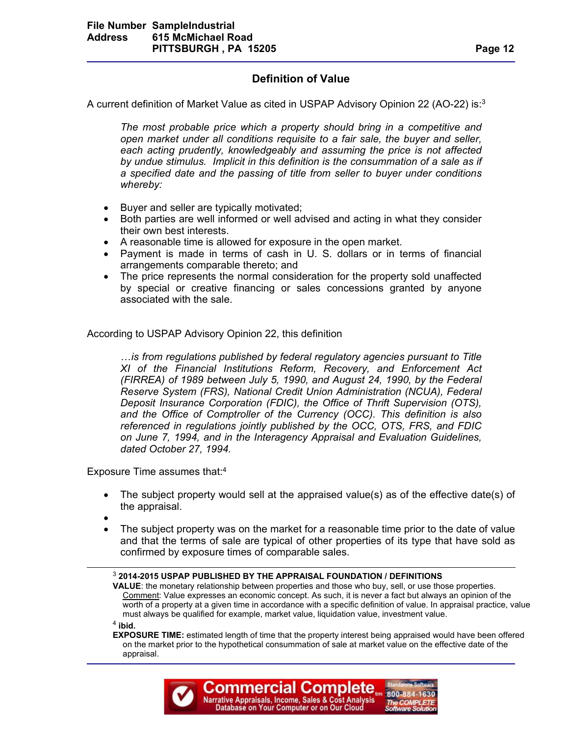## Definition of Value

A current definition of Market Value as cited in USPAP Advisory Opinion 22 (AO-22) is:[3]

> *The most probable price which a property should bring in a competitive and open market under all conditions requisite to a fair sale, the buyer and seller, each acting prudently, knowledgeably and assuming the price is not affected by undue stimulus. Implicit in this definition is the consummation of a sale as if a specified date and the passing of title from seller to buyer under conditions whereby:*

- Buyer and seller are typically motivated;
- Both parties are well informed or well advised and acting in what they consider their own best interests.
- A reasonable time is allowed for exposure in the open market.
- Payment is made in terms of cash in U. S. dollars or in terms of financial arrangements comparable thereto; and
- The price represents the normal consideration for the property sold unaffected by special or creative financing or sales concessions granted by anyone associated with the sale.

According to USPAP Advisory Opinion 22, this definition

> *…is from regulations published by federal regulatory agencies pursuant to Title XI of the Financial Institutions Reform, Recovery, and Enforcement Act (FIRREA) of 1989 between July 5, 1990, and August 24, 1990, by the Federal Reserve System (FRS), National Credit Union Administration (NCUA), Federal Deposit Insurance Corporation (FDIC), the Office of Thrift Supervision (OTS), and the Office of Comptroller of the Currency (OCC). This definition is also referenced in regulations jointly published by the OCC, OTS, FRS, and FDIC on June 7, 1994, and in the Interagency Appraisal and Evaluation Guidelines, dated October 27, 1994.*

Exposure Time assumes that:[4]

- The subject property would sell at the appraised value(s) as of the effective date(s) of the appraisal.
- 
- The subject property was on the market for a reasonable time prior to the date of value and that the terms of sale are typical of other properties of its type that have sold as confirmed by exposure times of comparable sales.

---

[3] **2014-2015 USPAP PUBLISHED BY THE APPRAISAL FOUNDATION / DEFINITIONS**
**VALUE**: the monetary relationship between properties and those who buy, sell, or use those properties.
Comment: Value expresses an economic concept. As such, it is never a fact but always an opinion of the worth of a property at a given time in accordance with a specific definition of value. In appraisal practice, value must always be qualified for example, market value, liquidation value, investment value.

[4] **ibid.**
**EXPOSURE TIME:** estimated length of time that the property interest being appraised would have been offered on the market prior to the hypothetical consummation of sale at market value on the effective date of the appraisal.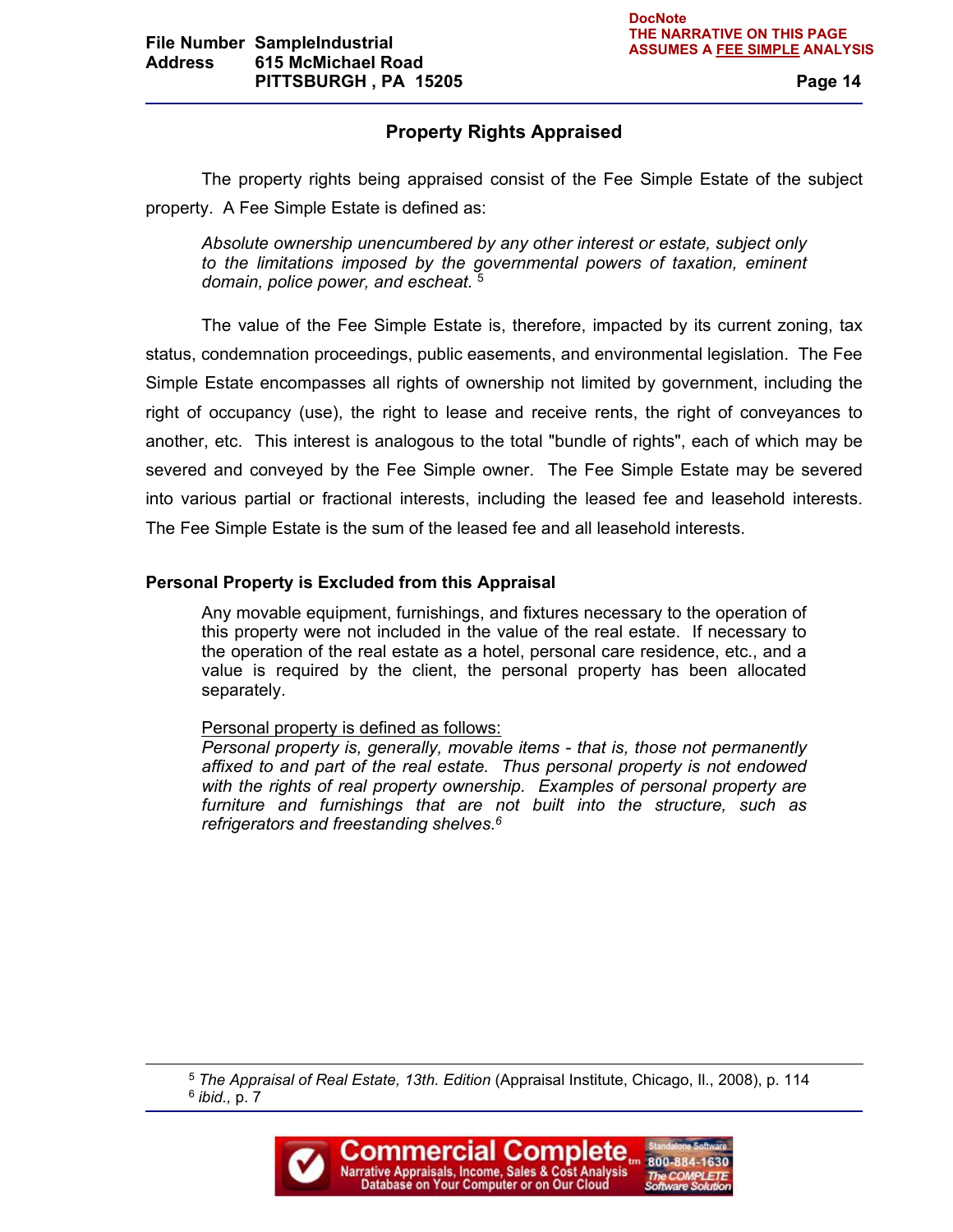DocNote
THE NARRATIVE ON THIS PAGE ASSUMES A FEE SIMPLE ANALYSIS

## Property Rights Appraised

The property rights being appraised consist of the Fee Simple Estate of the subject property. A Fee Simple Estate is defined as:

> *Absolute ownership unencumbered by any other interest or estate, subject only to the limitations imposed by the governmental powers of taxation, eminent domain, police power, and escheat.* [5]

The value of the Fee Simple Estate is, therefore, impacted by its current zoning, tax status, condemnation proceedings, public easements, and environmental legislation. The Fee Simple Estate encompasses all rights of ownership not limited by government, including the right of occupancy (use), the right to lease and receive rents, the right of conveyances to another, etc. This interest is analogous to the total "bundle of rights", each of which may be severed and conveyed by the Fee Simple owner. The Fee Simple Estate may be severed into various partial or fractional interests, including the leased fee and leasehold interests. The Fee Simple Estate is the sum of the leased fee and all leasehold interests.

### Personal Property is Excluded from this Appraisal

Any movable equipment, furnishings, and fixtures necessary to the operation of this property were not included in the value of the real estate. If necessary to the operation of the real estate as a hotel, personal care residence, etc., and a value is required by the client, the personal property has been allocated separately.

Personal property is defined as follows:
*Personal property is, generally, movable items - that is, those not permanently affixed to and part of the real estate. Thus personal property is not endowed with the rights of real property ownership. Examples of personal property are furniture and furnishings that are not built into the structure, such as refrigerators and freestanding shelves.*[6]

---

[5] *The Appraisal of Real Estate, 13th. Edition* (Appraisal Institute, Chicago, Il., 2008), p. 114
[6] *ibid.,* p. 7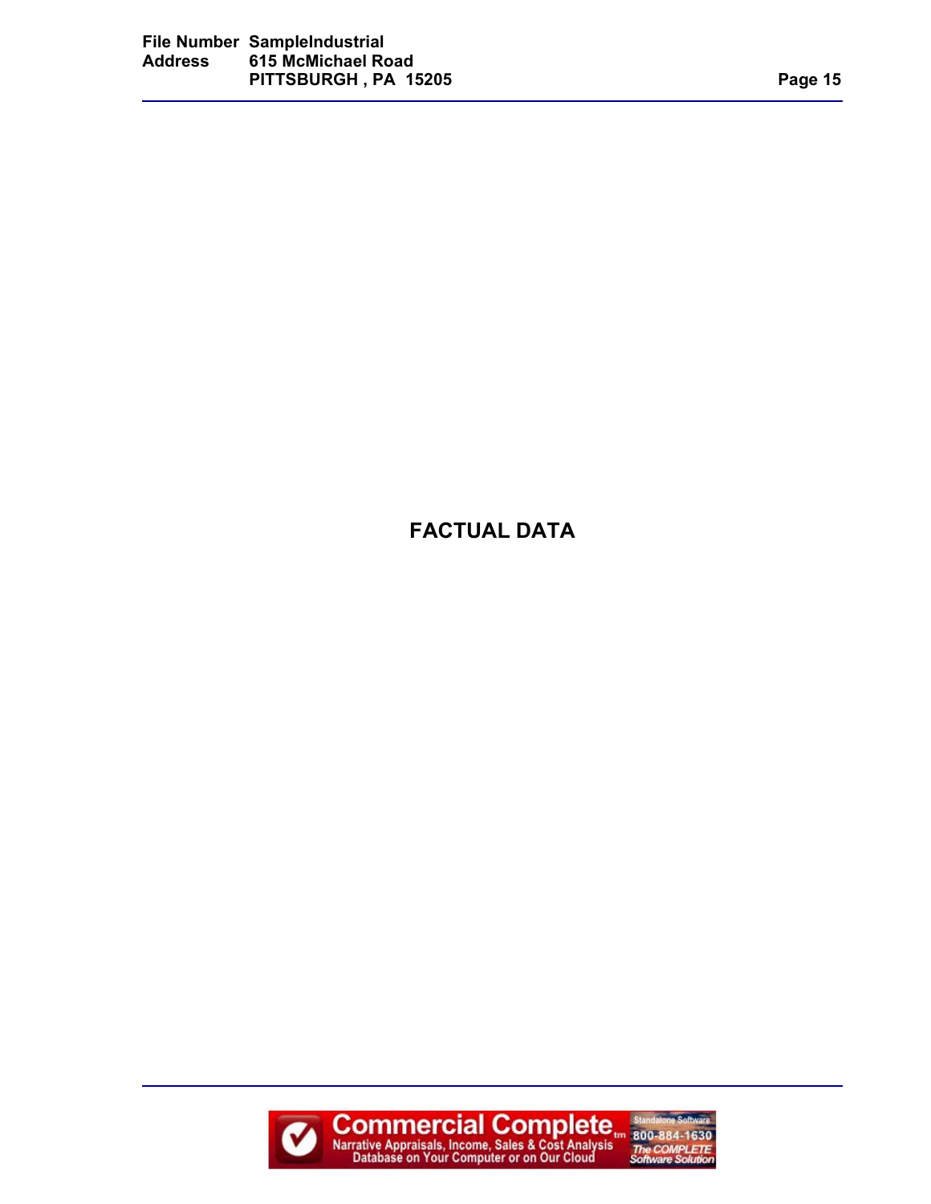# FACTUAL DATA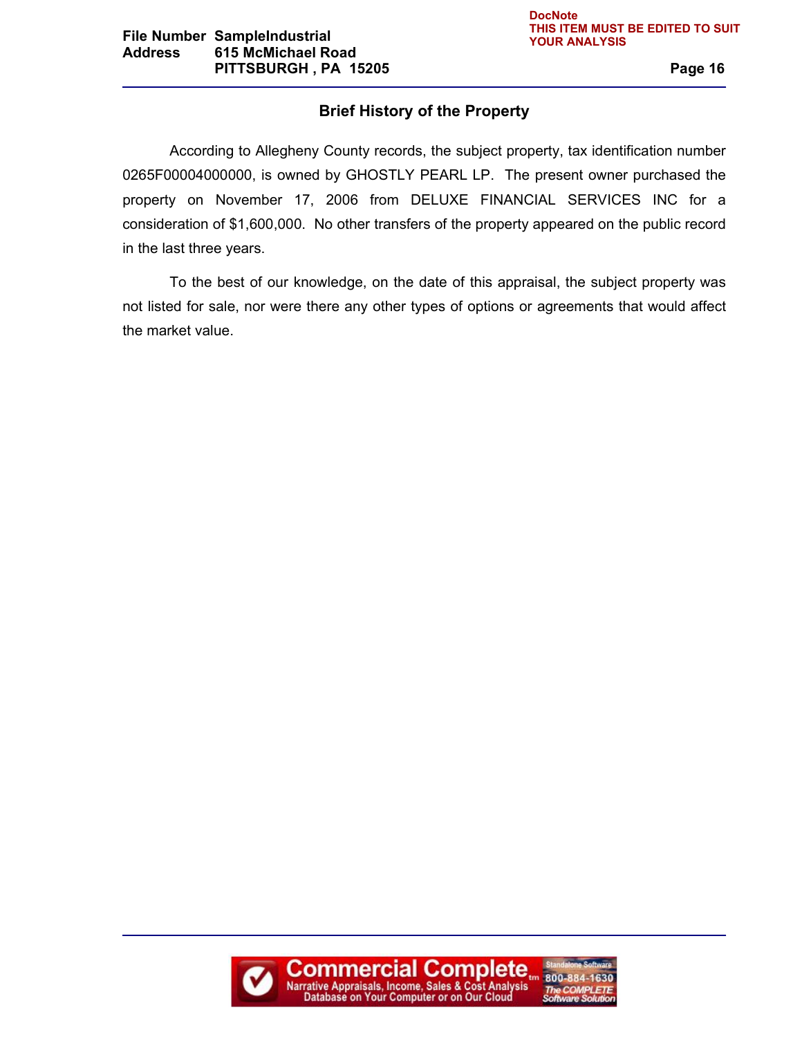## Brief History of the Property

According to Allegheny County records, the subject property, tax identification number 0265F00004000000, is owned by GHOSTLY PEARL LP. The present owner purchased the property on November 17, 2006 from DELUXE FINANCIAL SERVICES INC for a consideration of $1,600,000. No other transfers of the property appeared on the public record in the last three years.

To the best of our knowledge, on the date of this appraisal, the subject property was not listed for sale, nor were there any other types of options or agreements that would affect the market value.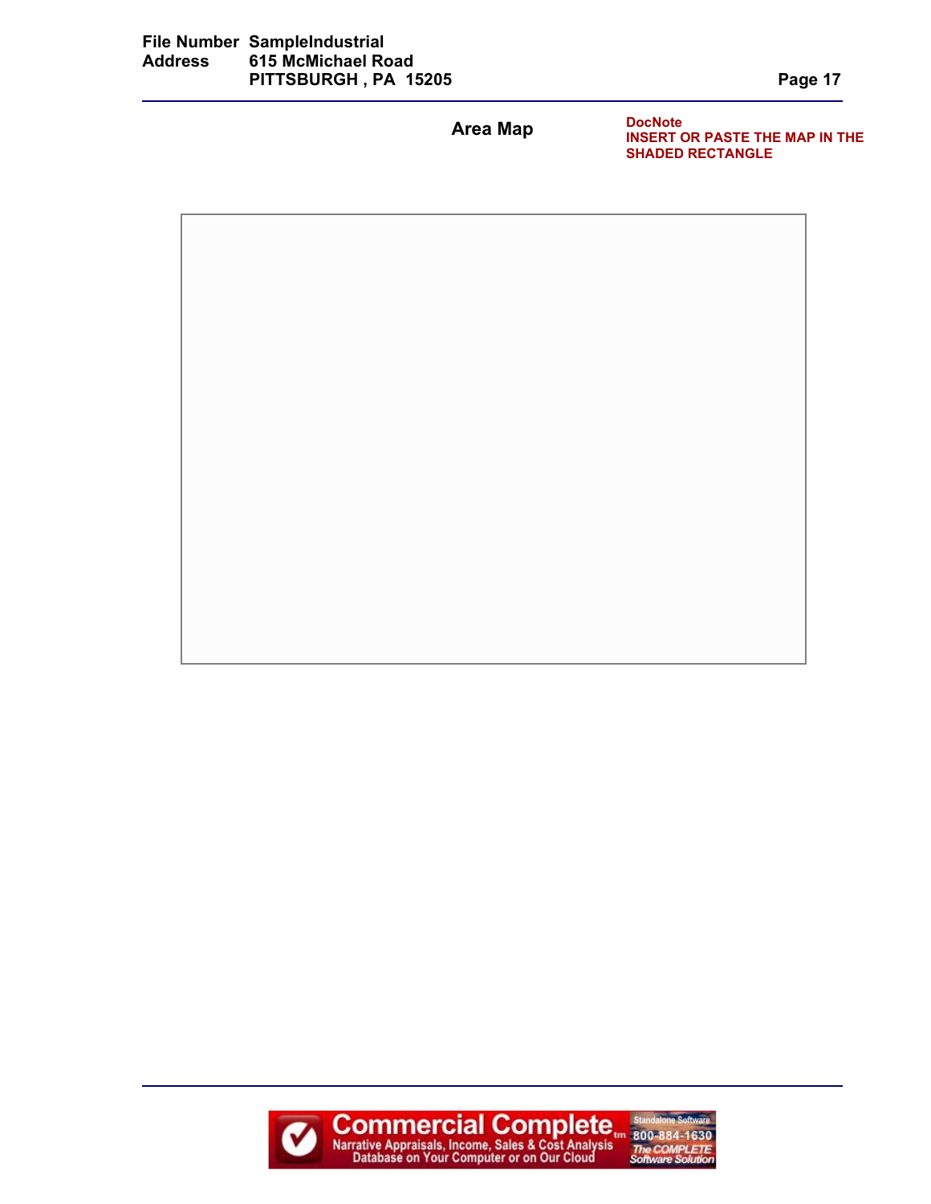## Area Map

**DocNote**
**INSERT OR PASTE THE MAP IN THE SHADED RECTANGLE**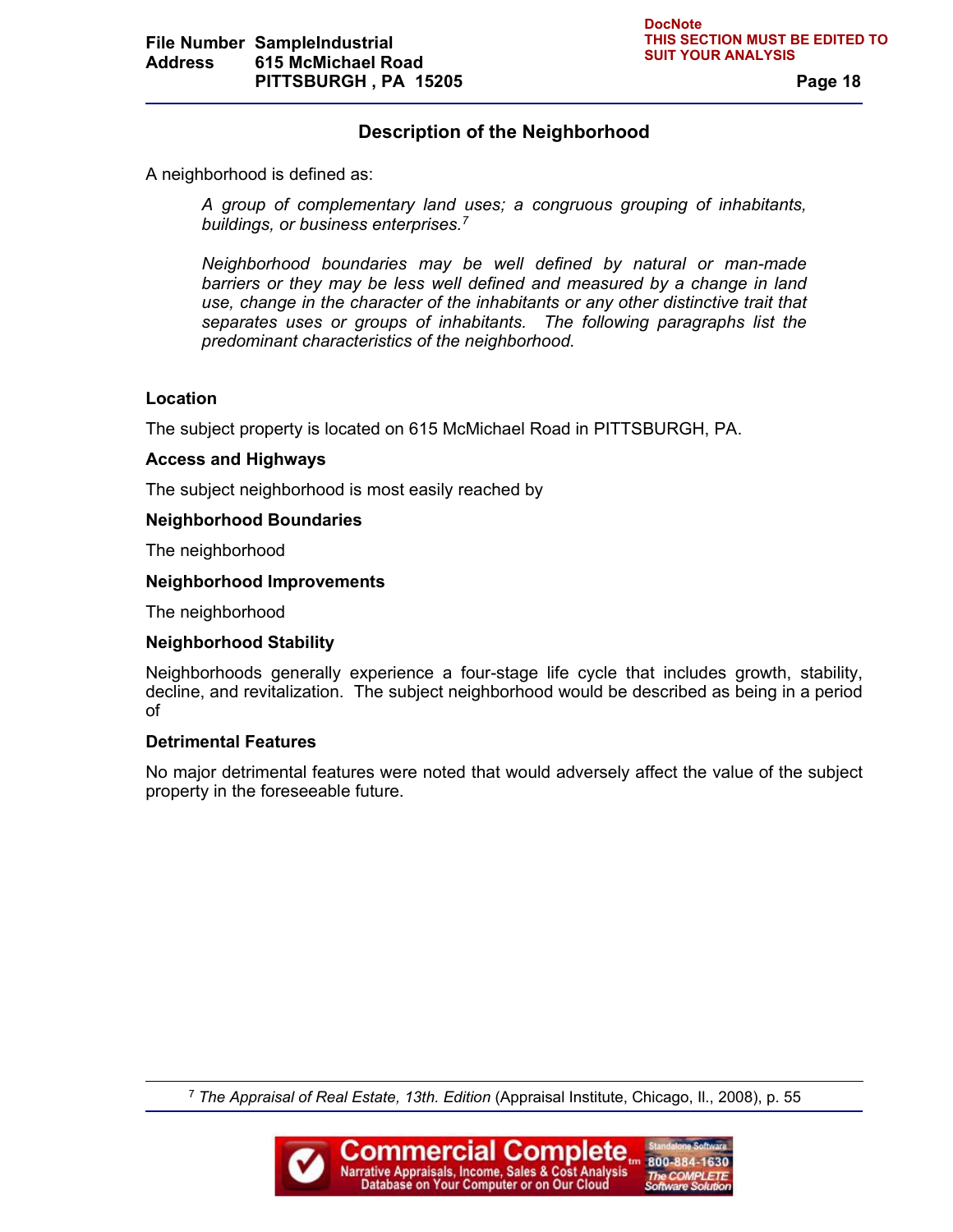## Description of the Neighborhood

A neighborhood is defined as:

> *A group of complementary land uses; a congruous grouping of inhabitants, buildings, or business enterprises.*[7]
>
> *Neighborhood boundaries may be well defined by natural or man-made barriers or they may be less well defined and measured by a change in land use, change in the character of the inhabitants or any other distinctive trait that separates uses or groups of inhabitants. The following paragraphs list the predominant characteristics of the neighborhood.*

### Location

The subject property is located on 615 McMichael Road in PITTSBURGH, PA.

### Access and Highways

The subject neighborhood is most easily reached by

### Neighborhood Boundaries

The neighborhood

### Neighborhood Improvements

The neighborhood

### Neighborhood Stability

Neighborhoods generally experience a four-stage life cycle that includes growth, stability, decline, and revitalization. The subject neighborhood would be described as being in a period of

### Detrimental Features

No major detrimental features were noted that would adversely affect the value of the subject property in the foreseeable future.

---

[7] *The Appraisal of Real Estate, 13th. Edition* (Appraisal Institute, Chicago, Il., 2008), p. 55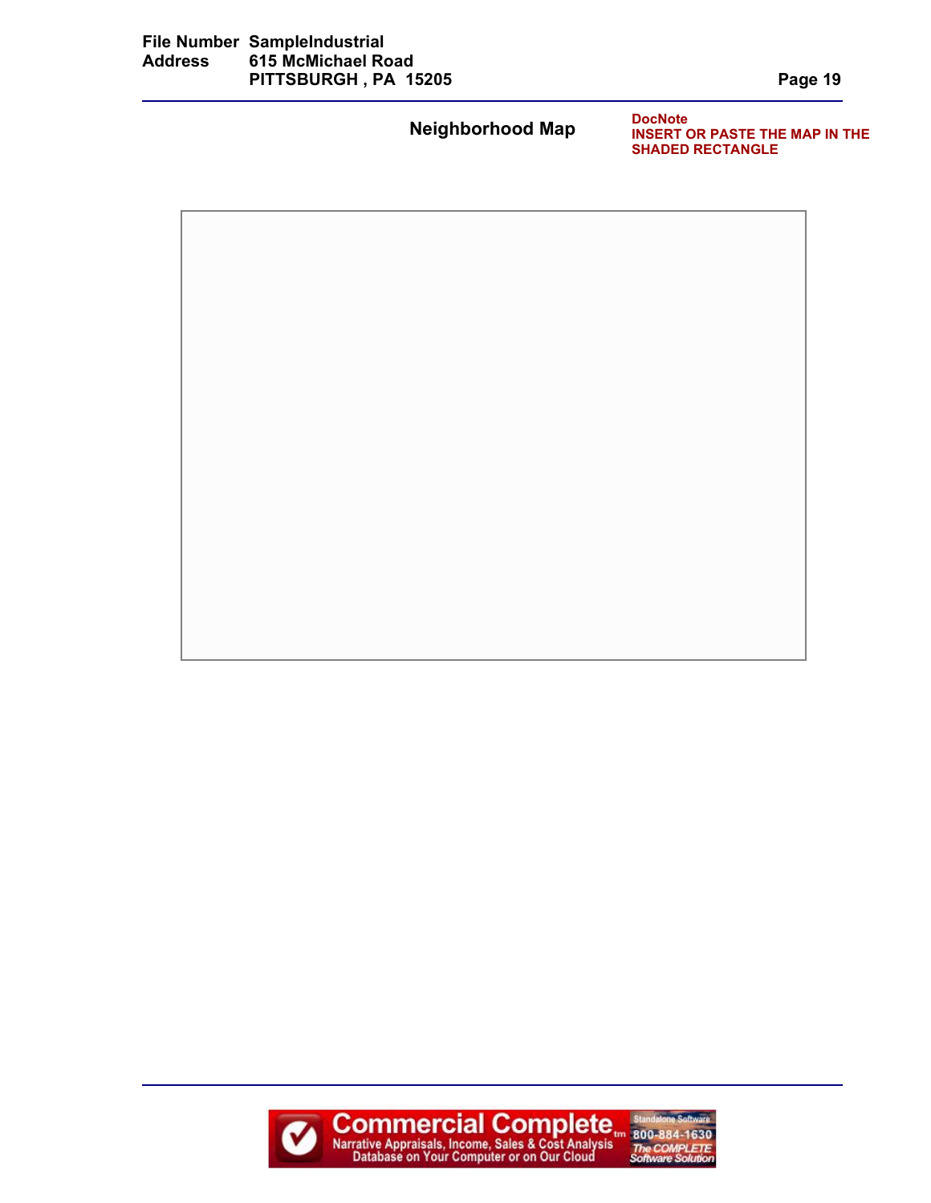## Neighborhood Map

**DocNote**
**INSERT OR PASTE THE MAP IN THE SHADED RECTANGLE**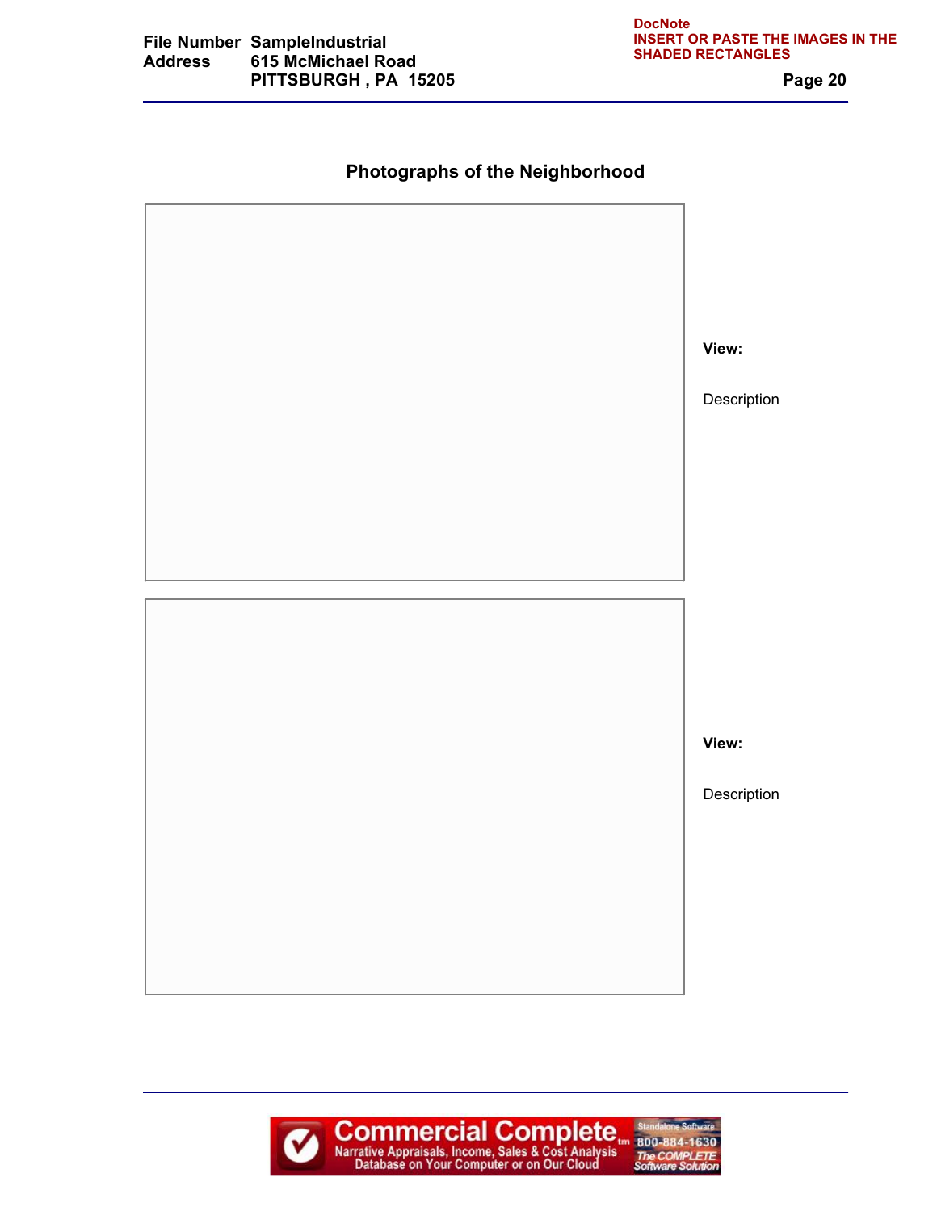File Number SampleIndustrial
Address 615 McMichael Road
PITTSBURGH , PA 15205

DocNote
INSERT OR PASTE THE IMAGES IN THE SHADED RECTANGLES

## Photographs of the Neighborhood

**View:**

Description

**View:**

Description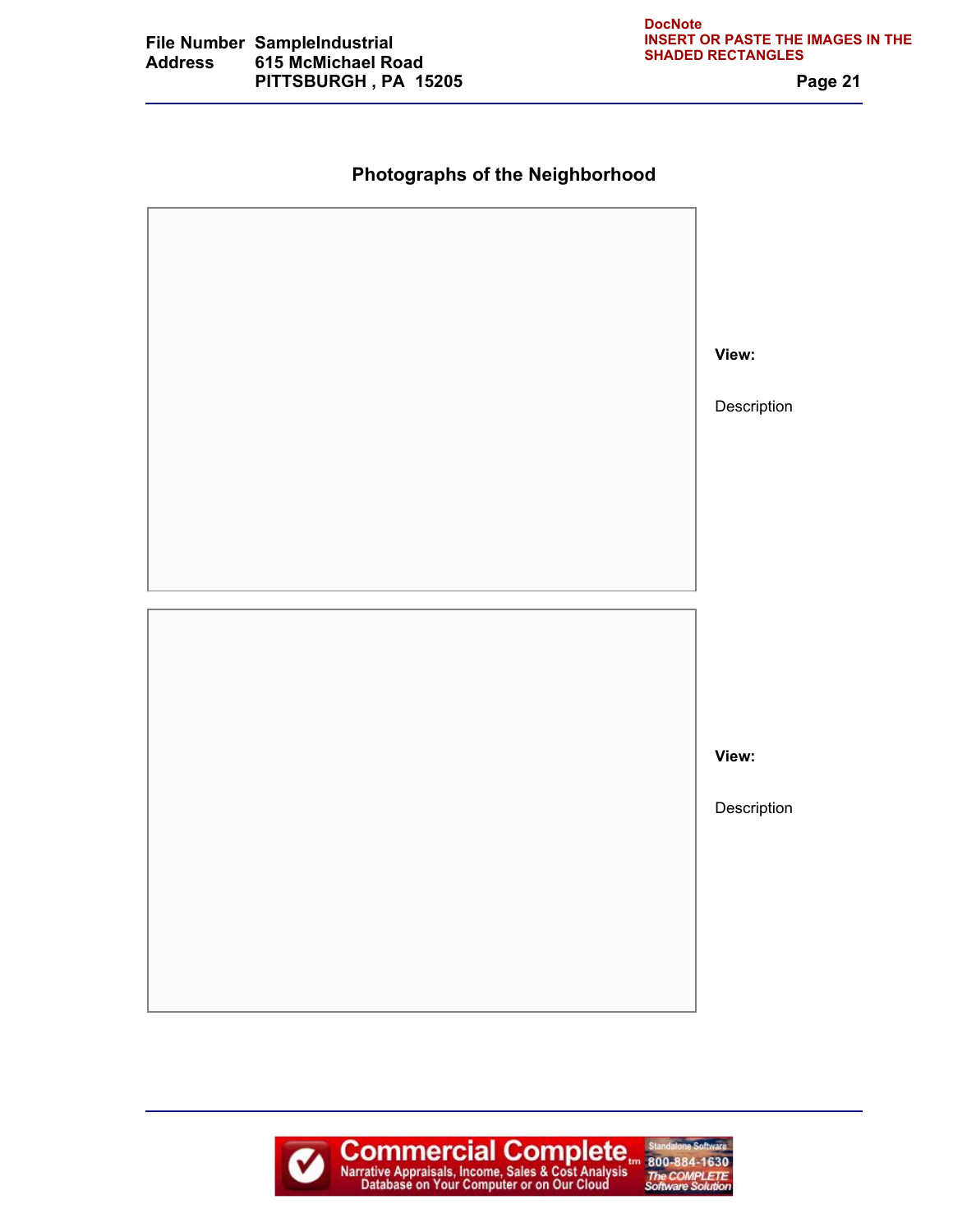## Photographs of the Neighborhood

**View:**

Description

**View:**

Description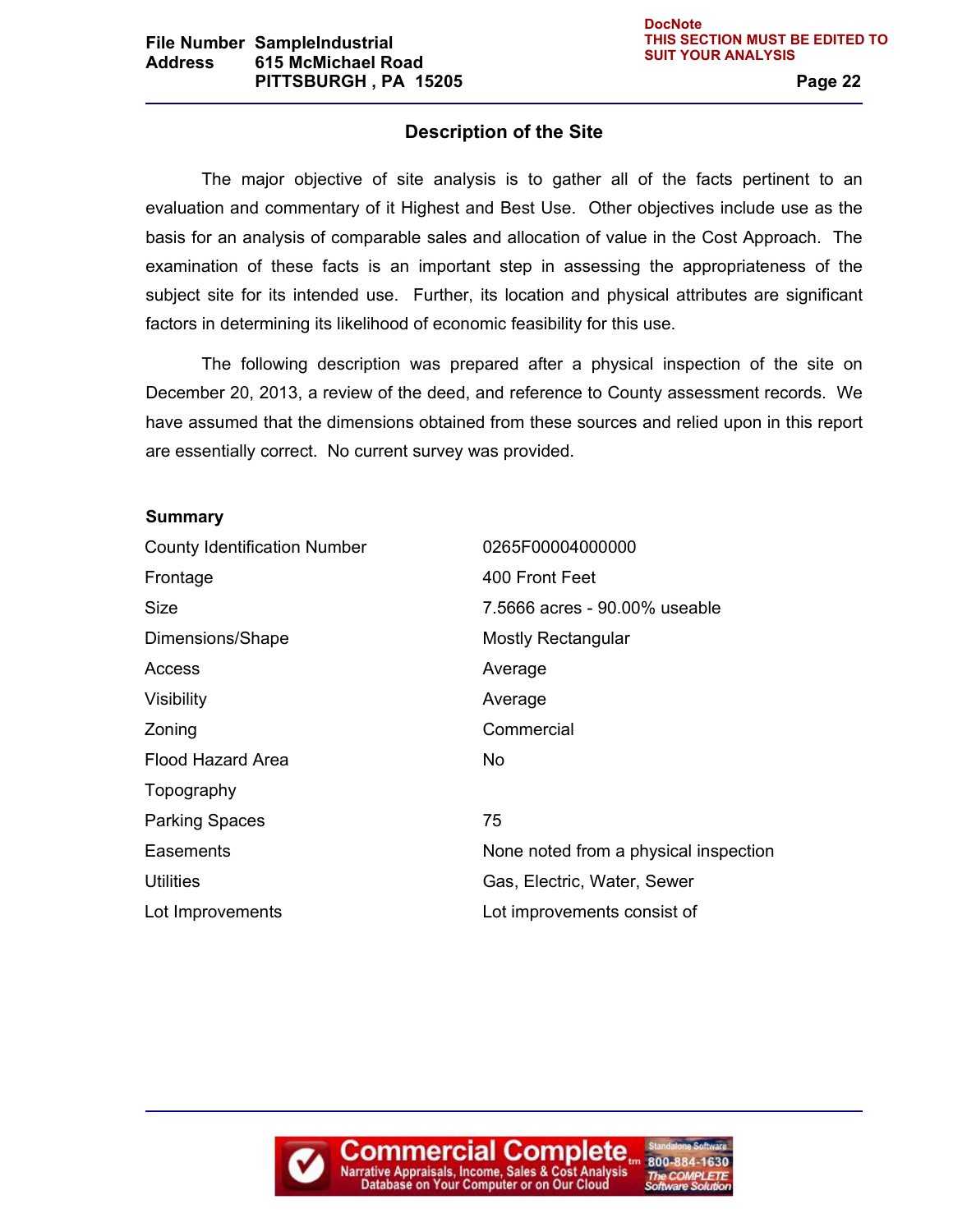## Description of the Site

The major objective of site analysis is to gather all of the facts pertinent to an evaluation and commentary of it Highest and Best Use. Other objectives include use as the basis for an analysis of comparable sales and allocation of value in the Cost Approach. The examination of these facts is an important step in assessing the appropriateness of the subject site for its intended use. Further, its location and physical attributes are significant factors in determining its likelihood of economic feasibility for this use.

The following description was prepared after a physical inspection of the site on December 20, 2013, a review of the deed, and reference to County assessment records. We have assumed that the dimensions obtained from these sources and relied upon in this report are essentially correct. No current survey was provided.

**Summary**

| | |
|---|---|
| County Identification Number | 0265F00004000000 |
| Frontage | 400 Front Feet |
| Size | 7.5666 acres - 90.00% useable |
| Dimensions/Shape | Mostly Rectangular |
| Access | Average |
| Visibility | Average |
| Zoning | Commercial |
| Flood Hazard Area | No |
| Topography | |
| Parking Spaces | 75 |
| Easements | None noted from a physical inspection |
| Utilities | Gas, Electric, Water, Sewer |
| Lot Improvements | Lot improvements consist of |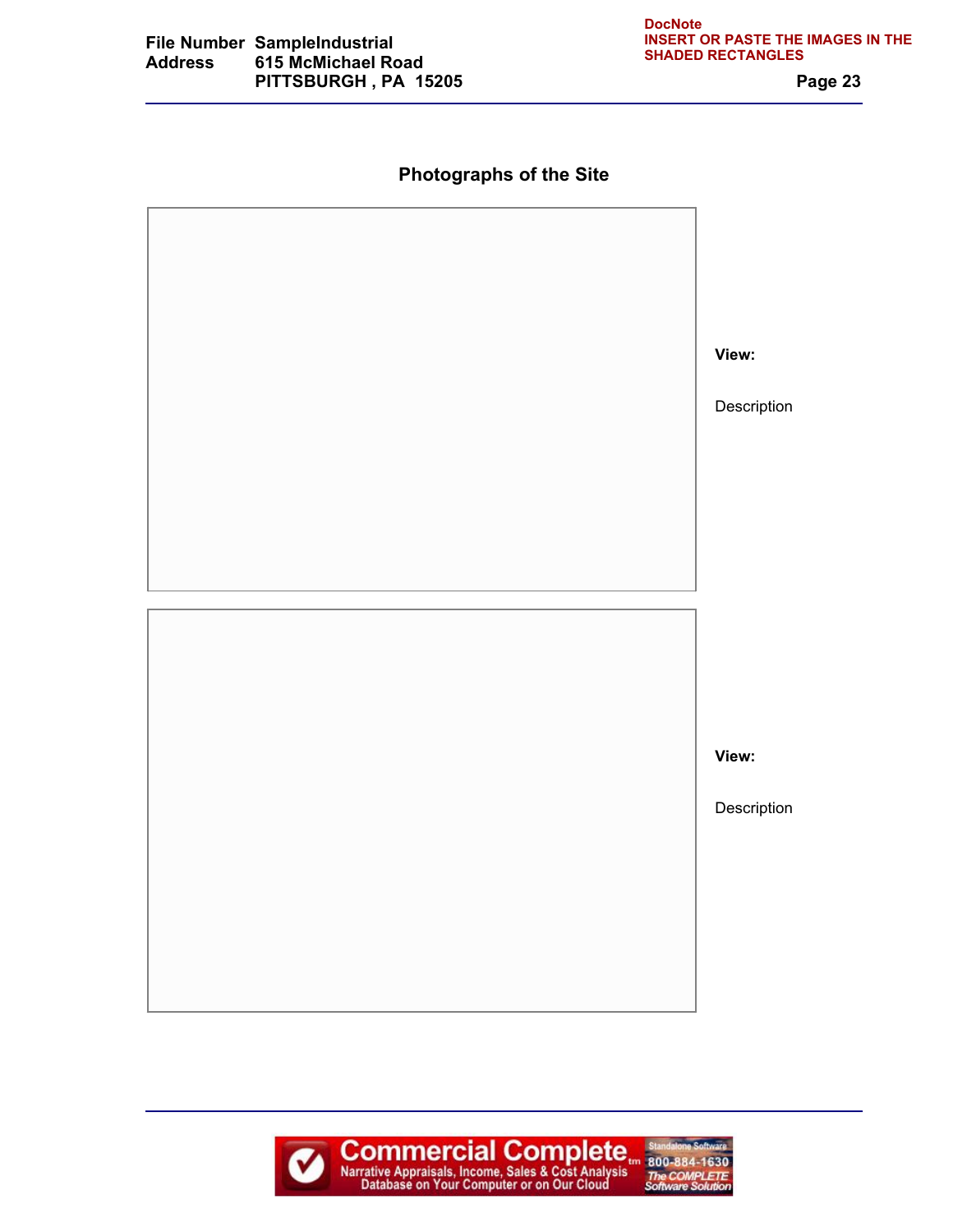# Photographs of the Site

**View:**

Description

**View:**

Description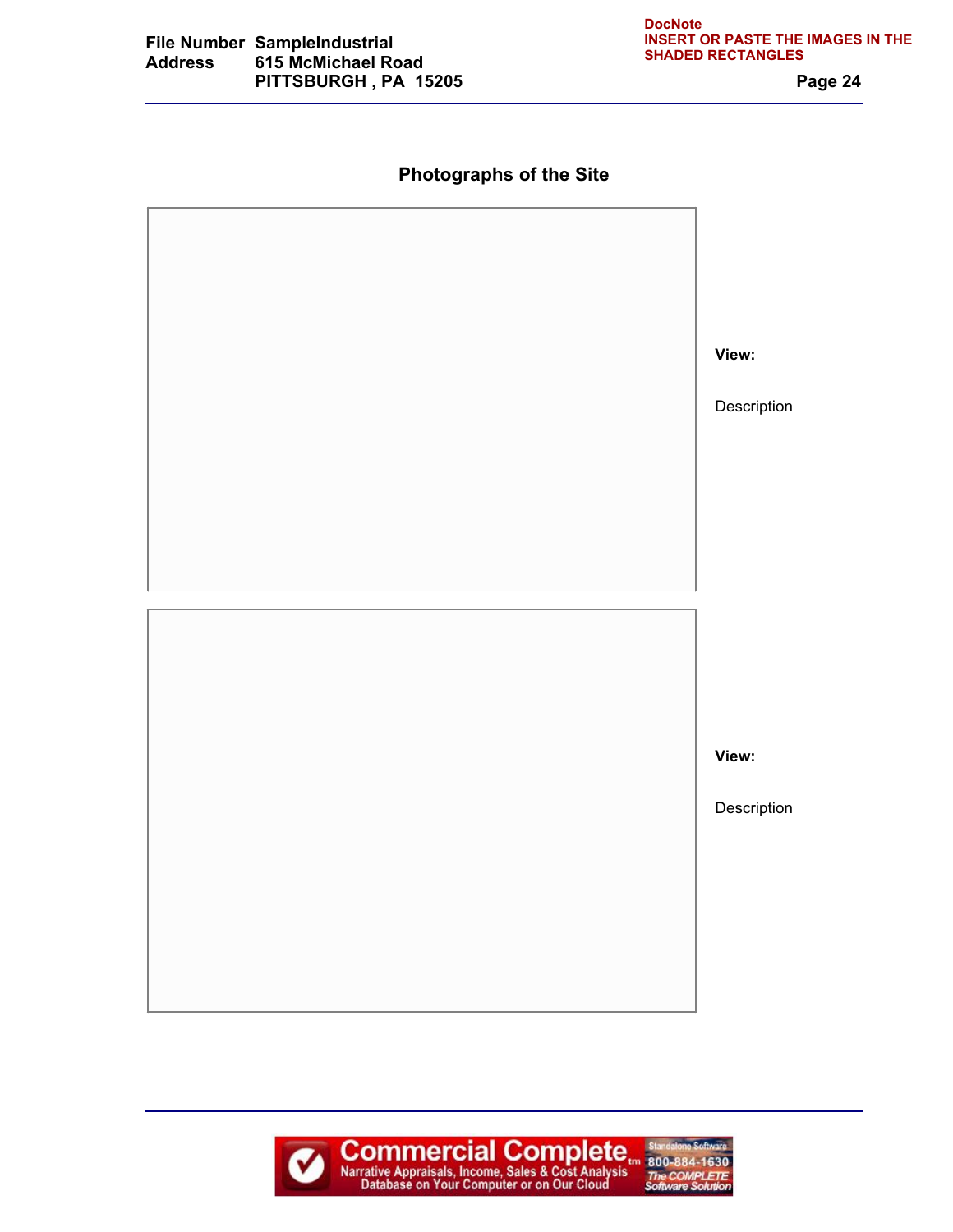## Photographs of the Site

**View:**

Description

**View:**

Description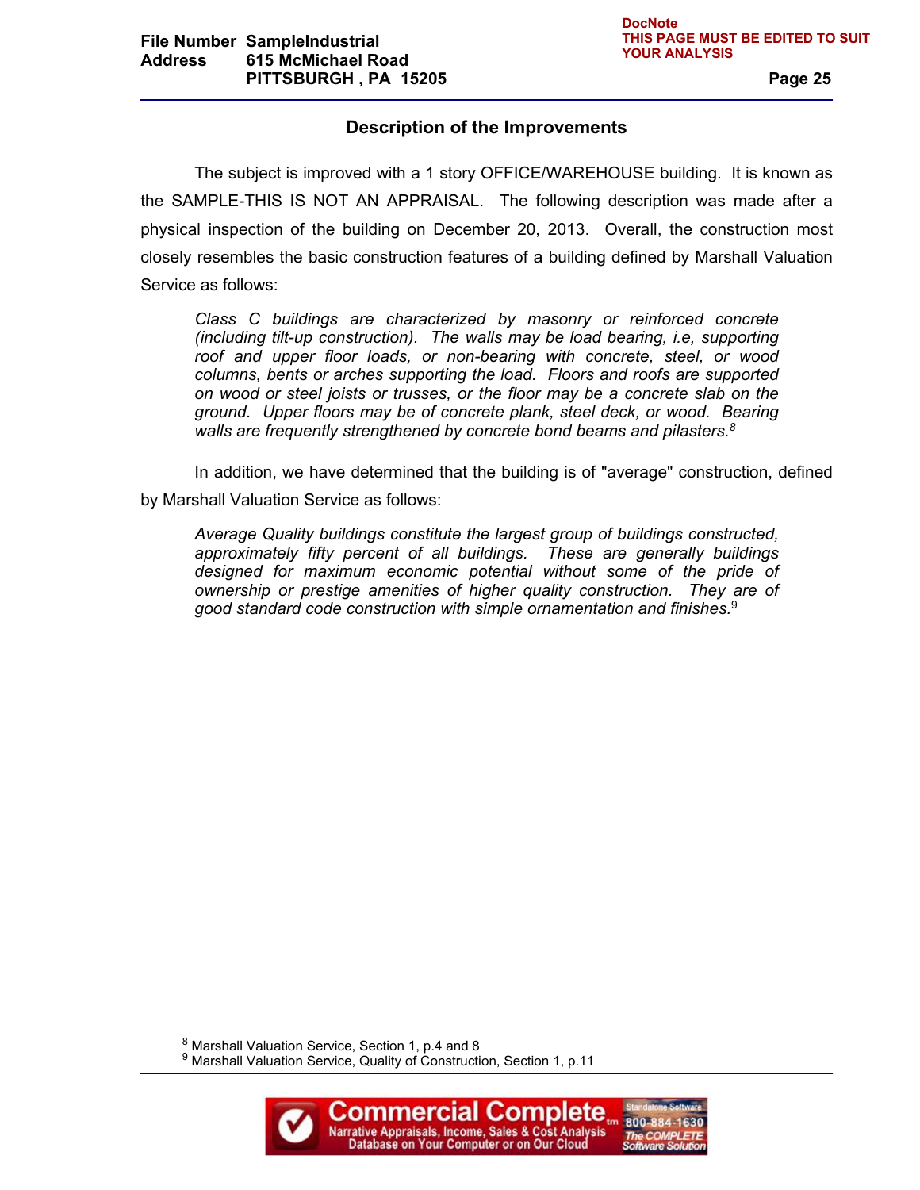## Description of the Improvements

The subject is improved with a 1 story OFFICE/WAREHOUSE building. It is known as the SAMPLE-THIS IS NOT AN APPRAISAL. The following description was made after a physical inspection of the building on December 20, 2013. Overall, the construction most closely resembles the basic construction features of a building defined by Marshall Valuation Service as follows:

> *Class C buildings are characterized by masonry or reinforced concrete (including tilt-up construction). The walls may be load bearing, i.e, supporting roof and upper floor loads, or non-bearing with concrete, steel, or wood columns, bents or arches supporting the load. Floors and roofs are supported on wood or steel joists or trusses, or the floor may be a concrete slab on the ground. Upper floors may be of concrete plank, steel deck, or wood. Bearing walls are frequently strengthened by concrete bond beams and pilasters.*[8]

In addition, we have determined that the building is of "average" construction, defined by Marshall Valuation Service as follows:

> *Average Quality buildings constitute the largest group of buildings constructed, approximately fifty percent of all buildings. These are generally buildings designed for maximum economic potential without some of the pride of ownership or prestige amenities of higher quality construction. They are of good standard code construction with simple ornamentation and finishes.*[9]

---

[8] Marshall Valuation Service, Section 1, p.4 and 8

[9] Marshall Valuation Service, Quality of Construction, Section 1, p.11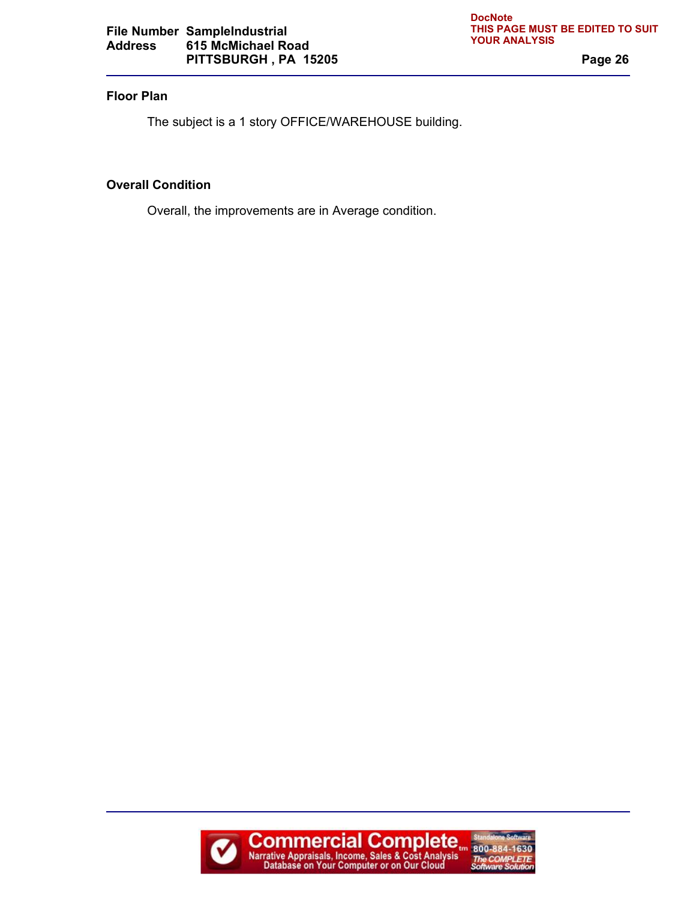## Floor Plan

The subject is a 1 story OFFICE/WAREHOUSE building.

## Overall Condition

Overall, the improvements are in Average condition.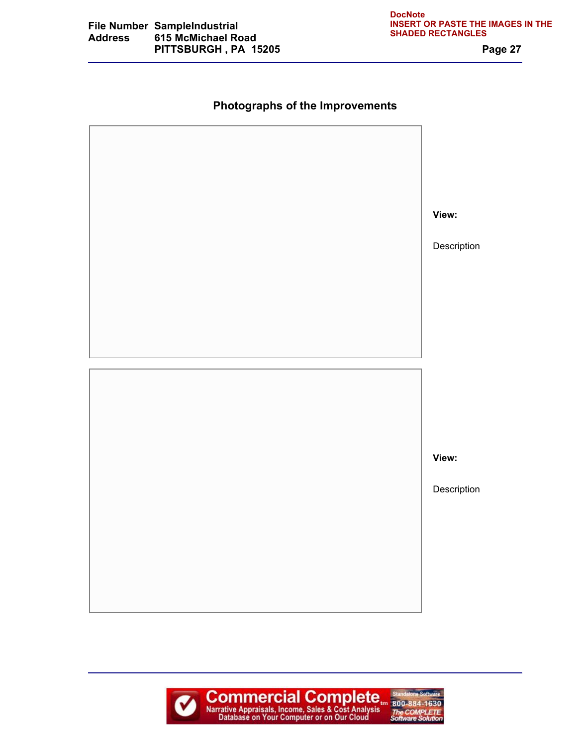DocNote
INSERT OR PASTE THE IMAGES IN THE SHADED RECTANGLES

## Photographs of the Improvements

**View:**

Description

**View:**

Description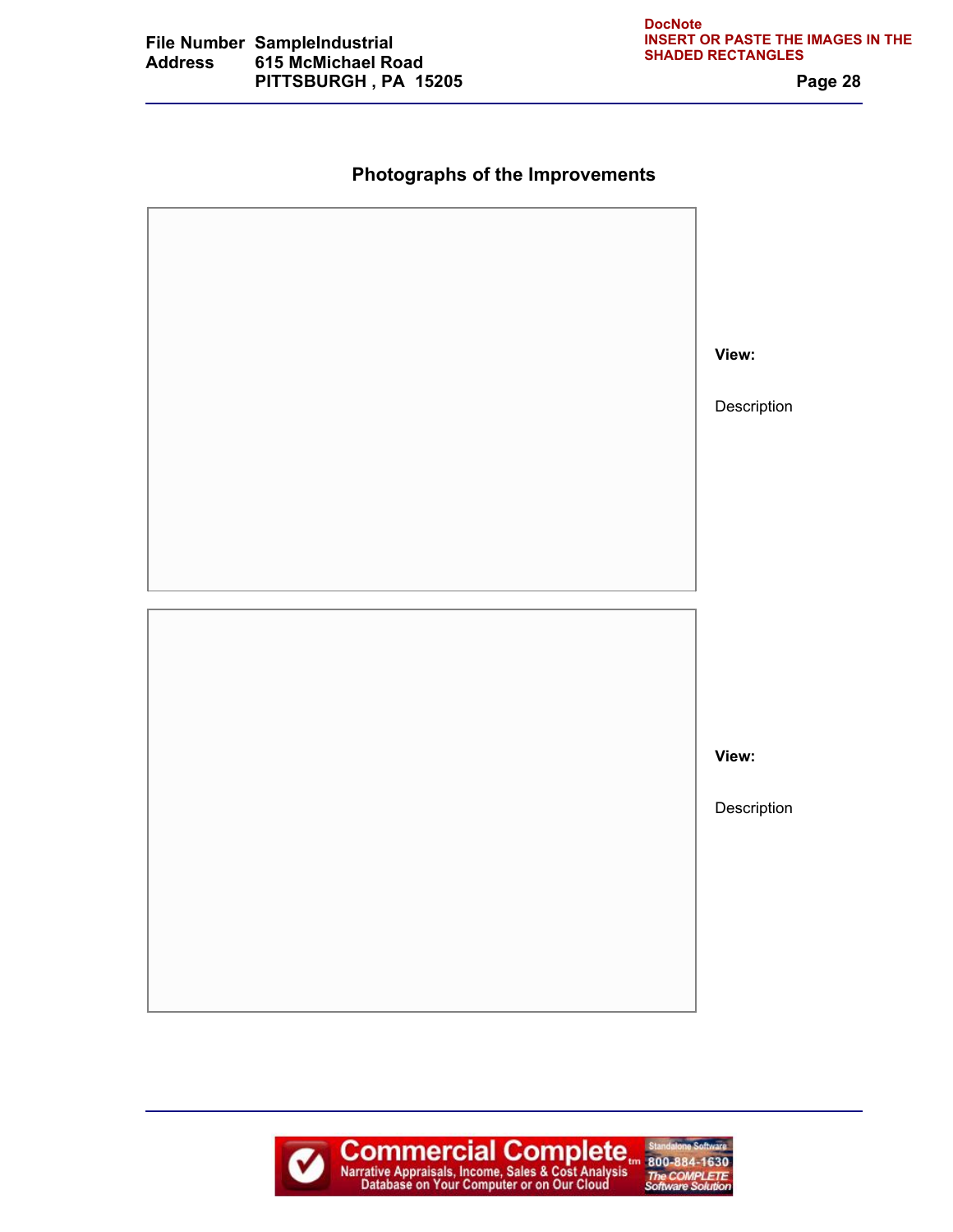DocNote
INSERT OR PASTE THE IMAGES IN THE SHADED RECTANGLES

## Photographs of the Improvements

**View:**

Description

**View:**

Description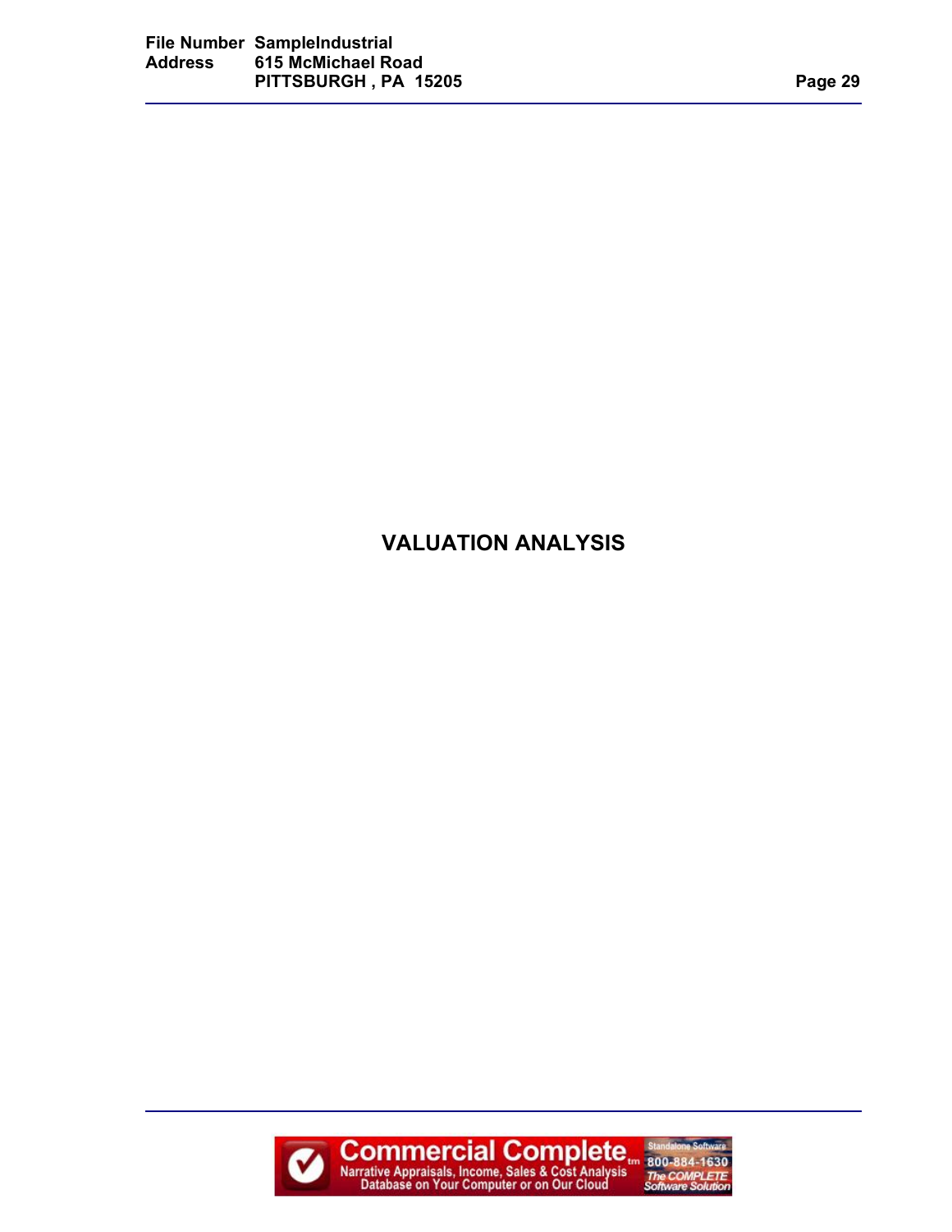# VALUATION ANALYSIS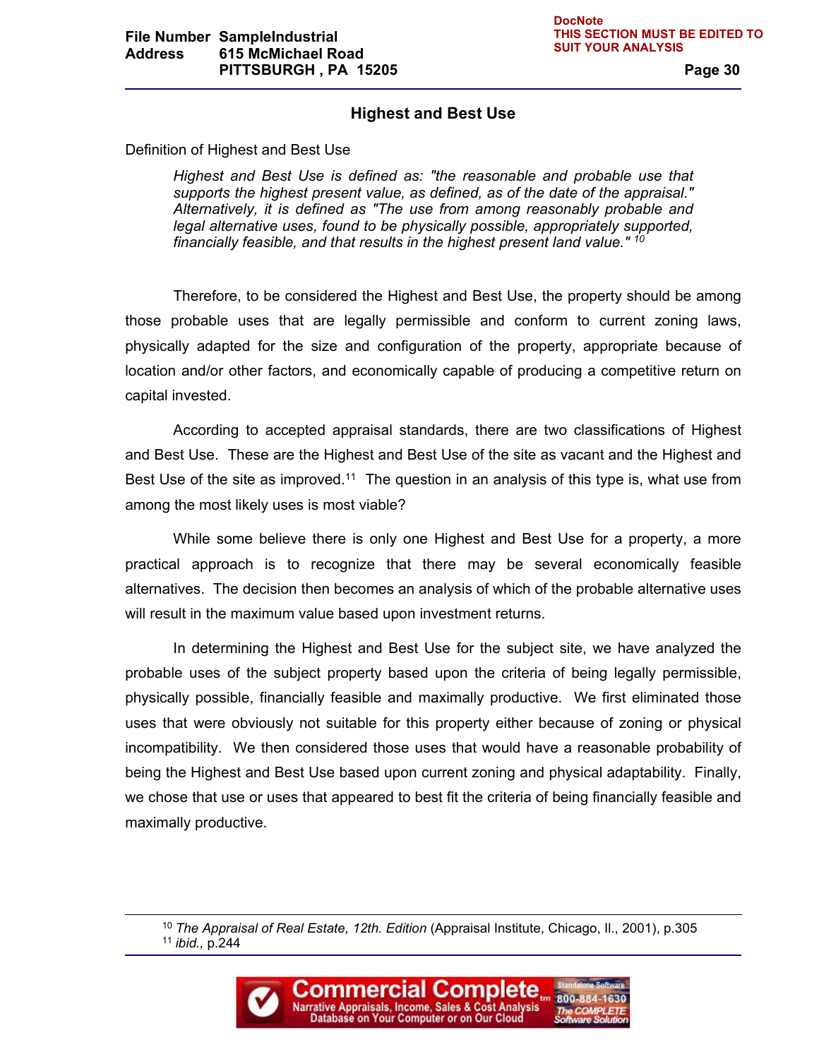## Highest and Best Use

Definition of Highest and Best Use

> *Highest and Best Use is defined as: "the reasonable and probable use that supports the highest present value, as defined, as of the date of the appraisal." Alternatively, it is defined as "The use from among reasonably probable and legal alternative uses, found to be physically possible, appropriately supported, financially feasible, and that results in the highest present land value."* [10]

Therefore, to be considered the Highest and Best Use, the property should be among those probable uses that are legally permissible and conform to current zoning laws, physically adapted for the size and configuration of the property, appropriate because of location and/or other factors, and economically capable of producing a competitive return on capital invested.

According to accepted appraisal standards, there are two classifications of Highest and Best Use. These are the Highest and Best Use of the site as vacant and the Highest and Best Use of the site as improved.[11] The question in an analysis of this type is, what use from among the most likely uses is most viable?

While some believe there is only one Highest and Best Use for a property, a more practical approach is to recognize that there may be several economically feasible alternatives. The decision then becomes an analysis of which of the probable alternative uses will result in the maximum value based upon investment returns.

In determining the Highest and Best Use for the subject site, we have analyzed the probable uses of the subject property based upon the criteria of being legally permissible, physically possible, financially feasible and maximally productive. We first eliminated those uses that were obviously not suitable for this property either because of zoning or physical incompatibility. We then considered those uses that would have a reasonable probability of being the Highest and Best Use based upon current zoning and physical adaptability. Finally, we chose that use or uses that appeared to best fit the criteria of being financially feasible and maximally productive.

---

[10] *The Appraisal of Real Estate, 12th. Edition* (Appraisal Institute, Chicago, Il., 2001), p.305
[11] *ibid.,* p.244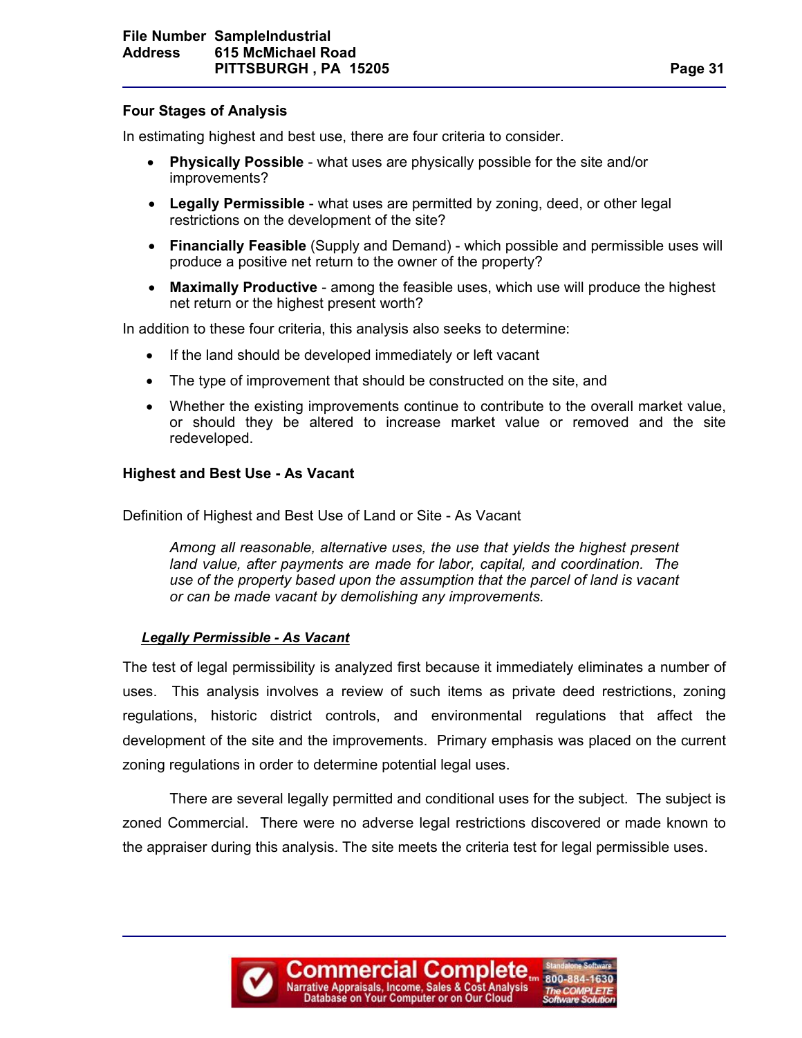### Four Stages of Analysis

In estimating highest and best use, there are four criteria to consider.

- **Physically Possible** - what uses are physically possible for the site and/or improvements?
- **Legally Permissible** - what uses are permitted by zoning, deed, or other legal restrictions on the development of the site?
- **Financially Feasible** (Supply and Demand) - which possible and permissible uses will produce a positive net return to the owner of the property?
- **Maximally Productive** - among the feasible uses, which use will produce the highest net return or the highest present worth?

In addition to these four criteria, this analysis also seeks to determine:

- If the land should be developed immediately or left vacant
- The type of improvement that should be constructed on the site, and
- Whether the existing improvements continue to contribute to the overall market value, or should they be altered to increase market value or removed and the site redeveloped.

### Highest and Best Use - As Vacant

Definition of Highest and Best Use of Land or Site - As Vacant

> *Among all reasonable, alternative uses, the use that yields the highest present land value, after payments are made for labor, capital, and coordination. The use of the property based upon the assumption that the parcel of land is vacant or can be made vacant by demolishing any improvements.*

***Legally Permissible - As Vacant***

The test of legal permissibility is analyzed first because it immediately eliminates a number of uses. This analysis involves a review of such items as private deed restrictions, zoning regulations, historic district controls, and environmental regulations that affect the development of the site and the improvements. Primary emphasis was placed on the current zoning regulations in order to determine potential legal uses.

There are several legally permitted and conditional uses for the subject. The subject is zoned Commercial. There were no adverse legal restrictions discovered or made known to the appraiser during this analysis. The site meets the criteria test for legal permissible uses.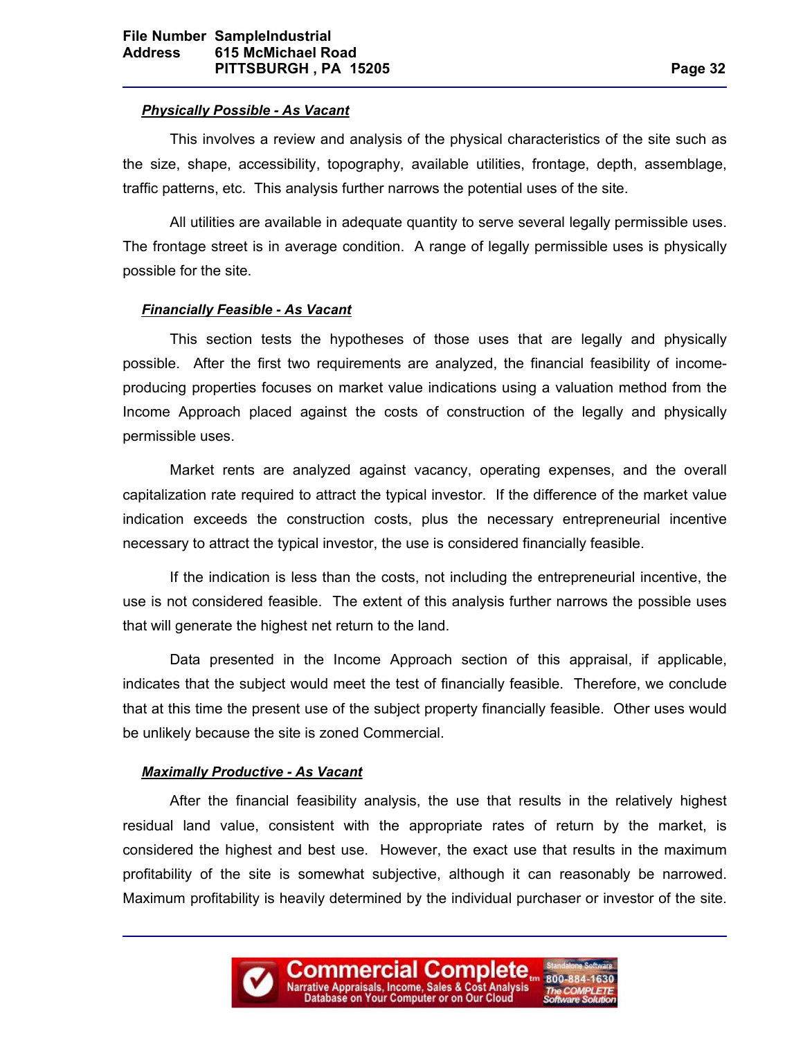***Physically Possible - As Vacant***

This involves a review and analysis of the physical characteristics of the site such as the size, shape, accessibility, topography, available utilities, frontage, depth, assemblage, traffic patterns, etc. This analysis further narrows the potential uses of the site.

All utilities are available in adequate quantity to serve several legally permissible uses. The frontage street is in average condition. A range of legally permissible uses is physically possible for the site.

***Financially Feasible - As Vacant***

This section tests the hypotheses of those uses that are legally and physically possible. After the first two requirements are analyzed, the financial feasibility of income-producing properties focuses on market value indications using a valuation method from the Income Approach placed against the costs of construction of the legally and physically permissible uses.

Market rents are analyzed against vacancy, operating expenses, and the overall capitalization rate required to attract the typical investor. If the difference of the market value indication exceeds the construction costs, plus the necessary entrepreneurial incentive necessary to attract the typical investor, the use is considered financially feasible.

If the indication is less than the costs, not including the entrepreneurial incentive, the use is not considered feasible. The extent of this analysis further narrows the possible uses that will generate the highest net return to the land.

Data presented in the Income Approach section of this appraisal, if applicable, indicates that the subject would meet the test of financially feasible. Therefore, we conclude that at this time the present use of the subject property financially feasible. Other uses would be unlikely because the site is zoned Commercial.

***Maximally Productive - As Vacant***

After the financial feasibility analysis, the use that results in the relatively highest residual land value, consistent with the appropriate rates of return by the market, is considered the highest and best use. However, the exact use that results in the maximum profitability of the site is somewhat subjective, although it can reasonably be narrowed. Maximum profitability is heavily determined by the individual purchaser or investor of the site.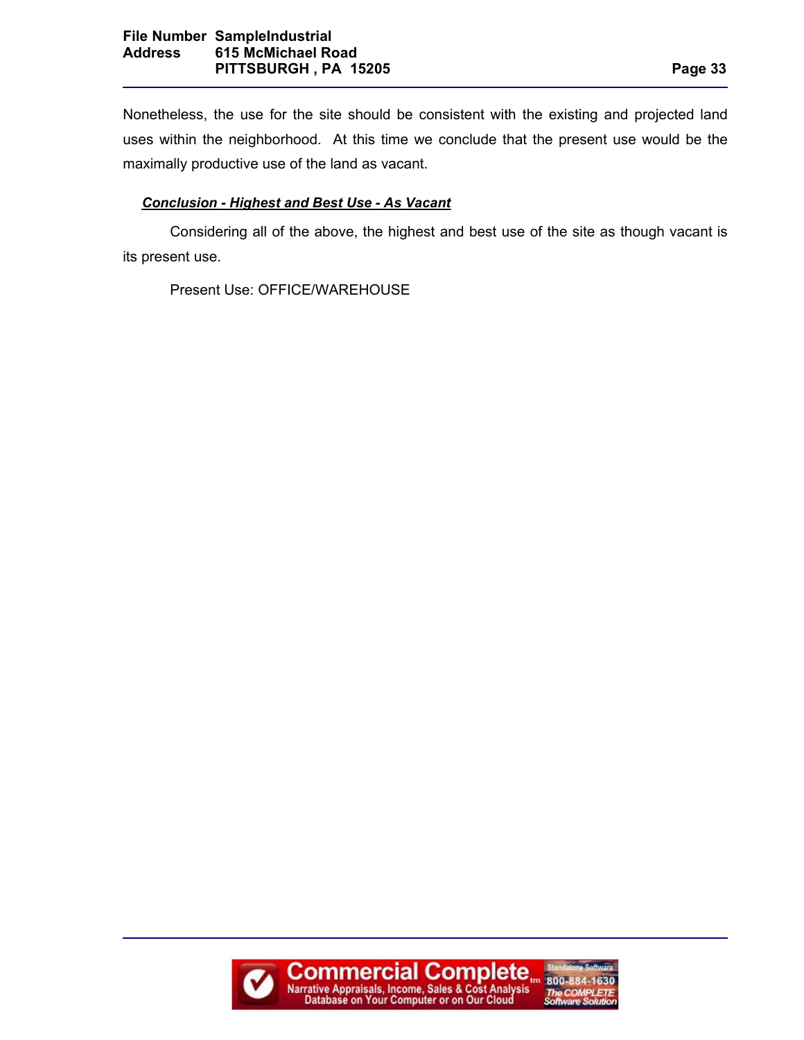Nonetheless, the use for the site should be consistent with the existing and projected land uses within the neighborhood. At this time we conclude that the present use would be the maximally productive use of the land as vacant.

***Conclusion - Highest and Best Use - As Vacant***

Considering all of the above, the highest and best use of the site as though vacant is its present use.

Present Use: OFFICE/WAREHOUSE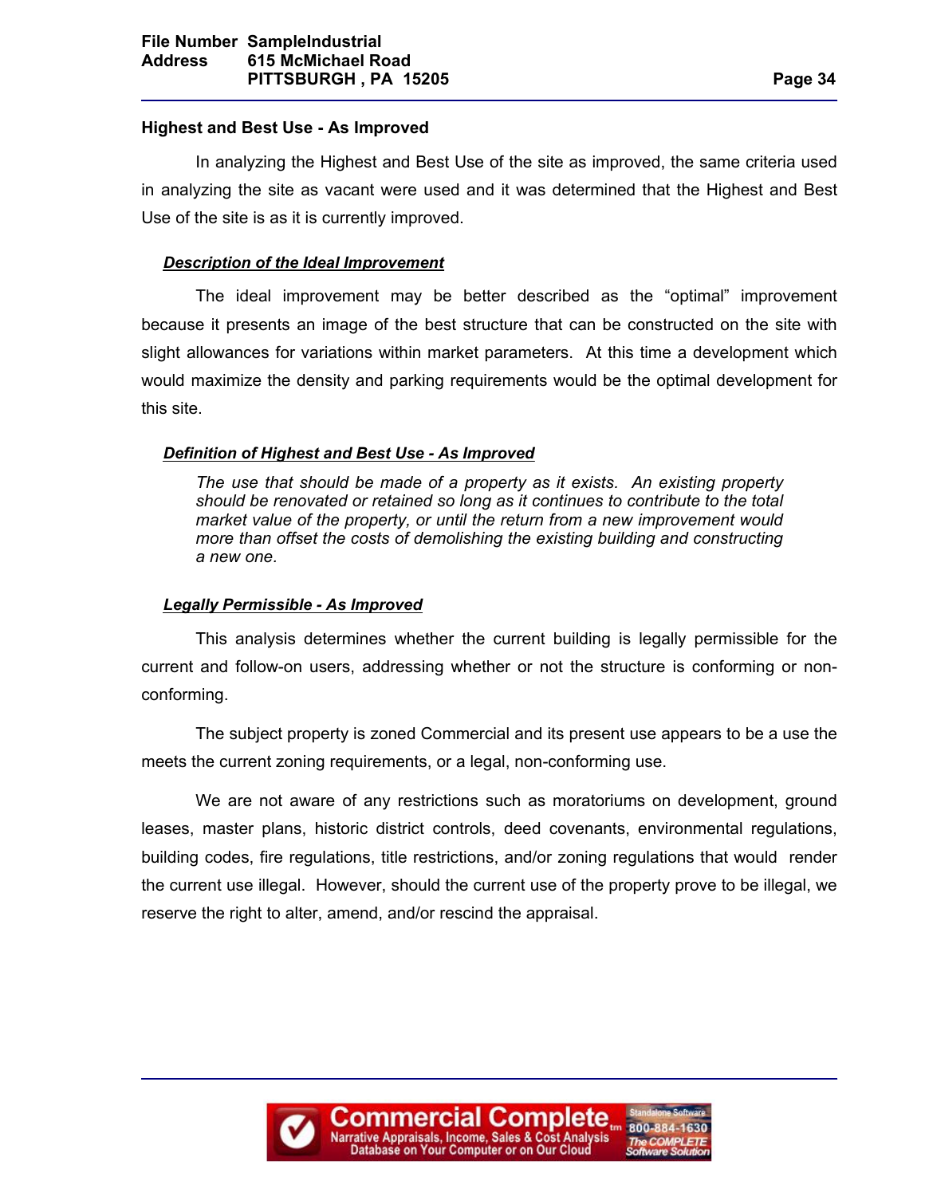## Highest and Best Use - As Improved

In analyzing the Highest and Best Use of the site as improved, the same criteria used in analyzing the site as vacant were used and it was determined that the Highest and Best Use of the site is as it is currently improved.

### ***Description of the Ideal Improvement***

The ideal improvement may be better described as the "optimal" improvement because it presents an image of the best structure that can be constructed on the site with slight allowances for variations within market parameters. At this time a development which would maximize the density and parking requirements would be the optimal development for this site.

### ***Definition of Highest and Best Use - As Improved***

*The use that should be made of a property as it exists. An existing property should be renovated or retained so long as it continues to contribute to the total market value of the property, or until the return from a new improvement would more than offset the costs of demolishing the existing building and constructing a new one.*

### ***Legally Permissible - As Improved***

This analysis determines whether the current building is legally permissible for the current and follow-on users, addressing whether or not the structure is conforming or non-conforming.

The subject property is zoned Commercial and its present use appears to be a use the meets the current zoning requirements, or a legal, non-conforming use.

We are not aware of any restrictions such as moratoriums on development, ground leases, master plans, historic district controls, deed covenants, environmental regulations, building codes, fire regulations, title restrictions, and/or zoning regulations that would render the current use illegal. However, should the current use of the property prove to be illegal, we reserve the right to alter, amend, and/or rescind the appraisal.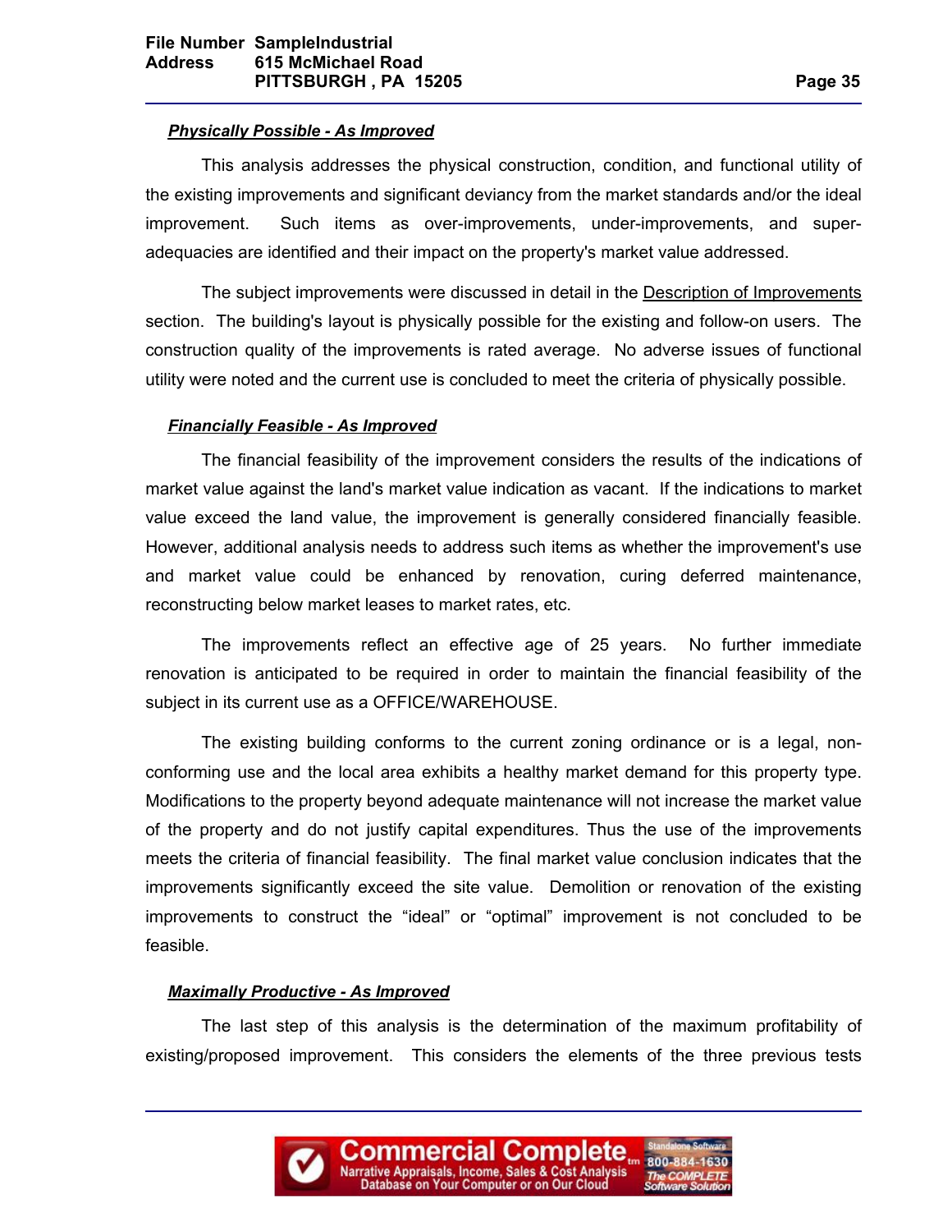***Physically Possible - As Improved***

This analysis addresses the physical construction, condition, and functional utility of the existing improvements and significant deviancy from the market standards and/or the ideal improvement. Such items as over-improvements, under-improvements, and super-adequacies are identified and their impact on the property's market value addressed.

The subject improvements were discussed in detail in the Description of Improvements section. The building's layout is physically possible for the existing and follow-on users. The construction quality of the improvements is rated average. No adverse issues of functional utility were noted and the current use is concluded to meet the criteria of physically possible.

***Financially Feasible - As Improved***

The financial feasibility of the improvement considers the results of the indications of market value against the land's market value indication as vacant. If the indications to market value exceed the land value, the improvement is generally considered financially feasible. However, additional analysis needs to address such items as whether the improvement's use and market value could be enhanced by renovation, curing deferred maintenance, reconstructing below market leases to market rates, etc.

The improvements reflect an effective age of 25 years. No further immediate renovation is anticipated to be required in order to maintain the financial feasibility of the subject in its current use as a OFFICE/WAREHOUSE.

The existing building conforms to the current zoning ordinance or is a legal, non-conforming use and the local area exhibits a healthy market demand for this property type. Modifications to the property beyond adequate maintenance will not increase the market value of the property and do not justify capital expenditures. Thus the use of the improvements meets the criteria of financial feasibility. The final market value conclusion indicates that the improvements significantly exceed the site value. Demolition or renovation of the existing improvements to construct the “ideal” or “optimal” improvement is not concluded to be feasible.

***Maximally Productive - As Improved***

The last step of this analysis is the determination of the maximum profitability of existing/proposed improvement. This considers the elements of the three previous tests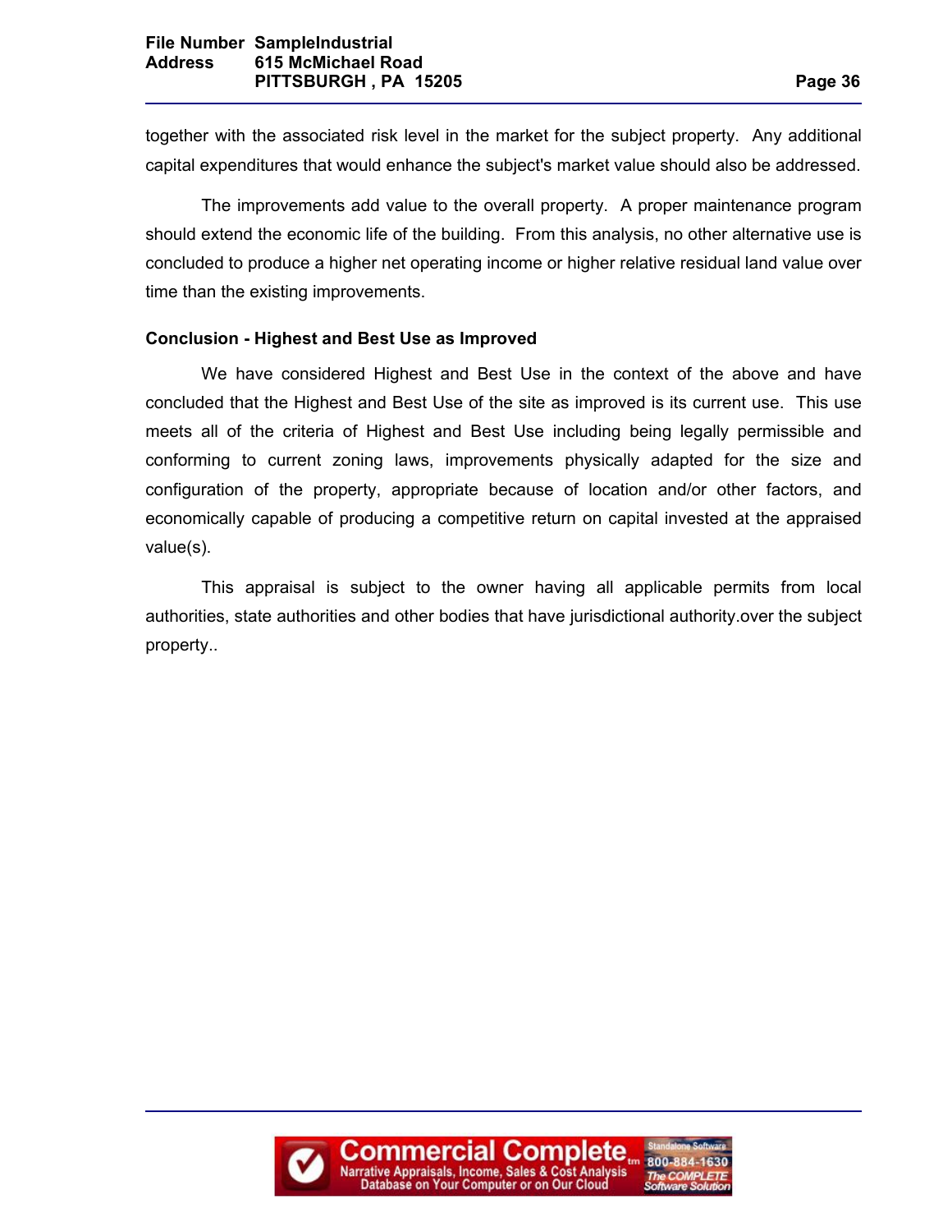together with the associated risk level in the market for the subject property. Any additional capital expenditures that would enhance the subject's market value should also be addressed.

The improvements add value to the overall property. A proper maintenance program should extend the economic life of the building. From this analysis, no other alternative use is concluded to produce a higher net operating income or higher relative residual land value over time than the existing improvements.

**Conclusion - Highest and Best Use as Improved**

We have considered Highest and Best Use in the context of the above and have concluded that the Highest and Best Use of the site as improved is its current use. This use meets all of the criteria of Highest and Best Use including being legally permissible and conforming to current zoning laws, improvements physically adapted for the size and configuration of the property, appropriate because of location and/or other factors, and economically capable of producing a competitive return on capital invested at the appraised value(s).

This appraisal is subject to the owner having all applicable permits from local authorities, state authorities and other bodies that have jurisdictional authority.over the subject property..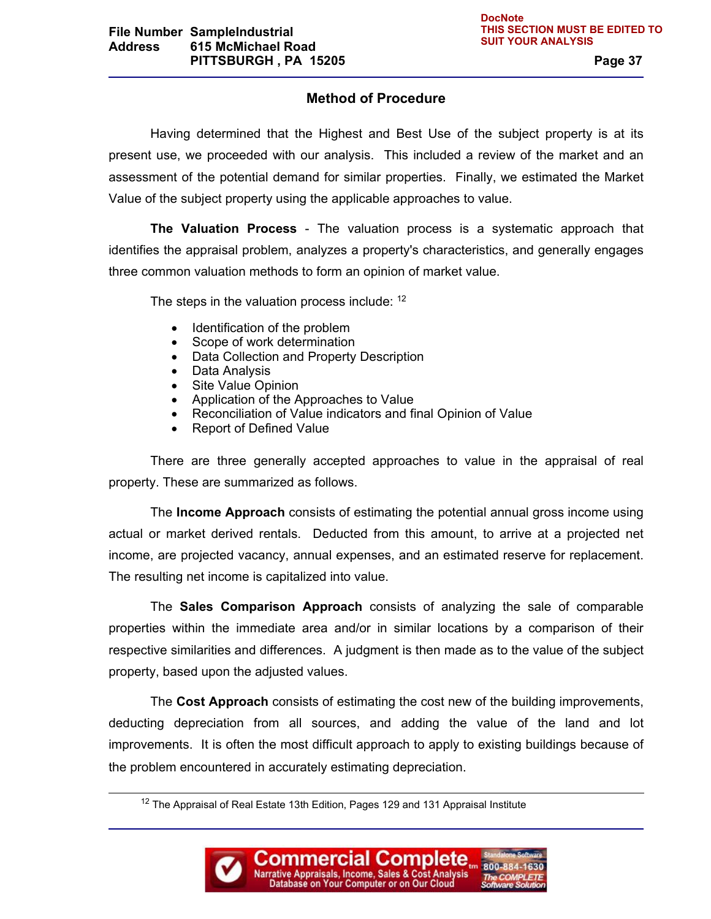## Method of Procedure

Having determined that the Highest and Best Use of the subject property is at its present use, we proceeded with our analysis. This included a review of the market and an assessment of the potential demand for similar properties. Finally, we estimated the Market Value of the subject property using the applicable approaches to value.

**The Valuation Process** - The valuation process is a systematic approach that identifies the appraisal problem, analyzes a property's characteristics, and generally engages three common valuation methods to form an opinion of market value.

The steps in the valuation process include: [12]

- Identification of the problem
- Scope of work determination
- Data Collection and Property Description
- Data Analysis
- Site Value Opinion
- Application of the Approaches to Value
- Reconciliation of Value indicators and final Opinion of Value
- Report of Defined Value

There are three generally accepted approaches to value in the appraisal of real property. These are summarized as follows.

The **Income Approach** consists of estimating the potential annual gross income using actual or market derived rentals. Deducted from this amount, to arrive at a projected net income, are projected vacancy, annual expenses, and an estimated reserve for replacement. The resulting net income is capitalized into value.

The **Sales Comparison Approach** consists of analyzing the sale of comparable properties within the immediate area and/or in similar locations by a comparison of their respective similarities and differences. A judgment is then made as to the value of the subject property, based upon the adjusted values.

The **Cost Approach** consists of estimating the cost new of the building improvements, deducting depreciation from all sources, and adding the value of the land and lot improvements. It is often the most difficult approach to apply to existing buildings because of the problem encountered in accurately estimating depreciation.

---

[12] The Appraisal of Real Estate 13th Edition, Pages 129 and 131 Appraisal Institute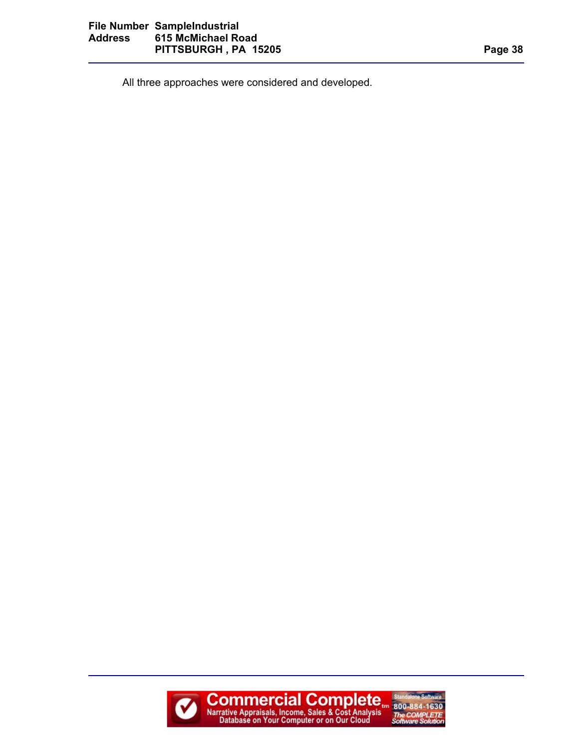All three approaches were considered and developed.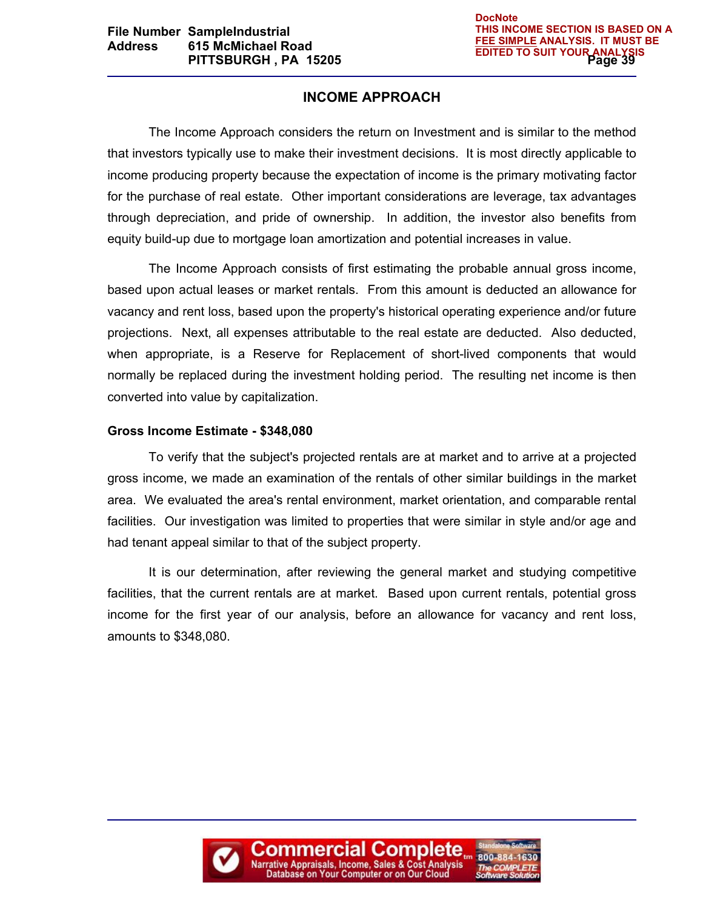DocNote
THIS INCOME SECTION IS BASED ON A FEE SIMPLE ANALYSIS. IT MUST BE EDITED TO SUIT YOUR ANALYSIS

# INCOME APPROACH

The Income Approach considers the return on Investment and is similar to the method that investors typically use to make their investment decisions. It is most directly applicable to income producing property because the expectation of income is the primary motivating factor for the purchase of real estate. Other important considerations are leverage, tax advantages through depreciation, and pride of ownership. In addition, the investor also benefits from equity build-up due to mortgage loan amortization and potential increases in value.

The Income Approach consists of first estimating the probable annual gross income, based upon actual leases or market rentals. From this amount is deducted an allowance for vacancy and rent loss, based upon the property's historical operating experience and/or future projections. Next, all expenses attributable to the real estate are deducted. Also deducted, when appropriate, is a Reserve for Replacement of short-lived components that would normally be replaced during the investment holding period. The resulting net income is then converted into value by capitalization.

**Gross Income Estimate - $348,080**

To verify that the subject's projected rentals are at market and to arrive at a projected gross income, we made an examination of the rentals of other similar buildings in the market area. We evaluated the area's rental environment, market orientation, and comparable rental facilities. Our investigation was limited to properties that were similar in style and/or age and had tenant appeal similar to that of the subject property.

It is our determination, after reviewing the general market and studying competitive facilities, that the current rentals are at market. Based upon current rentals, potential gross income for the first year of our analysis, before an allowance for vacancy and rent loss, amounts to $348,080.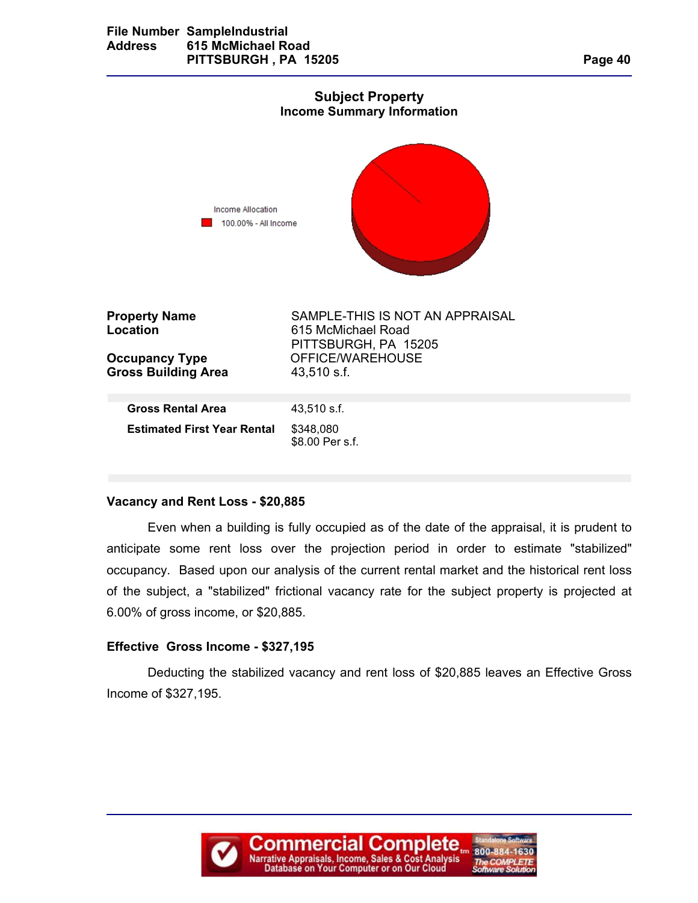## Subject Property
### Income Summary Information

Income Allocation
100.00% - All Income

| | |
|---|---|
| **Property Name** | SAMPLE-THIS IS NOT AN APPRAISAL |
| **Location** | 615 McMichael Road<br>PITTSBURGH, PA 15205 |
| **Occupancy Type** | OFFICE/WAREHOUSE |
| **Gross Building Area** | 43,510 s.f. |

| | |
|---|---|
| **Gross Rental Area** | 43,510 s.f. |
| **Estimated First Year Rental** | $348,080<br>$8.00 Per s.f. |

**Vacancy and Rent Loss - $20,885**

Even when a building is fully occupied as of the date of the appraisal, it is prudent to anticipate some rent loss over the projection period in order to estimate "stabilized" occupancy. Based upon our analysis of the current rental market and the historical rent loss of the subject, a "stabilized" frictional vacancy rate for the subject property is projected at 6.00% of gross income, or $20,885.

**Effective Gross Income - $327,195**

Deducting the stabilized vacancy and rent loss of $20,885 leaves an Effective Gross Income of $327,195.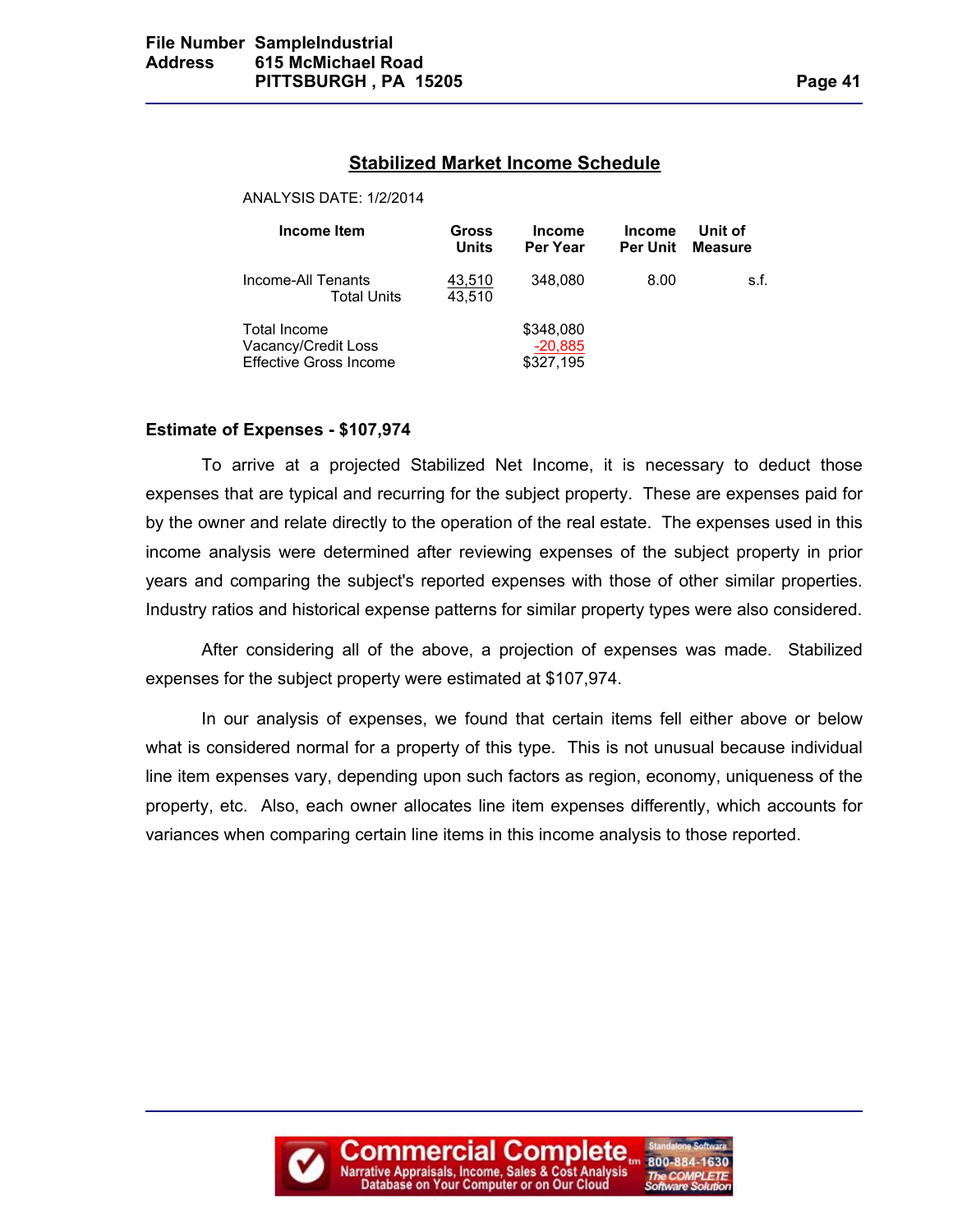## Stabilized Market Income Schedule

ANALYSIS DATE: 1/2/2014

| Income Item | Gross Units | Income Per Year | Income Per Unit | Unit of Measure |
|---|---|---|---|---|
| Income-All Tenants | 43,510 | 348,080 | 8.00 | s.f. |
| Total Units | 43,510 | | | |
| | | | | |
| Total Income | | $348,080 | | |
| Vacancy/Credit Loss | | -20,885 | | |
| Effective Gross Income | | $327,195 | | |

**Estimate of Expenses - $107,974**

To arrive at a projected Stabilized Net Income, it is necessary to deduct those expenses that are typical and recurring for the subject property. These are expenses paid for by the owner and relate directly to the operation of the real estate. The expenses used in this income analysis were determined after reviewing expenses of the subject property in prior years and comparing the subject's reported expenses with those of other similar properties. Industry ratios and historical expense patterns for similar property types were also considered.

After considering all of the above, a projection of expenses was made. Stabilized expenses for the subject property were estimated at $107,974.

In our analysis of expenses, we found that certain items fell either above or below what is considered normal for a property of this type. This is not unusual because individual line item expenses vary, depending upon such factors as region, economy, uniqueness of the property, etc. Also, each owner allocates line item expenses differently, which accounts for variances when comparing certain line items in this income analysis to those reported.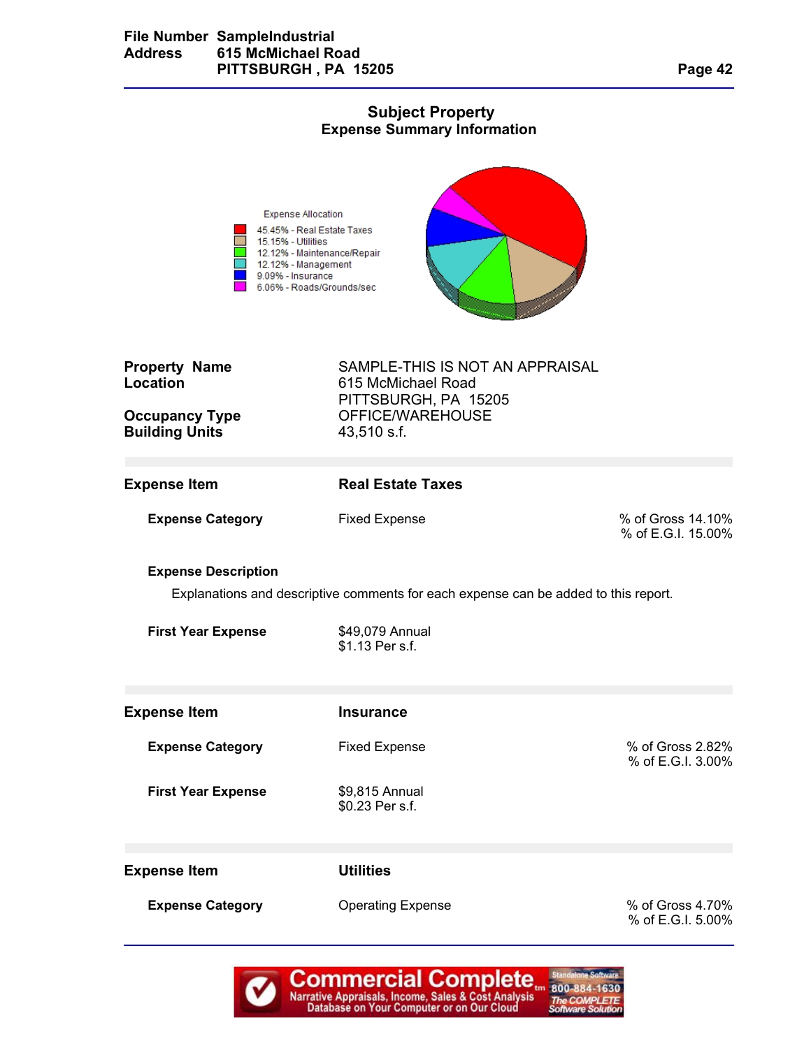## Subject Property
### Expense Summary Information

Expense Allocation

- 45.45% - Real Estate Taxes
- 15.15% - Utilities
- 12.12% - Maintenance/Repair
- 12.12% - Management
- 9.09% - Insurance
- 6.06% - Roads/Grounds/sec

**Property Name** SAMPLE-THIS IS NOT AN APPRAISAL
**Location** 615 McMichael Road
PITTSBURGH, PA 15205
**Occupancy Type** OFFICE/WAREHOUSE
**Building Units** 43,510 s.f.

---

**Expense Item** **Real Estate Taxes**

**Expense Category** Fixed Expense — % of Gross 14.10%, % of E.G.I. 15.00%

**Expense Description**

Explanations and descriptive comments for each expense can be added to this report.

**First Year Expense** $49,079 Annual
$1.13 Per s.f.

---

**Expense Item** **Insurance**

**Expense Category** Fixed Expense — % of Gross 2.82%, % of E.G.I. 3.00%

**First Year Expense** $9,815 Annual
$0.23 Per s.f.

---

**Expense Item** **Utilities**

**Expense Category** Operating Expense — % of Gross 4.70%, % of E.G.I. 5.00%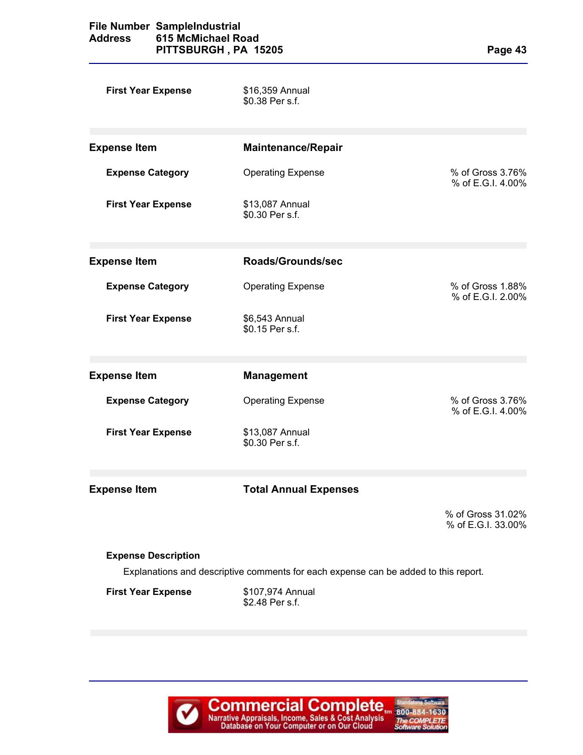**First Year Expense** $16,359 Annual
$0.38 Per s.f.

---

**Expense Item** **Maintenance/Repair**

**Expense Category** Operating Expense — % of Gross 3.76%, % of E.G.I. 4.00%

**First Year Expense** $13,087 Annual
$0.30 Per s.f.

---

**Expense Item** **Roads/Grounds/sec**

**Expense Category** Operating Expense — % of Gross 1.88%, % of E.G.I. 2.00%

**First Year Expense** $6,543 Annual
$0.15 Per s.f.

---

**Expense Item** **Management**

**Expense Category** Operating Expense — % of Gross 3.76%, % of E.G.I. 4.00%

**First Year Expense** $13,087 Annual
$0.30 Per s.f.

---

**Expense Item** **Total Annual Expenses**

% of Gross 31.02%
% of E.G.I. 33.00%

**Expense Description**

Explanations and descriptive comments for each expense can be added to this report.

**First Year Expense** $107,974 Annual
$2.48 Per s.f.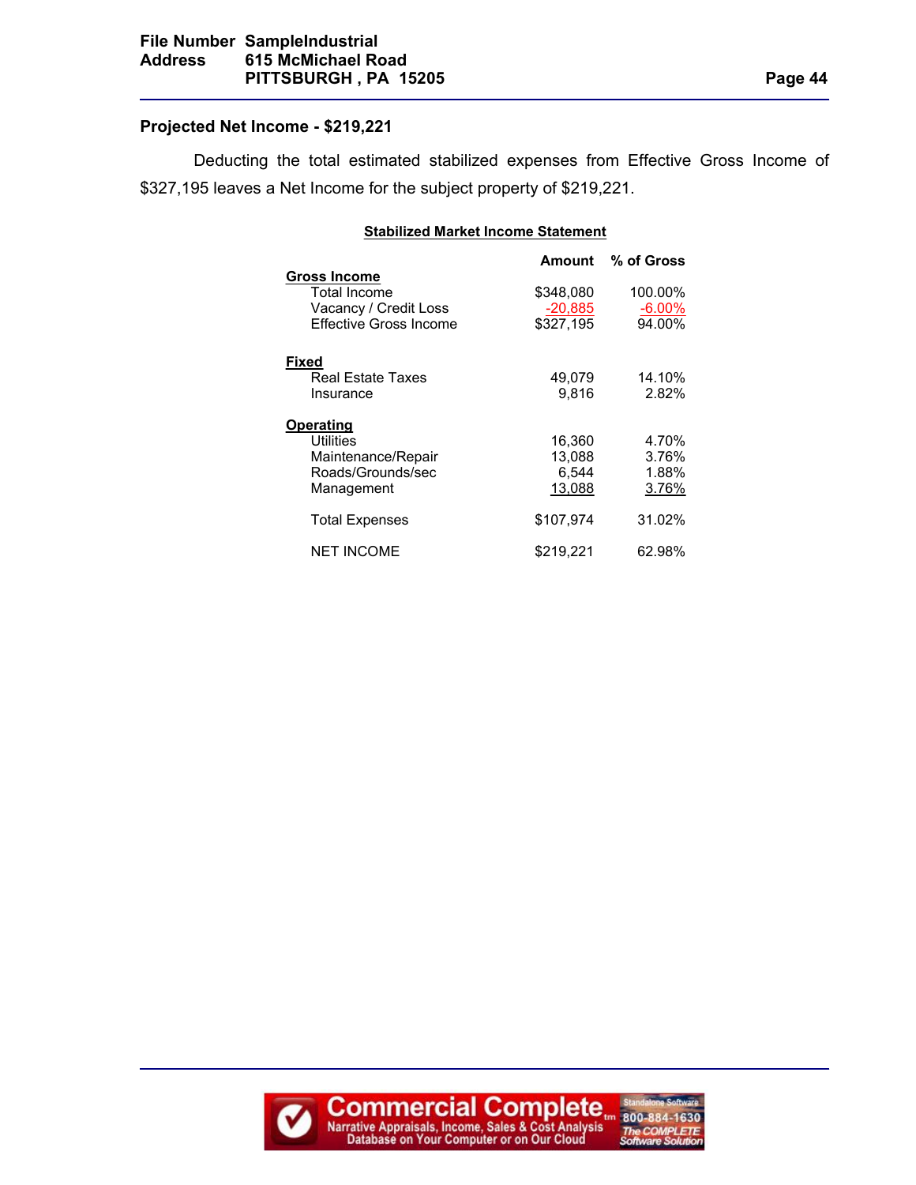## Projected Net Income - $219,221

Deducting the total estimated stabilized expenses from Effective Gross Income of $327,195 leaves a Net Income for the subject property of $219,221.

**Stabilized Market Income Statement**

| | Amount | % of Gross |
|---|---|---|
| **Gross Income** | | |
| Total Income | $348,080 | 100.00% |
| Vacancy / Credit Loss | -20,885 | -6.00% |
| Effective Gross Income | $327,195 | 94.00% |
| **Fixed** | | |
| Real Estate Taxes | 49,079 | 14.10% |
| Insurance | 9,816 | 2.82% |
| **Operating** | | |
| Utilities | 16,360 | 4.70% |
| Maintenance/Repair | 13,088 | 3.76% |
| Roads/Grounds/sec | 6,544 | 1.88% |
| Management | 13,088 | 3.76% |
| Total Expenses | $107,974 | 31.02% |
| NET INCOME | $219,221 | 62.98% |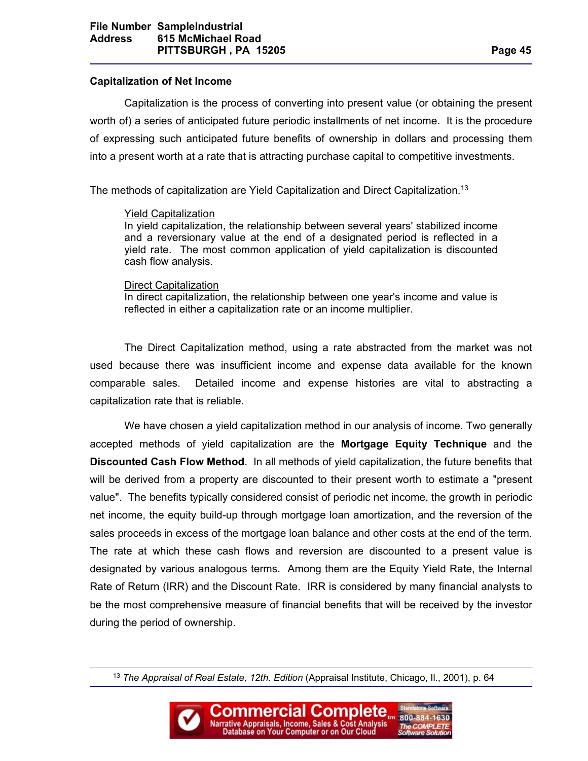## Capitalization of Net Income

Capitalization is the process of converting into present value (or obtaining the present worth of) a series of anticipated future periodic installments of net income. It is the procedure of expressing such anticipated future benefits of ownership in dollars and processing them into a present worth at a rate that is attracting purchase capital to competitive investments.

The methods of capitalization are Yield Capitalization and Direct Capitalization.[13]

> Yield Capitalization
> In yield capitalization, the relationship between several years' stabilized income and a reversionary value at the end of a designated period is reflected in a yield rate. The most common application of yield capitalization is discounted cash flow analysis.
>
> Direct Capitalization
> In direct capitalization, the relationship between one year's income and value is reflected in either a capitalization rate or an income multiplier.

The Direct Capitalization method, using a rate abstracted from the market was not used because there was insufficient income and expense data available for the known comparable sales. Detailed income and expense histories are vital to abstracting a capitalization rate that is reliable.

We have chosen a yield capitalization method in our analysis of income. Two generally accepted methods of yield capitalization are the **Mortgage Equity Technique** and the **Discounted Cash Flow Method**. In all methods of yield capitalization, the future benefits that will be derived from a property are discounted to their present worth to estimate a "present value". The benefits typically considered consist of periodic net income, the growth in periodic net income, the equity build-up through mortgage loan amortization, and the reversion of the sales proceeds in excess of the mortgage loan balance and other costs at the end of the term. The rate at which these cash flows and reversion are discounted to a present value is designated by various analogous terms. Among them are the Equity Yield Rate, the Internal Rate of Return (IRR) and the Discount Rate. IRR is considered by many financial analysts to be the most comprehensive measure of financial benefits that will be received by the investor during the period of ownership.

---

[13] *The Appraisal of Real Estate, 12th. Edition* (Appraisal Institute, Chicago, Il., 2001), p. 64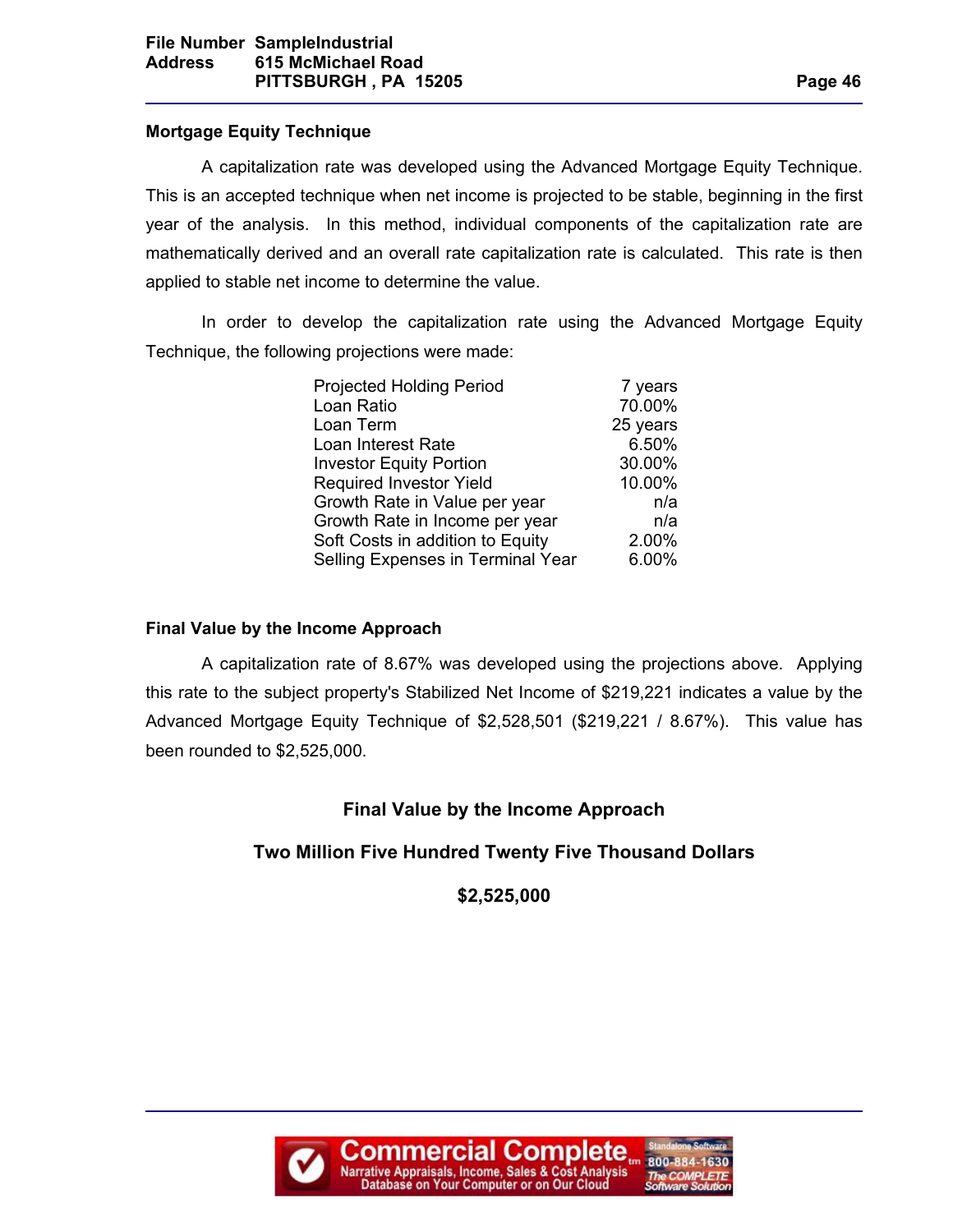### Mortgage Equity Technique

A capitalization rate was developed using the Advanced Mortgage Equity Technique. This is an accepted technique when net income is projected to be stable, beginning in the first year of the analysis. In this method, individual components of the capitalization rate are mathematically derived and an overall rate capitalization rate is calculated. This rate is then applied to stable net income to determine the value.

In order to develop the capitalization rate using the Advanced Mortgage Equity Technique, the following projections were made:

| | |
|---|---|
| Projected Holding Period | 7 years |
| Loan Ratio | 70.00% |
| Loan Term | 25 years |
| Loan Interest Rate | 6.50% |
| Investor Equity Portion | 30.00% |
| Required Investor Yield | 10.00% |
| Growth Rate in Value per year | n/a |
| Growth Rate in Income per year | n/a |
| Soft Costs in addition to Equity | 2.00% |
| Selling Expenses in Terminal Year | 6.00% |

### Final Value by the Income Approach

A capitalization rate of 8.67% was developed using the projections above. Applying this rate to the subject property's Stabilized Net Income of $219,221 indicates a value by the Advanced Mortgage Equity Technique of $2,528,501 ($219,221 / 8.67%). This value has been rounded to $2,525,000.

**Final Value by the Income Approach**

**Two Million Five Hundred Twenty Five Thousand Dollars**

**$2,525,000**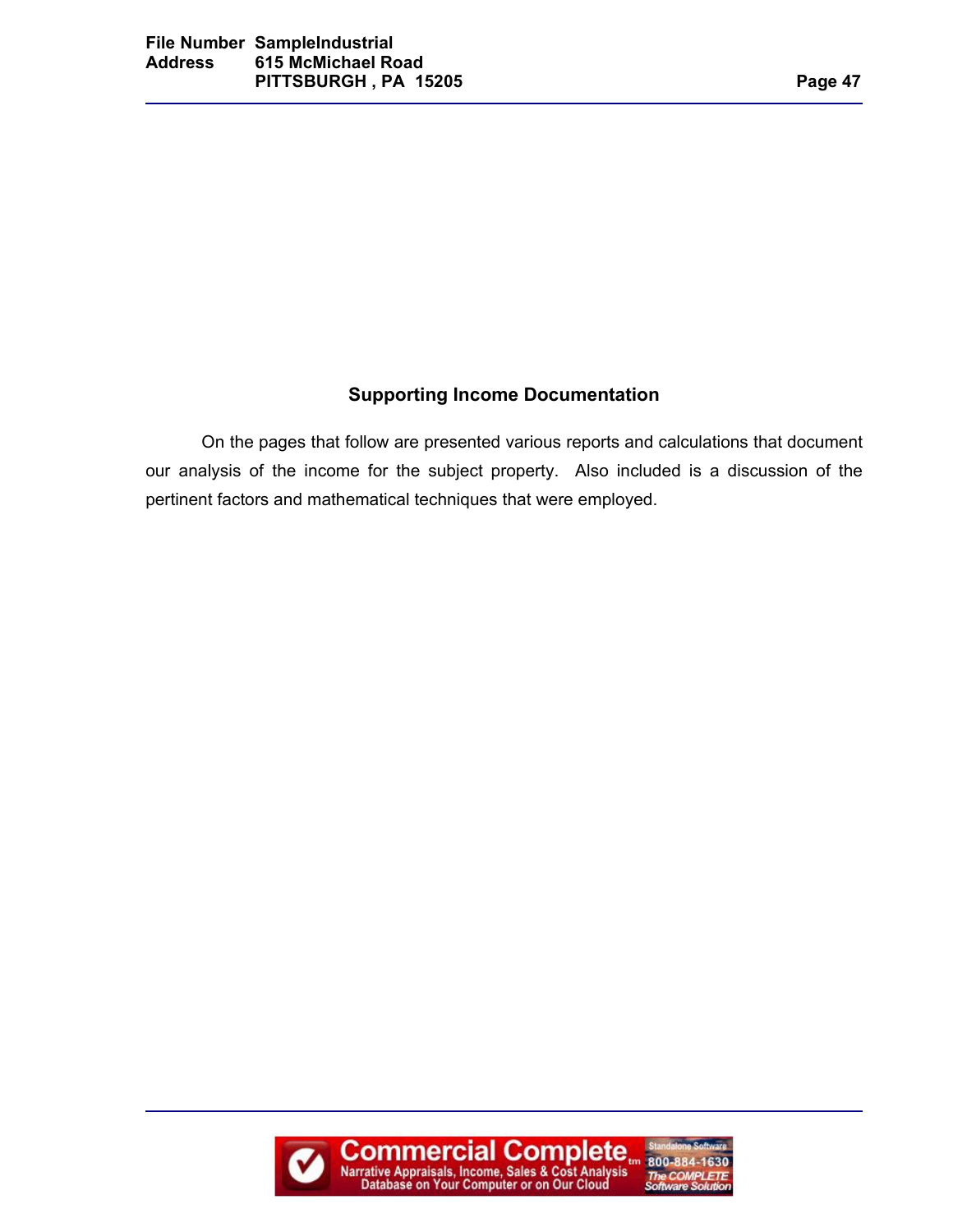## Supporting Income Documentation

On the pages that follow are presented various reports and calculations that document our analysis of the income for the subject property. Also included is a discussion of the pertinent factors and mathematical techniques that were employed.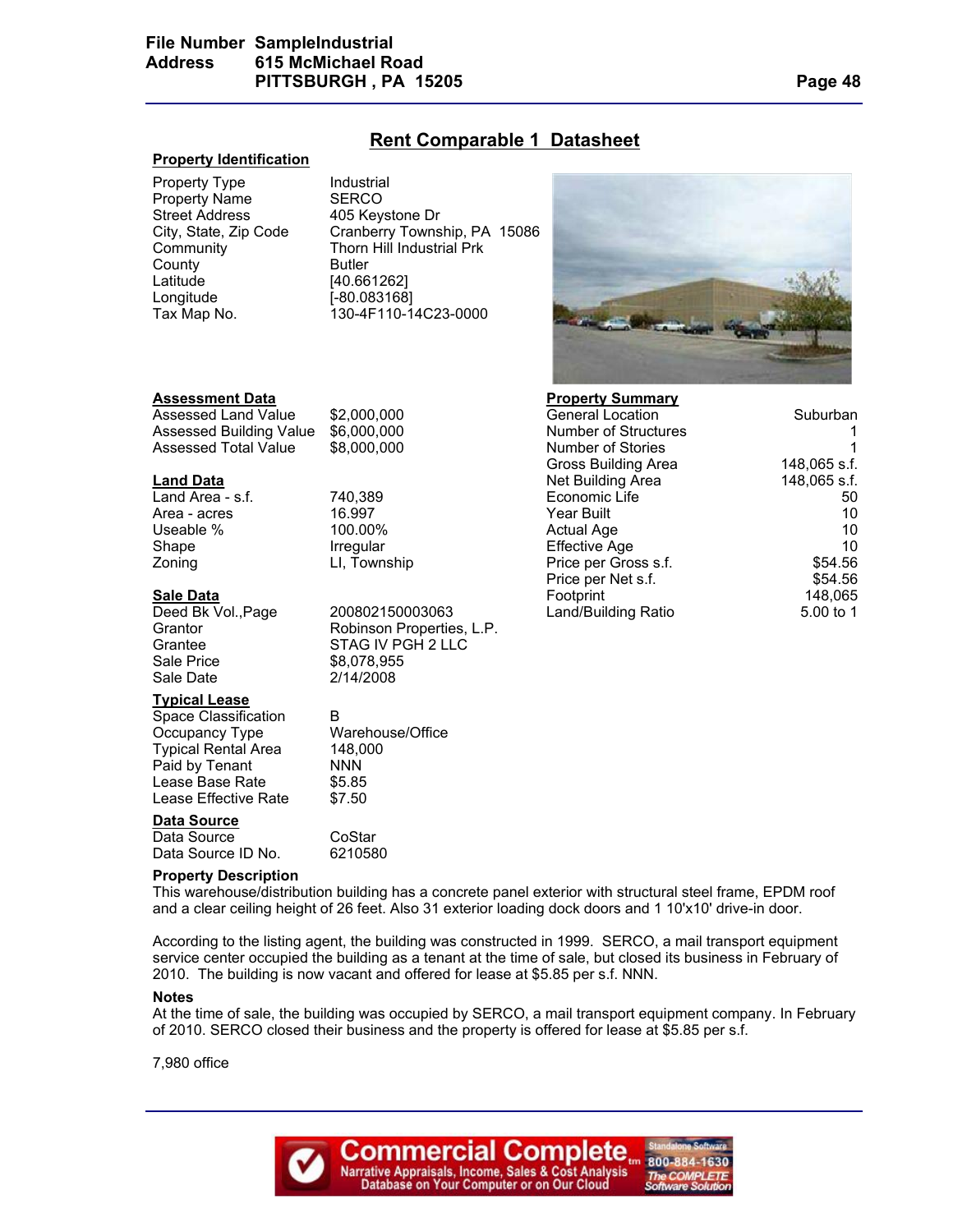## Rent Comparable 1 Datasheet

### Property Identification

| | |
|---|---|
| Property Type | Industrial |
| Property Name | SERCO |
| Street Address | 405 Keystone Dr |
| City, State, Zip Code | Cranberry Township, PA 15086 |
| Community | Thorn Hill Industrial Prk |
| County | Butler |
| Latitude | [40.661262] |
| Longitude | [-80.083168] |
| Tax Map No. | 130-4F110-14C23-0000 |

### Assessment Data

| | |
|---|---|
| Assessed Land Value | $2,000,000 |
| Assessed Building Value | $6,000,000 |
| Assessed Total Value | $8,000,000 |

### Land Data

| | |
|---|---|
| Land Area - s.f. | 740,389 |
| Area - acres | 16.997 |
| Useable % | 100.00% |
| Shape | Irregular |
| Zoning | LI, Township |

### Sale Data

| | |
|---|---|
| Deed Bk Vol.,Page | 200802150003063 |
| Grantor | Robinson Properties, L.P. |
| Grantee | STAG IV PGH 2 LLC |
| Sale Price | $8,078,955 |
| Sale Date | 2/14/2008 |

### Typical Lease

| | |
|---|---|
| Space Classification | B |
| Occupancy Type | Warehouse/Office |
| Typical Rental Area | 148,000 |
| Paid by Tenant | NNN |
| Lease Base Rate | $5.85 |
| Lease Effective Rate | $7.50 |

### Data Source

| | |
|---|---|
| Data Source | CoStar |
| Data Source ID No. | 6210580 |

### Property Summary

| | |
|---|---|
| General Location | Suburban |
| Number of Structures | 1 |
| Number of Stories | 1 |
| Gross Building Area | 148,065 s.f. |
| Net Building Area | 148,065 s.f. |
| Economic Life | 50 |
| Year Built | 10 |
| Actual Age | 10 |
| Effective Age | 10 |
| Price per Gross s.f. | $54.56 |
| Price per Net s.f. | $54.56 |
| Footprint | 148,065 |
| Land/Building Ratio | 5.00 to 1 |

### Property Description

This warehouse/distribution building has a concrete panel exterior with structural steel frame, EPDM roof and a clear ceiling height of 26 feet. Also 31 exterior loading dock doors and 1 10'x10' drive-in door.

According to the listing agent, the building was constructed in 1999. SERCO, a mail transport equipment service center occupied the building as a tenant at the time of sale, but closed its business in February of 2010. The building is now vacant and offered for lease at $5.85 per s.f. NNN.

### Notes

At the time of sale, the building was occupied by SERCO, a mail transport equipment company. In February of 2010. SERCO closed their business and the property is offered for lease at $5.85 per s.f.

7,980 office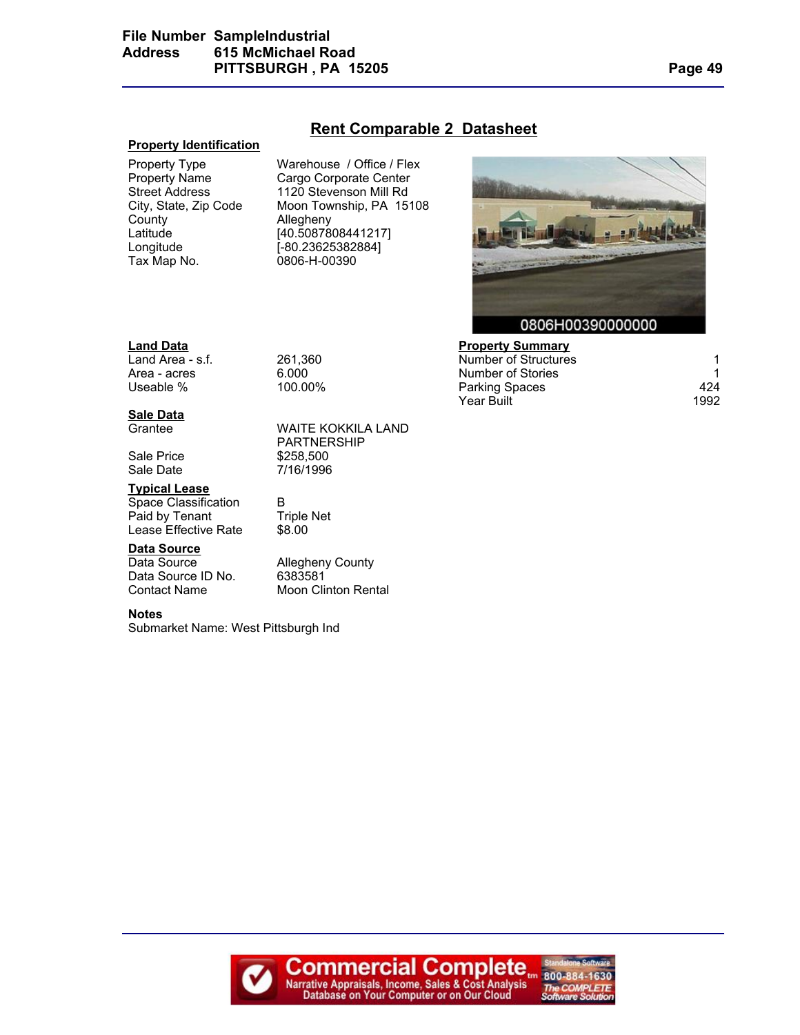## Rent Comparable 2 Datasheet

### Property Identification

| | |
|---|---|
| Property Type | Warehouse / Office / Flex |
| Property Name | Cargo Corporate Center |
| Street Address | 1120 Stevenson Mill Rd |
| City, State, Zip Code | Moon Township, PA 15108 |
| County | Allegheny |
| Latitude | [40.5087808441217] |
| Longitude | [-80.23625382884] |
| Tax Map No. | 0806-H-00390 |

0806H00390000000

### Land Data

| | |
|---|---|
| Land Area - s.f. | 261,360 |
| Area - acres | 6.000 |
| Useable % | 100.00% |

### Property Summary

| | |
|---|---|
| Number of Structures | 1 |
| Number of Stories | 1 |
| Parking Spaces | 424 |
| Year Built | 1992 |

### Sale Data

| | |
|---|---|
| Grantee | WAITE KOKKILA LAND PARTNERSHIP |
| Sale Price | $258,500 |
| Sale Date | 7/16/1996 |

### Typical Lease

| | |
|---|---|
| Space Classification | B |
| Paid by Tenant | Triple Net |
| Lease Effective Rate | $8.00 |

### Data Source

| | |
|---|---|
| Data Source | Allegheny County |
| Data Source ID No. | 6383581 |
| Contact Name | Moon Clinton Rental |

**Notes**

Submarket Name: West Pittsburgh Ind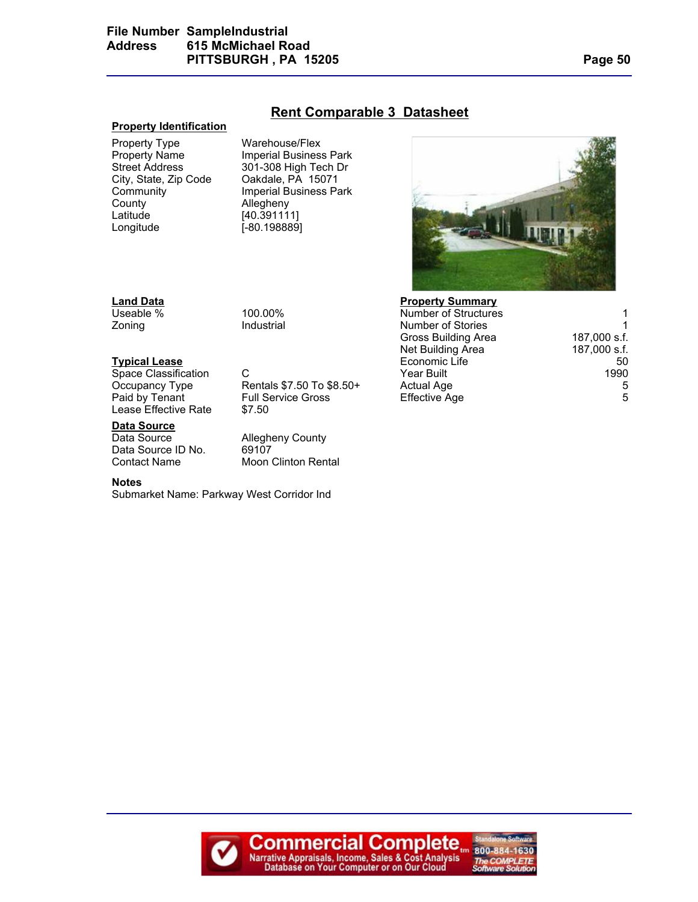## Rent Comparable 3 Datasheet

### Property Identification

| | |
|---|---|
| Property Type | Warehouse/Flex |
| Property Name | Imperial Business Park |
| Street Address | 301-308 High Tech Dr |
| City, State, Zip Code | Oakdale, PA 15071 |
| Community | Imperial Business Park |
| County | Allegheny |
| Latitude | [40.391111] |
| Longitude | [-80.198889] |

### Land Data

| | |
|---|---|
| Useable % | 100.00% |
| Zoning | Industrial |

### Typical Lease

| | |
|---|---|
| Space Classification | C |
| Occupancy Type | Rentals $7.50 To $8.50+ |
| Paid by Tenant | Full Service Gross |
| Lease Effective Rate | $7.50 |

### Data Source

| | |
|---|---|
| Data Source | Allegheny County |
| Data Source ID No. | 69107 |
| Contact Name | Moon Clinton Rental |

### Property Summary

| | |
|---|---|
| Number of Structures | 1 |
| Number of Stories | 1 |
| Gross Building Area | 187,000 s.f. |
| Net Building Area | 187,000 s.f. |
| Economic Life | 50 |
| Year Built | 1990 |
| Actual Age | 5 |
| Effective Age | 5 |

**Notes**

Submarket Name: Parkway West Corridor Ind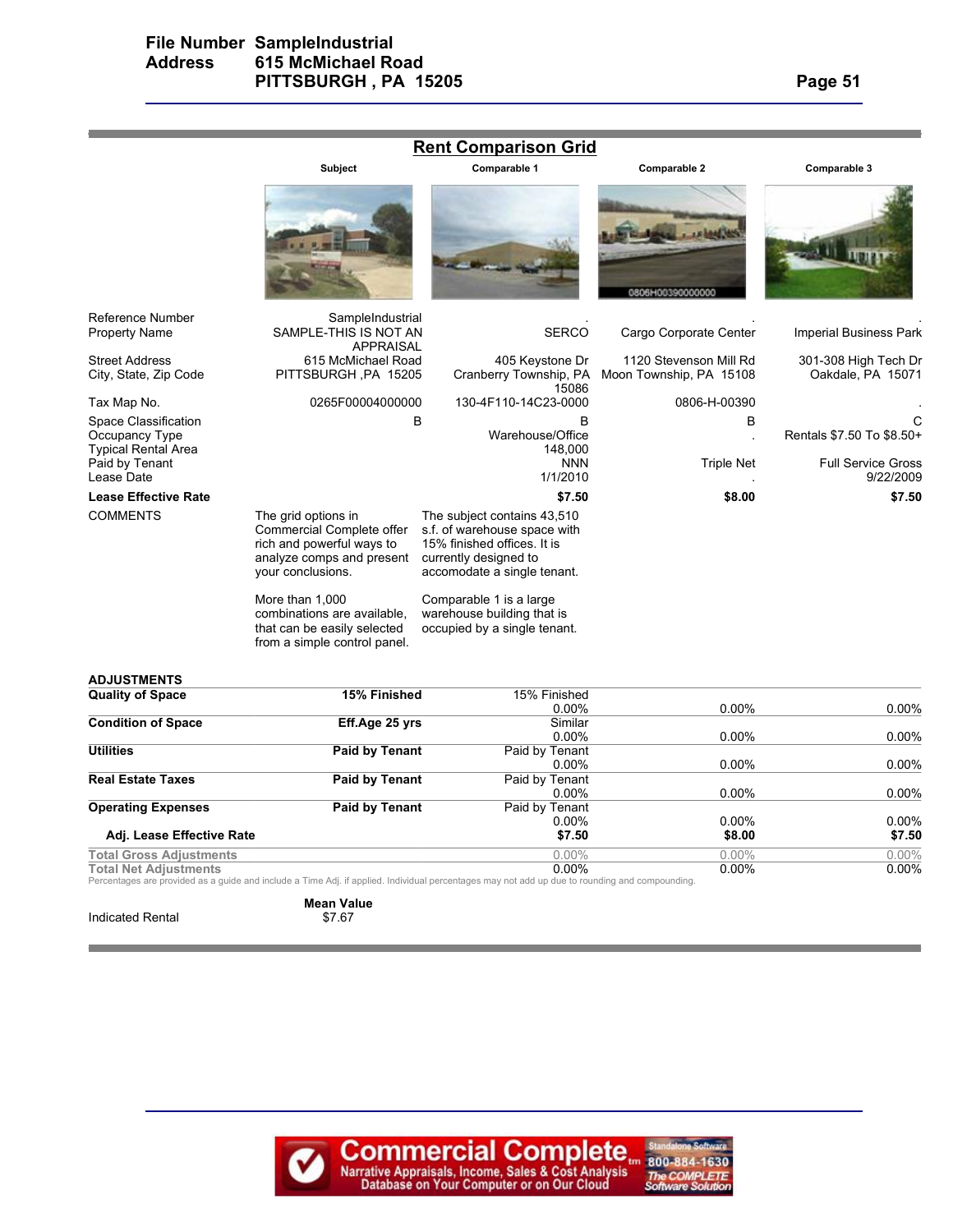## Rent Comparison Grid

| | Subject | Comparable 1 | Comparable 2 | Comparable 3 |
|---|---|---|---|---|
| Reference Number | SampleIndustrial | . | . | . |
| Property Name | SAMPLE-THIS IS NOT AN APPRAISAL | SERCO | Cargo Corporate Center | Imperial Business Park |
| Street Address | 615 McMichael Road | 405 Keystone Dr | 1120 Stevenson Mill Rd | 301-308 High Tech Dr |
| City, State, Zip Code | PITTSBURGH ,PA 15205 | Cranberry Township, PA 15086 | Moon Township, PA 15108 | Oakdale, PA 15071 |
| Tax Map No. | 0265F00004000000 | 130-4F110-14C23-0000 | 0806-H-00390 | . |
| Space Classification | B | B | B | C |
| Occupancy Type | | Warehouse/Office | . | Rentals $7.50 To $8.50+ |
| Typical Rental Area | | 148,000 | | |
| Paid by Tenant | | NNN | Triple Net | Full Service Gross |
| Lease Date | | 1/1/2010 | . | 9/22/2009 |
| **Lease Effective Rate** | | **$7.50** | **$8.00** | **$7.50** |

**COMMENTS**

The grid options in Commercial Complete offer rich and powerful ways to analyze comps and present your conclusions.

More than 1,000 combinations are available, that can be easily selected from a simple control panel.

The subject contains 43,510 s.f. of warehouse space with 15% finished offices. It is currently designed to accomodate a single tenant.

Comparable 1 is a large warehouse building that is occupied by a single tenant.

**ADJUSTMENTS**

| | Subject | Comparable 1 | Comparable 2 | Comparable 3 |
|---|---|---|---|---|
| **Quality of Space** | **15% Finished** | 15% Finished<br>0.00% | 0.00% | 0.00% |
| **Condition of Space** | **Eff.Age 25 yrs** | Similar<br>0.00% | 0.00% | 0.00% |
| **Utilities** | **Paid by Tenant** | Paid by Tenant<br>0.00% | 0.00% | 0.00% |
| **Real Estate Taxes** | **Paid by Tenant** | Paid by Tenant<br>0.00% | 0.00% | 0.00% |
| **Operating Expenses** | **Paid by Tenant** | Paid by Tenant<br>0.00% | 0.00% | 0.00% |
| **Adj. Lease Effective Rate** | | **$7.50** | **$8.00** | **$7.50** |
| Total Gross Adjustments | | 0.00% | 0.00% | 0.00% |
| Total Net Adjustments | | 0.00% | 0.00% | 0.00% |

Percentages are provided as a guide and include a Time Adj. if applied. Individual percentages may not add up due to rounding and compounding.

| | **Mean Value** |
|---|---|
| Indicated Rental | $7.67 |

Commercial Complete™ Narrative Appraisals, Income, Sales & Cost Analysis Database on Your Computer or on Our Cloud — Standalone Software 800-884-1630 The COMPLETE Software Solution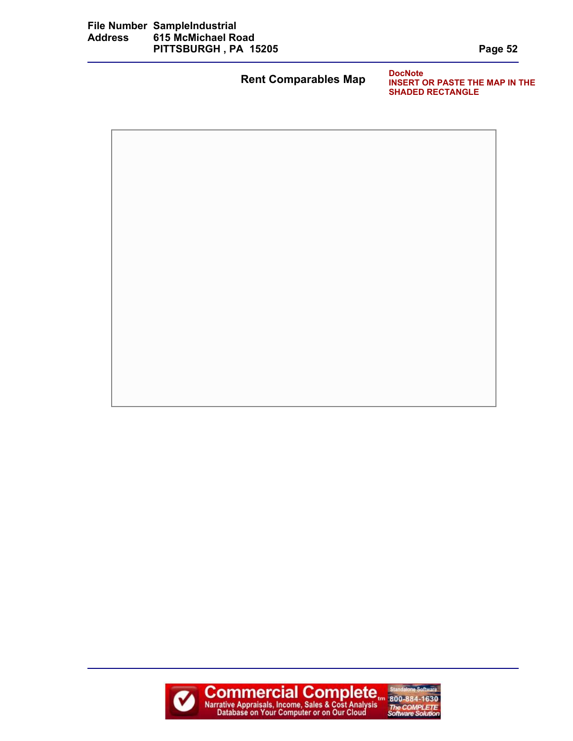## Rent Comparables Map

**DocNote**
**INSERT OR PASTE THE MAP IN THE SHADED RECTANGLE**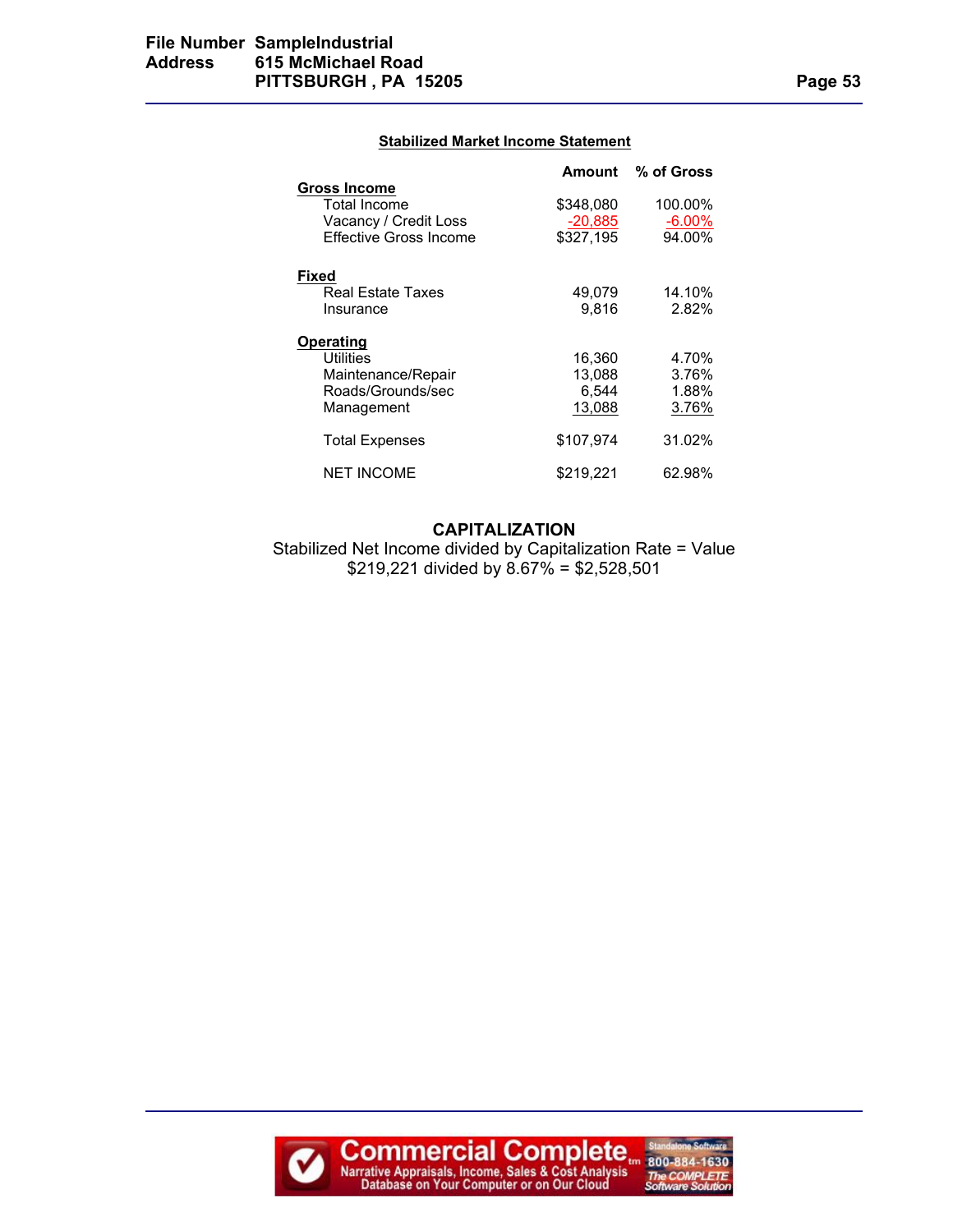## Stabilized Market Income Statement

| | Amount | % of Gross |
|---|---|---|
| **Gross Income** | | |
| Total Income | $348,080 | 100.00% |
| Vacancy / Credit Loss | -20,885 | -6.00% |
| Effective Gross Income | $327,195 | 94.00% |
| **Fixed** | | |
| Real Estate Taxes | 49,079 | 14.10% |
| Insurance | 9,816 | 2.82% |
| **Operating** | | |
| Utilities | 16,360 | 4.70% |
| Maintenance/Repair | 13,088 | 3.76% |
| Roads/Grounds/sec | 6,544 | 1.88% |
| Management | 13,088 | 3.76% |
| Total Expenses | $107,974 | 31.02% |
| NET INCOME | $219,221 | 62.98% |

## CAPITALIZATION

Stabilized Net Income divided by Capitalization Rate = Value

$219,221 divided by 8.67% = $2,528,501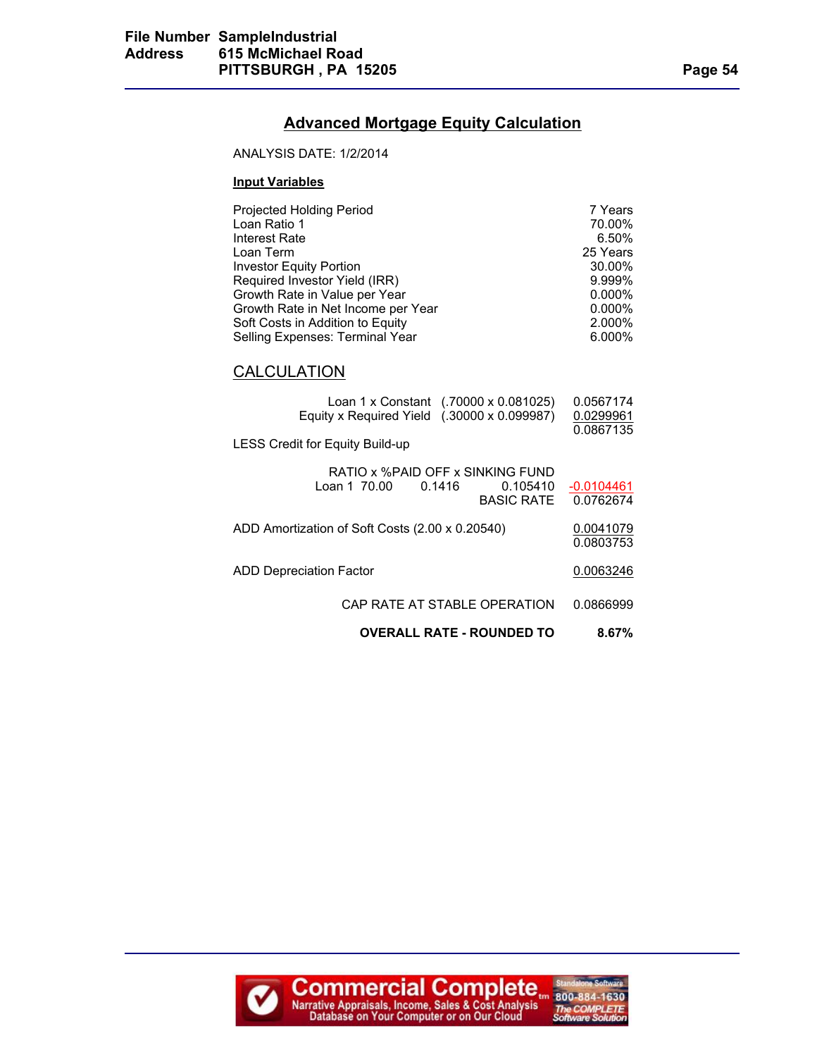## Advanced Mortgage Equity Calculation

ANALYSIS DATE: 1/2/2014

**Input Variables**

| | |
|---|---|
| Projected Holding Period | 7 Years |
| Loan Ratio 1 | 70.00% |
| Interest Rate | 6.50% |
| Loan Term | 25 Years |
| Investor Equity Portion | 30.00% |
| Required Investor Yield (IRR) | 9.999% |
| Growth Rate in Value per Year | 0.000% |
| Growth Rate in Net Income per Year | 0.000% |
| Soft Costs in Addition to Equity | 2.000% |
| Selling Expenses: Terminal Year | 6.000% |

## CALCULATION

| | | |
|---|---|---|
| Loan 1 x Constant | (.70000 x 0.081025) | 0.0567174 |
| Equity x Required Yield | (.30000 x 0.099987) | 0.0299961 |
| | | 0.0867135 |

LESS Credit for Equity Build-up

| | RATIO x | %PAID OFF x | SINKING FUND | |
|---|---|---|---|---|
| Loan 1 | 70.00 | 0.1416 | 0.105410 | -0.0104461 |
| | | | BASIC RATE | 0.0762674 |

| | |
|---|---|
| ADD Amortization of Soft Costs (2.00 x 0.20540) | 0.0041079 |
| | 0.0803753 |
| ADD Depreciation Factor | 0.0063246 |
| CAP RATE AT STABLE OPERATION | 0.0866999 |
| **OVERALL RATE - ROUNDED TO** | **8.67%** |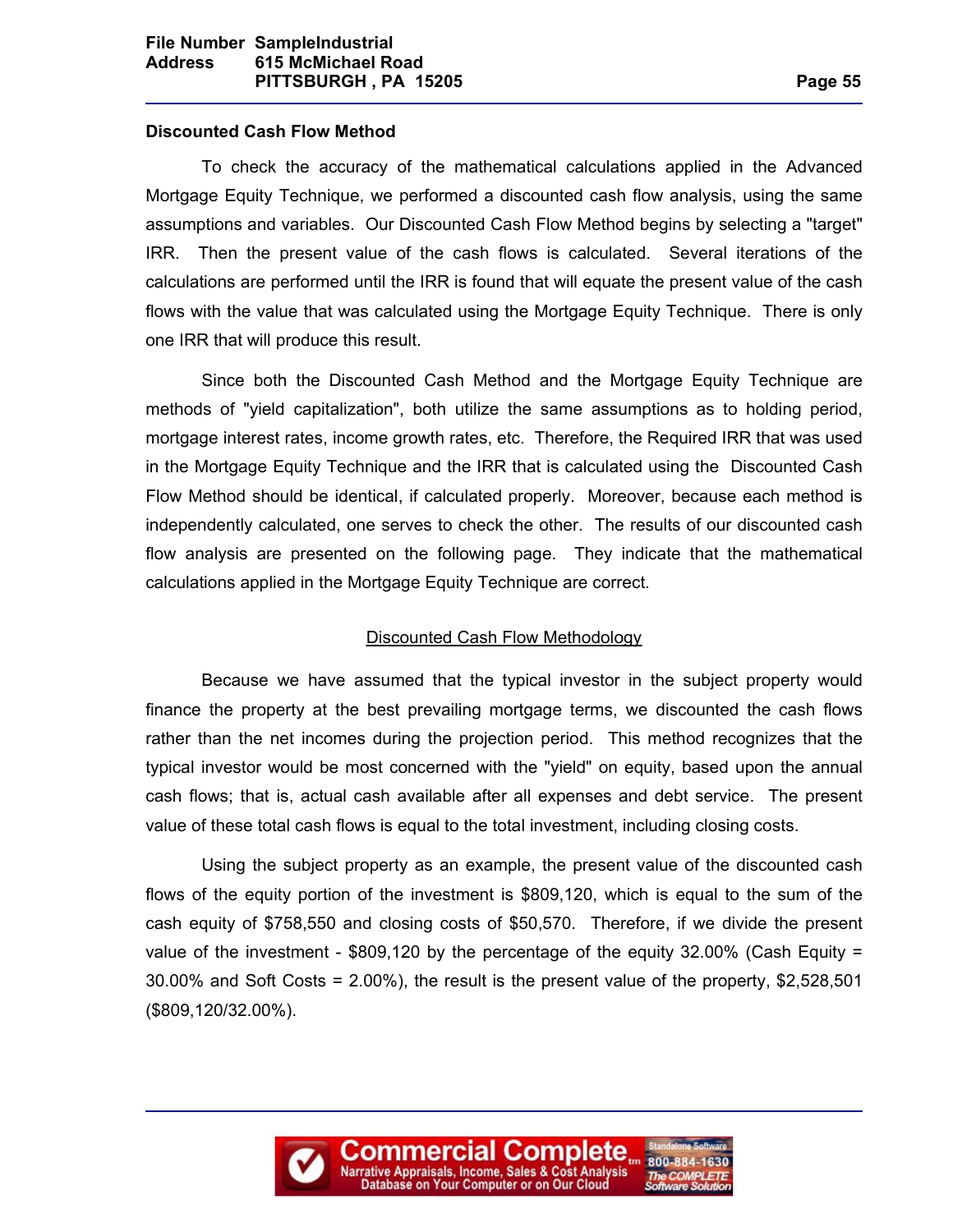**Discounted Cash Flow Method**

To check the accuracy of the mathematical calculations applied in the Advanced Mortgage Equity Technique, we performed a discounted cash flow analysis, using the same assumptions and variables. Our Discounted Cash Flow Method begins by selecting a "target" IRR. Then the present value of the cash flows is calculated. Several iterations of the calculations are performed until the IRR is found that will equate the present value of the cash flows with the value that was calculated using the Mortgage Equity Technique. There is only one IRR that will produce this result.

Since both the Discounted Cash Method and the Mortgage Equity Technique are methods of "yield capitalization", both utilize the same assumptions as to holding period, mortgage interest rates, income growth rates, etc. Therefore, the Required IRR that was used in the Mortgage Equity Technique and the IRR that is calculated using the Discounted Cash Flow Method should be identical, if calculated properly. Moreover, because each method is independently calculated, one serves to check the other. The results of our discounted cash flow analysis are presented on the following page. They indicate that the mathematical calculations applied in the Mortgage Equity Technique are correct.

<u>Discounted Cash Flow Methodology</u>

Because we have assumed that the typical investor in the subject property would finance the property at the best prevailing mortgage terms, we discounted the cash flows rather than the net incomes during the projection period. This method recognizes that the typical investor would be most concerned with the "yield" on equity, based upon the annual cash flows; that is, actual cash available after all expenses and debt service. The present value of these total cash flows is equal to the total investment, including closing costs.

Using the subject property as an example, the present value of the discounted cash flows of the equity portion of the investment is $809,120, which is equal to the sum of the cash equity of $758,550 and closing costs of $50,570. Therefore, if we divide the present value of the investment - $809,120 by the percentage of the equity 32.00% (Cash Equity = 30.00% and Soft Costs = 2.00%), the result is the present value of the property, $2,528,501 ($809,120/32.00%).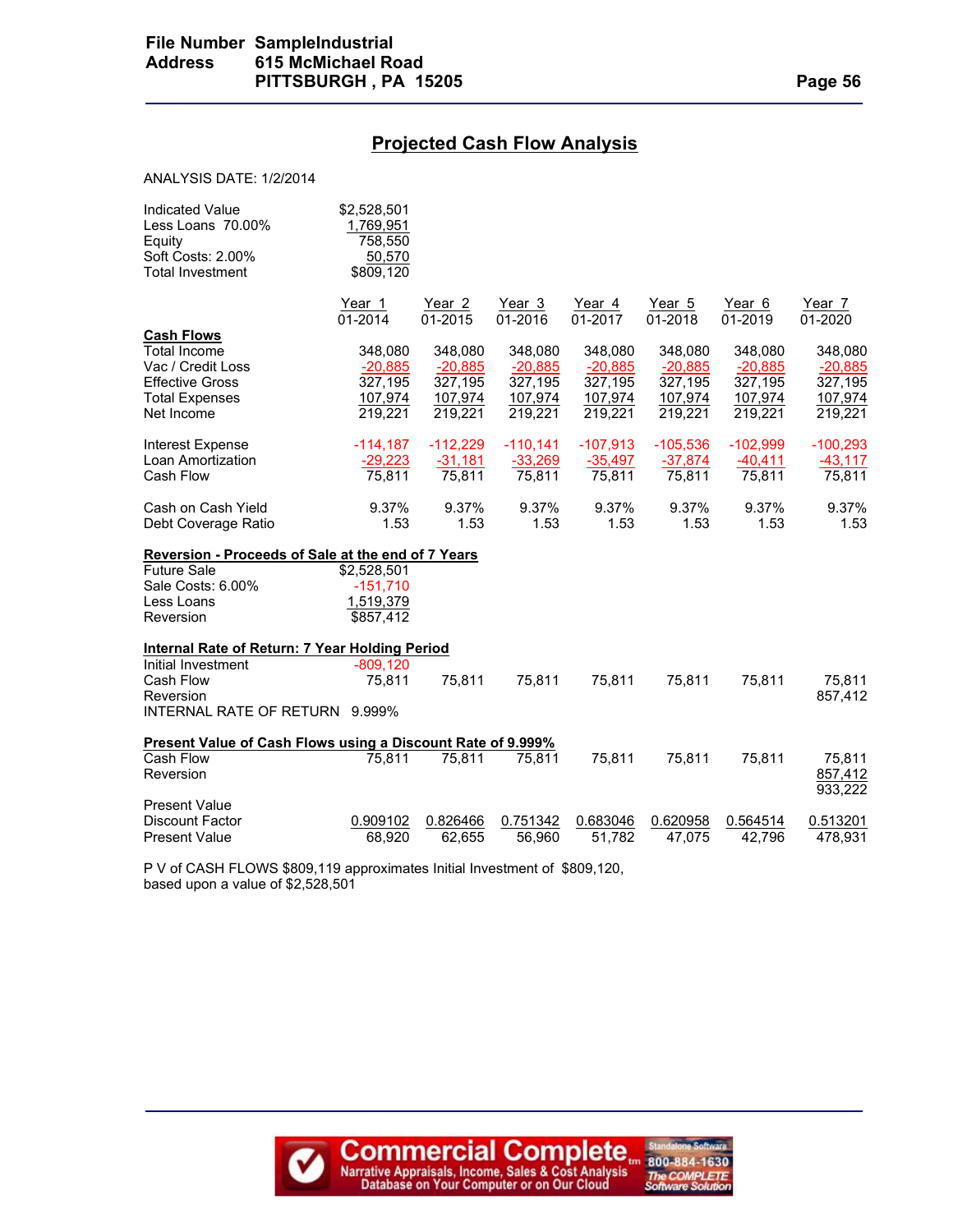## Projected Cash Flow Analysis

ANALYSIS DATE: 1/2/2014

| | |
|---|---|
| Indicated Value | $2,528,501 |
| Less Loans 70.00% | 1,769,951 |
| Equity | 758,550 |
| Soft Costs: 2.00% | 50,570 |
| Total Investment | $809,120 |

| | Year 1<br>01-2014 | Year 2<br>01-2015 | Year 3<br>01-2016 | Year 4<br>01-2017 | Year 5<br>01-2018 | Year 6<br>01-2019 | Year 7<br>01-2020 |
|---|---|---|---|---|---|---|---|
| **Cash Flows** | | | | | | | |
| Total Income | 348,080 | 348,080 | 348,080 | 348,080 | 348,080 | 348,080 | 348,080 |
| Vac / Credit Loss | -20,885 | -20,885 | -20,885 | -20,885 | -20,885 | -20,885 | -20,885 |
| Effective Gross | 327,195 | 327,195 | 327,195 | 327,195 | 327,195 | 327,195 | 327,195 |
| Total Expenses | 107,974 | 107,974 | 107,974 | 107,974 | 107,974 | 107,974 | 107,974 |
| Net Income | 219,221 | 219,221 | 219,221 | 219,221 | 219,221 | 219,221 | 219,221 |
| | | | | | | | |
| Interest Expense | -114,187 | -112,229 | -110,141 | -107,913 | -105,536 | -102,999 | -100,293 |
| Loan Amortization | -29,223 | -31,181 | -33,269 | -35,497 | -37,874 | -40,411 | -43,117 |
| Cash Flow | 75,811 | 75,811 | 75,811 | 75,811 | 75,811 | 75,811 | 75,811 |
| | | | | | | | |
| Cash on Cash Yield | 9.37% | 9.37% | 9.37% | 9.37% | 9.37% | 9.37% | 9.37% |
| Debt Coverage Ratio | 1.53 | 1.53 | 1.53 | 1.53 | 1.53 | 1.53 | 1.53 |

**Reversion - Proceeds of Sale at the end of 7 Years**

| | |
|---|---|
| Future Sale | $2,528,501 |
| Sale Costs: 6.00% | -151,710 |
| Less Loans | 1,519,379 |
| Reversion | $857,412 |

**Internal Rate of Return: 7 Year Holding Period**

| | | | | | | | |
|---|---|---|---|---|---|---|---|
| Initial Investment | -809,120 | | | | | | |
| Cash Flow | 75,811 | 75,811 | 75,811 | 75,811 | 75,811 | 75,811 | 75,811 |
| Reversion | | | | | | | 857,412 |

INTERNAL RATE OF RETURN 9.999%

**Present Value of Cash Flows using a Discount Rate of 9.999%**

| | | | | | | | |
|---|---|---|---|---|---|---|---|
| Cash Flow | 75,811 | 75,811 | 75,811 | 75,811 | 75,811 | 75,811 | 75,811 |
| Reversion | | | | | | | 857,412 |
| | | | | | | | 933,222 |
| Present Value | | | | | | | |
| Discount Factor | 0.909102 | 0.826466 | 0.751342 | 0.683046 | 0.620958 | 0.564514 | 0.513201 |
| Present Value | 68,920 | 62,655 | 56,960 | 51,782 | 47,075 | 42,796 | 478,931 |

P V of CASH FLOWS $809,119 approximates Initial Investment of $809,120, based upon a value of $2,528,501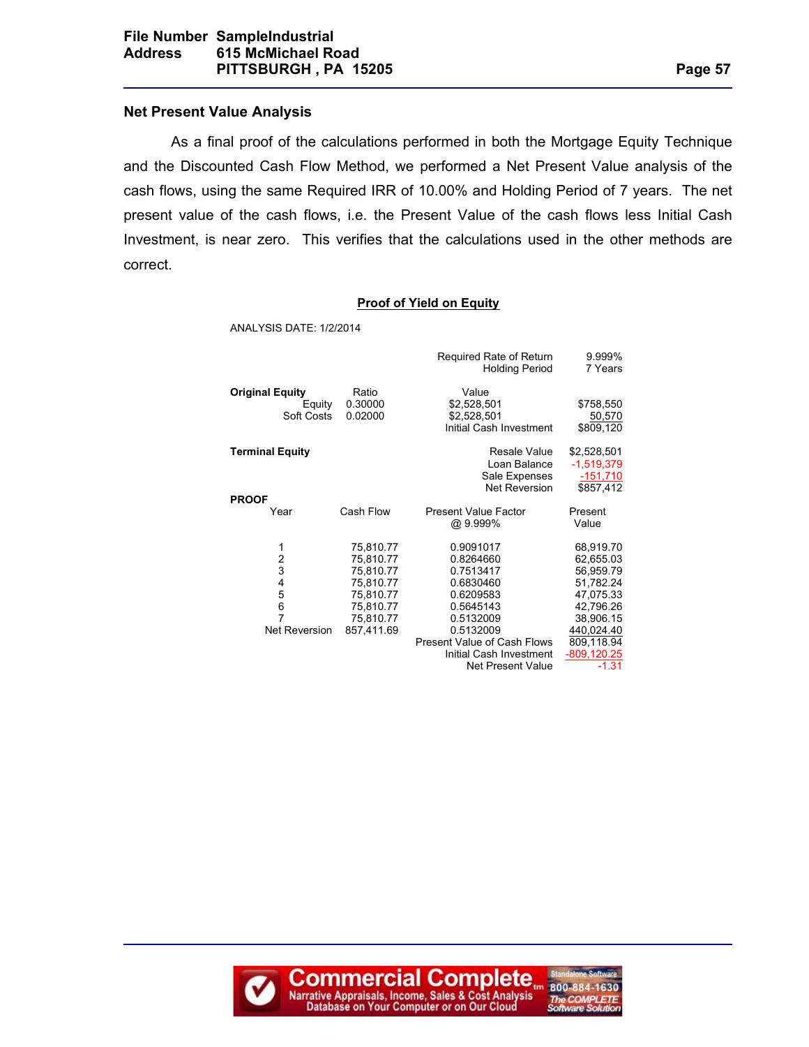## Net Present Value Analysis

As a final proof of the calculations performed in both the Mortgage Equity Technique and the Discounted Cash Flow Method, we performed a Net Present Value analysis of the cash flows, using the same Required IRR of 10.00% and Holding Period of 7 years. The net present value of the cash flows, i.e. the Present Value of the cash flows less Initial Cash Investment, is near zero. This verifies that the calculations used in the other methods are correct.

### Proof of Yield on Equity

ANALYSIS DATE: 1/2/2014

| | | Required Rate of Return | 9.999% |
|---|---|---|---|
| | | Holding Period | 7 Years |
| **Original Equity** | Ratio | Value | |
| Equity | 0.30000 | $2,528,501 | $758,550 |
| Soft Costs | 0.02000 | $2,528,501 | 50,570 |
| | | Initial Cash Investment | $809,120 |
| **Terminal Equity** | | Resale Value | $2,528,501 |
| | | Loan Balance | -1,519,379 |
| | | Sale Expenses | -151,710 |
| | | Net Reversion | $857,412 |

**PROOF**

| Year | Cash Flow | Present Value Factor @ 9.999% | Present Value |
|---|---|---|---|
| 1 | 75,810.77 | 0.9091017 | 68,919.70 |
| 2 | 75,810.77 | 0.8264660 | 62,655.03 |
| 3 | 75,810.77 | 0.7513417 | 56,959.79 |
| 4 | 75,810.77 | 0.6830460 | 51,782.24 |
| 5 | 75,810.77 | 0.6209583 | 47,075.33 |
| 6 | 75,810.77 | 0.5645143 | 42,796.26 |
| 7 | 75,810.77 | 0.5132009 | 38,906.15 |
| Net Reversion | 857,411.69 | 0.5132009 | 440,024.40 |
| | | Present Value of Cash Flows | 809,118.94 |
| | | Initial Cash Investment | -809,120.25 |
| | | Net Present Value | -1.31 |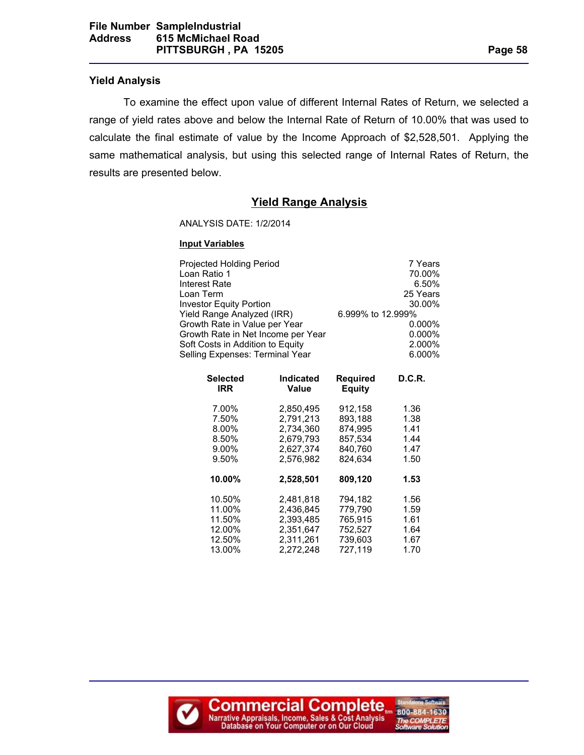### Yield Analysis

To examine the effect upon value of different Internal Rates of Return, we selected a range of yield rates above and below the Internal Rate of Return of 10.00% that was used to calculate the final estimate of value by the Income Approach of $2,528,501. Applying the same mathematical analysis, but using this selected range of Internal Rates of Return, the results are presented below.

## Yield Range Analysis

ANALYSIS DATE: 1/2/2014

**Input Variables**

| | |
|---|---|
| Projected Holding Period | 7 Years |
| Loan Ratio 1 | 70.00% |
| Interest Rate | 6.50% |
| Loan Term | 25 Years |
| Investor Equity Portion | 30.00% |
| Yield Range Analyzed (IRR) | 6.999% to 12.999% |
| Growth Rate in Value per Year | 0.000% |
| Growth Rate in Net Income per Year | 0.000% |
| Soft Costs in Addition to Equity | 2.000% |
| Selling Expenses: Terminal Year | 6.000% |

| Selected IRR | Indicated Value | Required Equity | D.C.R. |
|---|---|---|---|
| 7.00% | 2,850,495 | 912,158 | 1.36 |
| 7.50% | 2,791,213 | 893,188 | 1.38 |
| 8.00% | 2,734,360 | 874,995 | 1.41 |
| 8.50% | 2,679,793 | 857,534 | 1.44 |
| 9.00% | 2,627,374 | 840,760 | 1.47 |
| 9.50% | 2,576,982 | 824,634 | 1.50 |
| **10.00%** | **2,528,501** | **809,120** | **1.53** |
| 10.50% | 2,481,818 | 794,182 | 1.56 |
| 11.00% | 2,436,845 | 779,790 | 1.59 |
| 11.50% | 2,393,485 | 765,915 | 1.61 |
| 12.00% | 2,351,647 | 752,527 | 1.64 |
| 12.50% | 2,311,261 | 739,603 | 1.67 |
| 13.00% | 2,272,248 | 727,119 | 1.70 |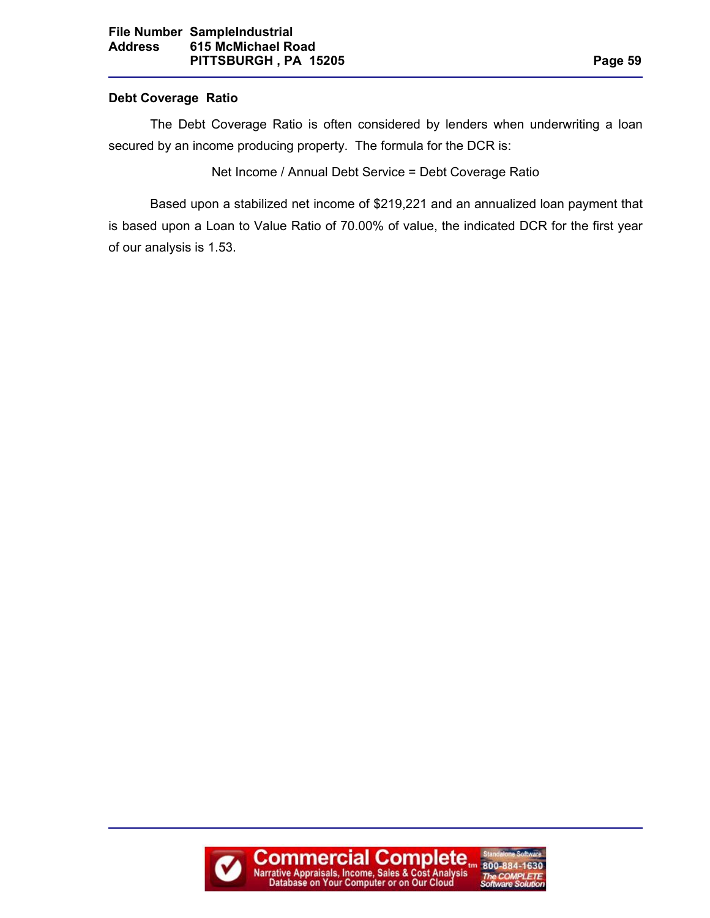### Debt Coverage Ratio

The Debt Coverage Ratio is often considered by lenders when underwriting a loan secured by an income producing property. The formula for the DCR is:

Net Income / Annual Debt Service = Debt Coverage Ratio

Based upon a stabilized net income of $219,221 and an annualized loan payment that is based upon a Loan to Value Ratio of 70.00% of value, the indicated DCR for the first year of our analysis is 1.53.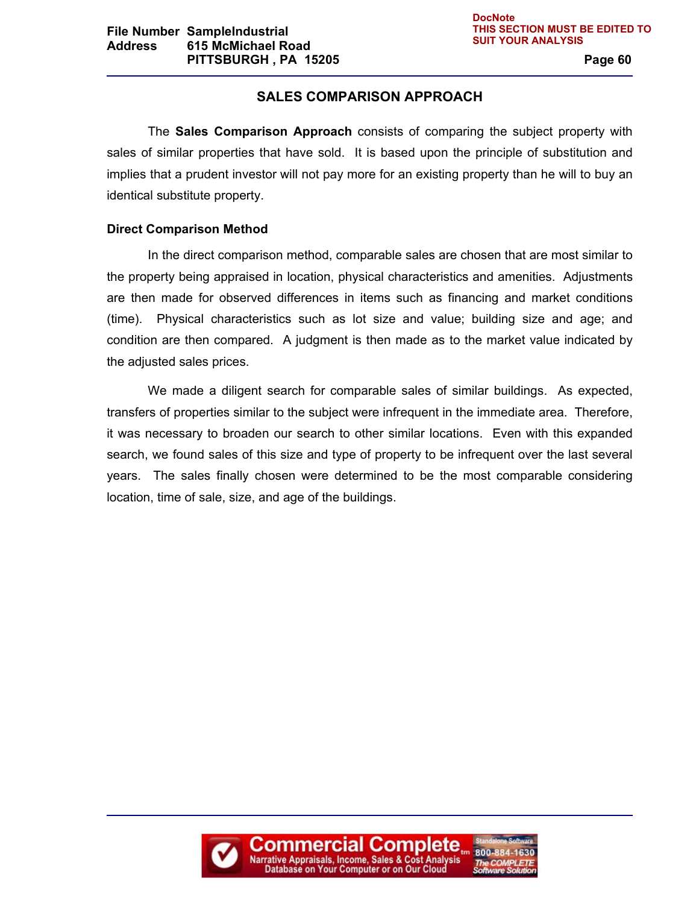## SALES COMPARISON APPROACH

The **Sales Comparison Approach** consists of comparing the subject property with sales of similar properties that have sold. It is based upon the principle of substitution and implies that a prudent investor will not pay more for an existing property than he will to buy an identical substitute property.

**Direct Comparison Method**

In the direct comparison method, comparable sales are chosen that are most similar to the property being appraised in location, physical characteristics and amenities. Adjustments are then made for observed differences in items such as financing and market conditions (time). Physical characteristics such as lot size and value; building size and age; and condition are then compared. A judgment is then made as to the market value indicated by the adjusted sales prices.

We made a diligent search for comparable sales of similar buildings. As expected, transfers of properties similar to the subject were infrequent in the immediate area. Therefore, it was necessary to broaden our search to other similar locations. Even with this expanded search, we found sales of this size and type of property to be infrequent over the last several years. The sales finally chosen were determined to be the most comparable considering location, time of sale, size, and age of the buildings.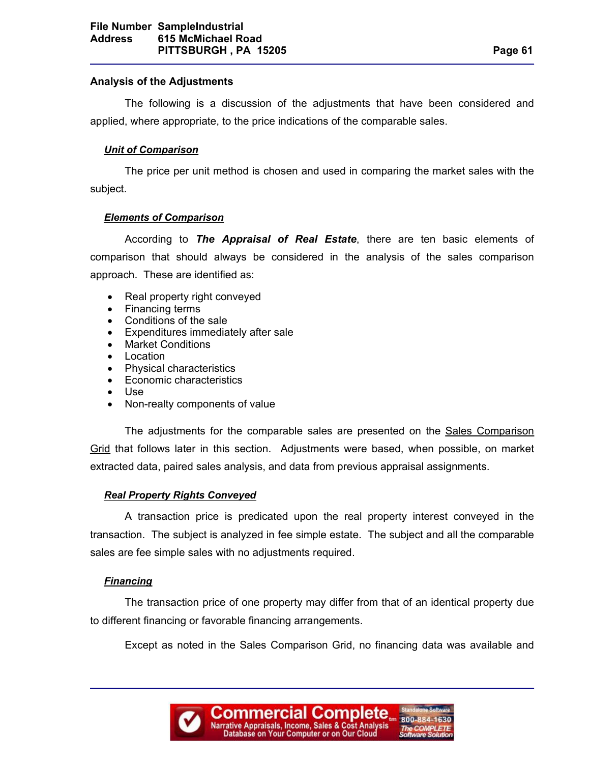## Analysis of the Adjustments

The following is a discussion of the adjustments that have been considered and applied, where appropriate, to the price indications of the comparable sales.

### ***Unit of Comparison***

The price per unit method is chosen and used in comparing the market sales with the subject.

### ***Elements of Comparison***

According to ***The Appraisal of Real Estate***, there are ten basic elements of comparison that should always be considered in the analysis of the sales comparison approach. These are identified as:

- Real property right conveyed
- Financing terms
- Conditions of the sale
- Expenditures immediately after sale
- Market Conditions
- Location
- Physical characteristics
- Economic characteristics
- Use
- Non-realty components of value

The adjustments for the comparable sales are presented on the Sales Comparison Grid that follows later in this section. Adjustments were based, when possible, on market extracted data, paired sales analysis, and data from previous appraisal assignments.

### ***Real Property Rights Conveyed***

A transaction price is predicated upon the real property interest conveyed in the transaction. The subject is analyzed in fee simple estate. The subject and all the comparable sales are fee simple sales with no adjustments required.

### ***Financing***

The transaction price of one property may differ from that of an identical property due to different financing or favorable financing arrangements.

Except as noted in the Sales Comparison Grid, no financing data was available and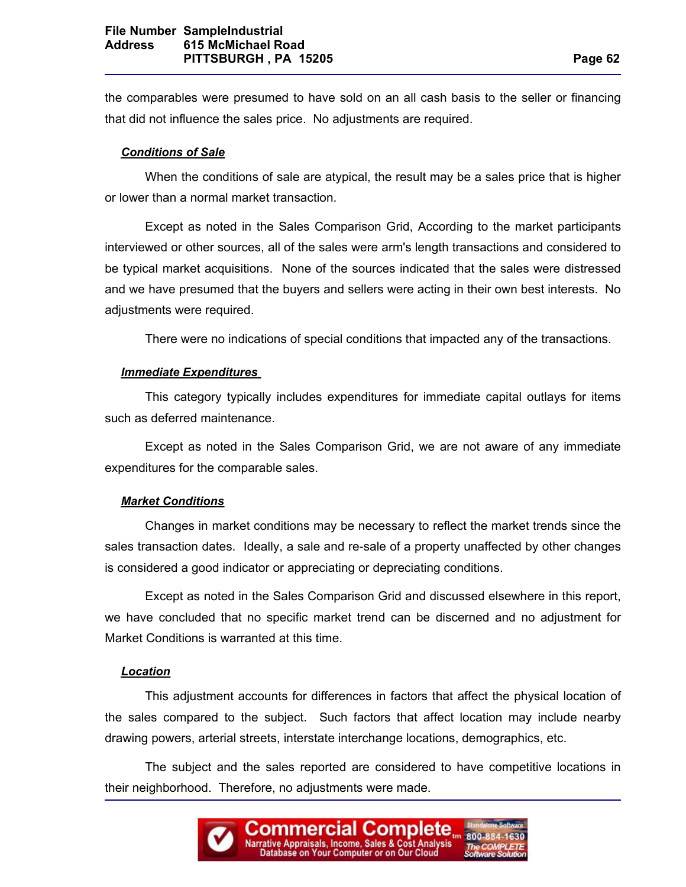the comparables were presumed to have sold on an all cash basis to the seller or financing that did not influence the sales price. No adjustments are required.

***Conditions of Sale***

When the conditions of sale are atypical, the result may be a sales price that is higher or lower than a normal market transaction.

Except as noted in the Sales Comparison Grid, According to the market participants interviewed or other sources, all of the sales were arm's length transactions and considered to be typical market acquisitions. None of the sources indicated that the sales were distressed and we have presumed that the buyers and sellers were acting in their own best interests. No adjustments were required.

There were no indications of special conditions that impacted any of the transactions.

***Immediate Expenditures***

This category typically includes expenditures for immediate capital outlays for items such as deferred maintenance.

Except as noted in the Sales Comparison Grid, we are not aware of any immediate expenditures for the comparable sales.

***Market Conditions***

Changes in market conditions may be necessary to reflect the market trends since the sales transaction dates. Ideally, a sale and re-sale of a property unaffected by other changes is considered a good indicator or appreciating or depreciating conditions.

Except as noted in the Sales Comparison Grid and discussed elsewhere in this report, we have concluded that no specific market trend can be discerned and no adjustment for Market Conditions is warranted at this time.

***Location***

This adjustment accounts for differences in factors that affect the physical location of the sales compared to the subject. Such factors that affect location may include nearby drawing powers, arterial streets, interstate interchange locations, demographics, etc.

The subject and the sales reported are considered to have competitive locations in their neighborhood. Therefore, no adjustments were made.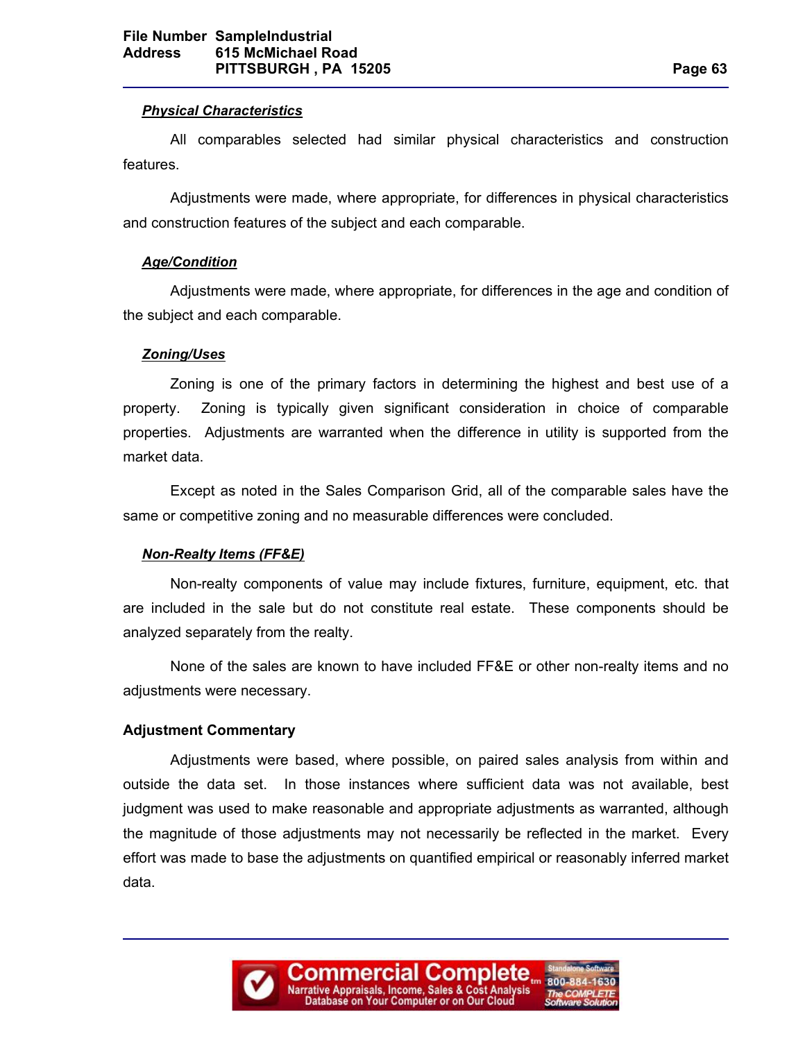***Physical Characteristics***

All comparables selected had similar physical characteristics and construction features.

Adjustments were made, where appropriate, for differences in physical characteristics and construction features of the subject and each comparable.

***Age/Condition***

Adjustments were made, where appropriate, for differences in the age and condition of the subject and each comparable.

***Zoning/Uses***

Zoning is one of the primary factors in determining the highest and best use of a property. Zoning is typically given significant consideration in choice of comparable properties. Adjustments are warranted when the difference in utility is supported from the market data.

Except as noted in the Sales Comparison Grid, all of the comparable sales have the same or competitive zoning and no measurable differences were concluded.

***Non-Realty Items (FF&E)***

Non-realty components of value may include fixtures, furniture, equipment, etc. that are included in the sale but do not constitute real estate. These components should be analyzed separately from the realty.

None of the sales are known to have included FF&E or other non-realty items and no adjustments were necessary.

**Adjustment Commentary**

Adjustments were based, where possible, on paired sales analysis from within and outside the data set. In those instances where sufficient data was not available, best judgment was used to make reasonable and appropriate adjustments as warranted, although the magnitude of those adjustments may not necessarily be reflected in the market. Every effort was made to base the adjustments on quantified empirical or reasonably inferred market data.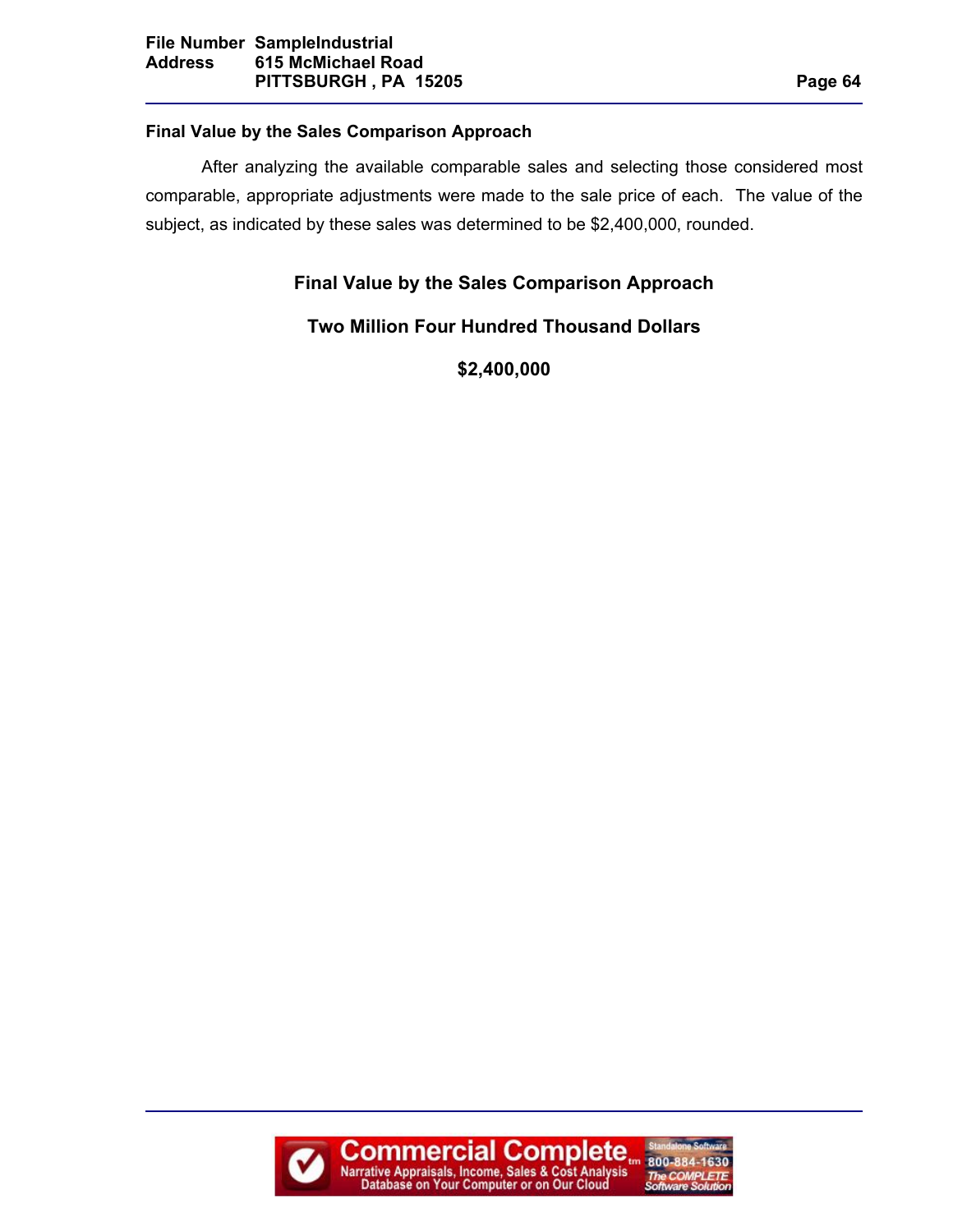## Final Value by the Sales Comparison Approach

After analyzing the available comparable sales and selecting those considered most comparable, appropriate adjustments were made to the sale price of each. The value of the subject, as indicated by these sales was determined to be $2,400,000, rounded.

**Final Value by the Sales Comparison Approach**

**Two Million Four Hundred Thousand Dollars**

**$2,400,000**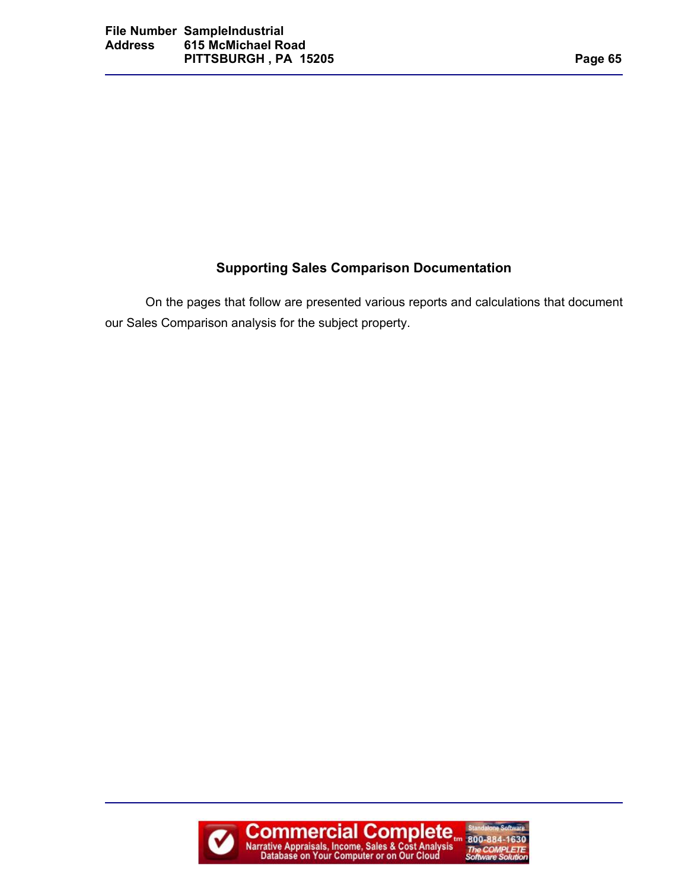## Supporting Sales Comparison Documentation

On the pages that follow are presented various reports and calculations that document our Sales Comparison analysis for the subject property.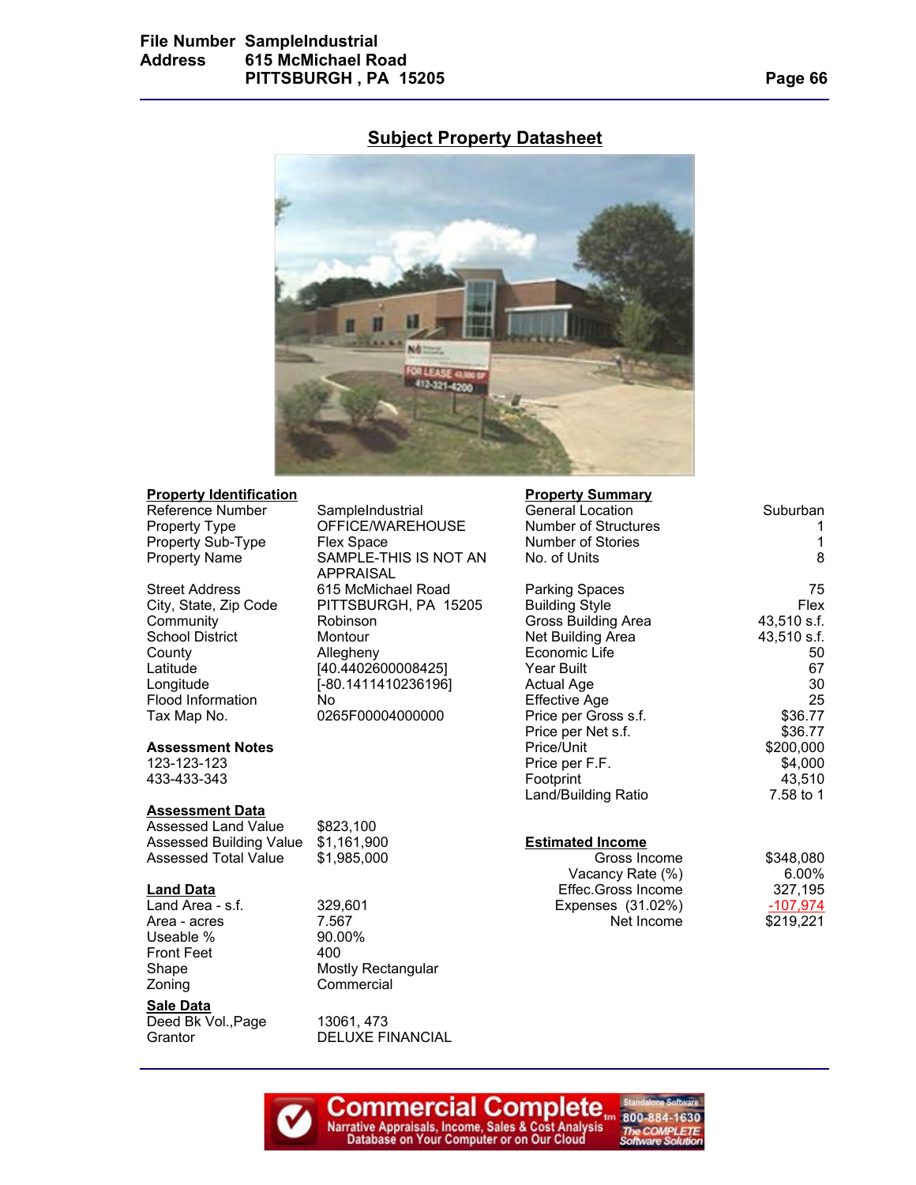## Subject Property Datasheet

### Property Identification

| | |
|---|---|
| Reference Number | SampleIndustrial |
| Property Type | OFFICE/WAREHOUSE |
| Property Sub-Type | Flex Space |
| Property Name | SAMPLE-THIS IS NOT AN APPRAISAL |
| Street Address | 615 McMichael Road |
| City, State, Zip Code | PITTSBURGH, PA 15205 |
| Community | Robinson |
| School District | Montour |
| County | Allegheny |
| Latitude | [40.4402600008425] |
| Longitude | [-80.1411410236196] |
| Flood Information | No |
| Tax Map No. | 0265F00004000000 |

**Assessment Notes**

123-123-123
433-433-343

### Assessment Data

| | |
|---|---|
| Assessed Land Value | $823,100 |
| Assessed Building Value | $1,161,900 |
| Assessed Total Value | $1,985,000 |

### Land Data

| | |
|---|---|
| Land Area - s.f. | 329,601 |
| Area - acres | 7.567 |
| Useable % | 90.00% |
| Front Feet | 400 |
| Shape | Mostly Rectangular |
| Zoning | Commercial |

### Sale Data

| | |
|---|---|
| Deed Bk Vol.,Page | 13061, 473 |
| Grantor | DELUXE FINANCIAL |

### Property Summary

| | |
|---|---|
| General Location | Suburban |
| Number of Structures | 1 |
| Number of Stories | 1 |
| No. of Units | 8 |
| Parking Spaces | 75 |
| Building Style | Flex |
| Gross Building Area | 43,510 s.f. |
| Net Building Area | 43,510 s.f. |
| Economic Life | 50 |
| Year Built | 67 |
| Actual Age | 30 |
| Effective Age | 25 |
| Price per Gross s.f. | $36.77 |
| Price per Net s.f. | $36.77 |
| Price/Unit | $200,000 |
| Price per F.F. | $4,000 |
| Footprint | 43,510 |
| Land/Building Ratio | 7.58 to 1 |

### Estimated Income

| | |
|---|---|
| Gross Income | $348,080 |
| Vacancy Rate (%) | 6.00% |
| Effec.Gross Income | 327,195 |
| Expenses (31.02%) | -107,974 |
| Net Income | $219,221 |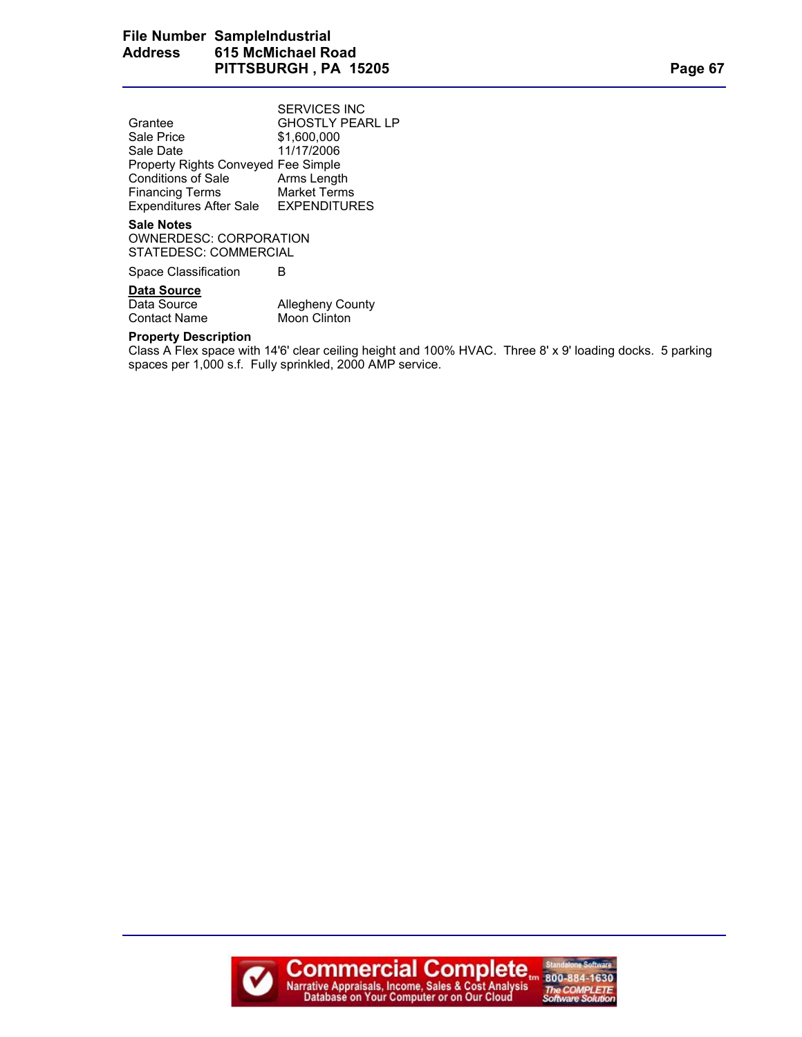| | |
|---|---|
| | SERVICES INC |
| Grantee | GHOSTLY PEARL LP |
| Sale Price | $1,600,000 |
| Sale Date | 11/17/2006 |
| Property Rights Conveyed | Fee Simple |
| Conditions of Sale | Arms Length |
| Financing Terms | Market Terms |
| Expenditures After Sale | EXPENDITURES |

**Sale Notes**

OWNERDESC: CORPORATION
STATEDESC: COMMERCIAL

| | |
|---|---|
| Space Classification | B |

**Data Source**

| | |
|---|---|
| Data Source | Allegheny County |
| Contact Name | Moon Clinton |

**Property Description**

Class A Flex space with 14'6' clear ceiling height and 100% HVAC. Three 8' x 9' loading docks. 5 parking spaces per 1,000 s.f. Fully sprinkled, 2000 AMP service.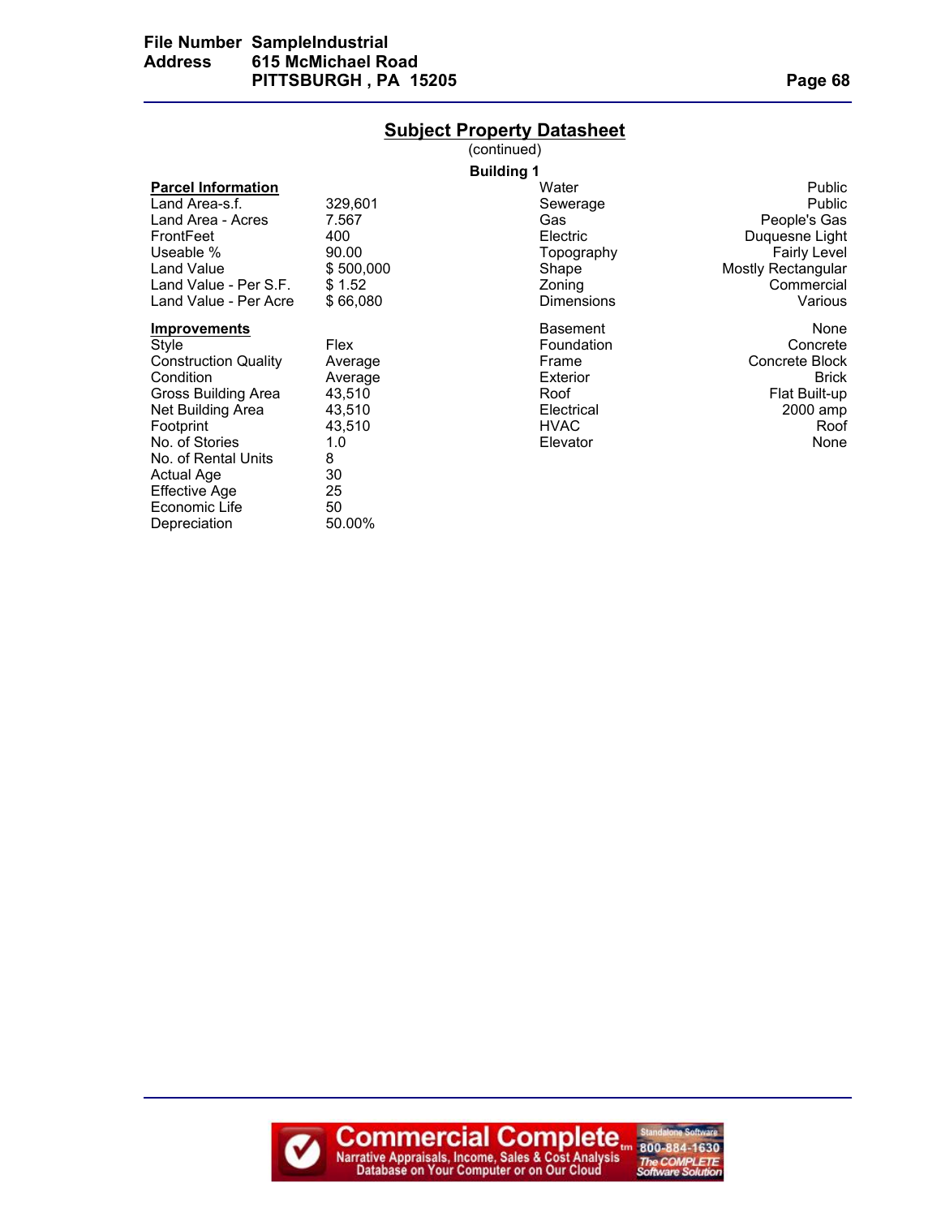## Subject Property Datasheet

(continued)

**Building 1**

| **Parcel Information** | | | |
|---|---|---|---|
| Land Area-s.f. | 329,601 | Water | Public |
| Land Area - Acres | 7.567 | Sewerage | Public |
| FrontFeet | 400 | Gas | People's Gas |
| Useable % | 90.00 | Electric | Duquesne Light |
| Land Value | $ 500,000 | Topography | Fairly Level |
| Land Value - Per S.F. | $ 1.52 | Shape | Mostly Rectangular |
| Land Value - Per Acre | $ 66,080 | Zoning | Commercial |
| | | Dimensions | Various |

| **Improvements** | | | |
|---|---|---|---|
| | | Basement | None |
| Style | Flex | Foundation | Concrete |
| Construction Quality | Average | Frame | Concrete Block |
| Condition | Average | Exterior | Brick |
| Gross Building Area | 43,510 | Roof | Flat Built-up |
| Net Building Area | 43,510 | Electrical | 2000 amp |
| Footprint | 43,510 | HVAC | Roof |
| No. of Stories | 1.0 | Elevator | None |
| No. of Rental Units | 8 | | |
| Actual Age | 30 | | |
| Effective Age | 25 | | |
| Economic Life | 50 | | |
| Depreciation | 50.00% | | |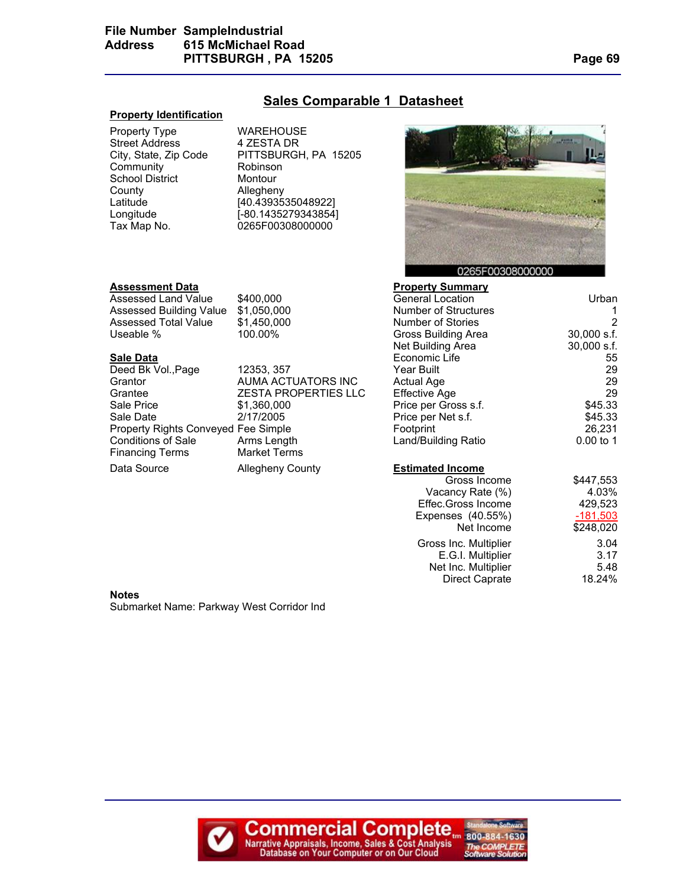## Sales Comparable 1 Datasheet

### Property Identification

| | |
|---|---|
| Property Type | WAREHOUSE |
| Street Address | 4 ZESTA DR |
| City, State, Zip Code | PITTSBURGH, PA 15205 |
| Community | Robinson |
| School District | Montour |
| County | Allegheny |
| Latitude | [40.4393535048922] |
| Longitude | [-80.1435279343854] |
| Tax Map No. | 0265F00308000000 |

0265F00308000000

### Assessment Data

| | |
|---|---|
| Assessed Land Value | $400,000 |
| Assessed Building Value | $1,050,000 |
| Assessed Total Value | $1,450,000 |
| Useable % | 100.00% |

### Sale Data

| | |
|---|---|
| Deed Bk Vol.,Page | 12353, 357 |
| Grantor | AUMA ACTUATORS INC |
| Grantee | ZESTA PROPERTIES LLC |
| Sale Price | $1,360,000 |
| Sale Date | 2/17/2005 |
| Property Rights Conveyed | Fee Simple |
| Conditions of Sale | Arms Length |
| Financing Terms | Market Terms |
| Data Source | Allegheny County |

### Property Summary

| | |
|---|---|
| General Location | Urban |
| Number of Structures | 1 |
| Number of Stories | 2 |
| Gross Building Area | 30,000 s.f. |
| Net Building Area | 30,000 s.f. |
| Economic Life | 55 |
| Year Built | 29 |
| Actual Age | 29 |
| Effective Age | 29 |
| Price per Gross s.f. | $45.33 |
| Price per Net s.f. | $45.33 |
| Footprint | 26,231 |
| Land/Building Ratio | 0.00 to 1 |

### Estimated Income

| | |
|---|---|
| Gross Income | $447,553 |
| Vacancy Rate (%) | 4.03% |
| Effec.Gross Income | 429,523 |
| Expenses (40.55%) | -181,503 |
| Net Income | $248,020 |
| Gross Inc. Multiplier | 3.04 |
| E.G.I. Multiplier | 3.17 |
| Net Inc. Multiplier | 5.48 |
| Direct Caprate | 18.24% |

**Notes**

Submarket Name: Parkway West Corridor Ind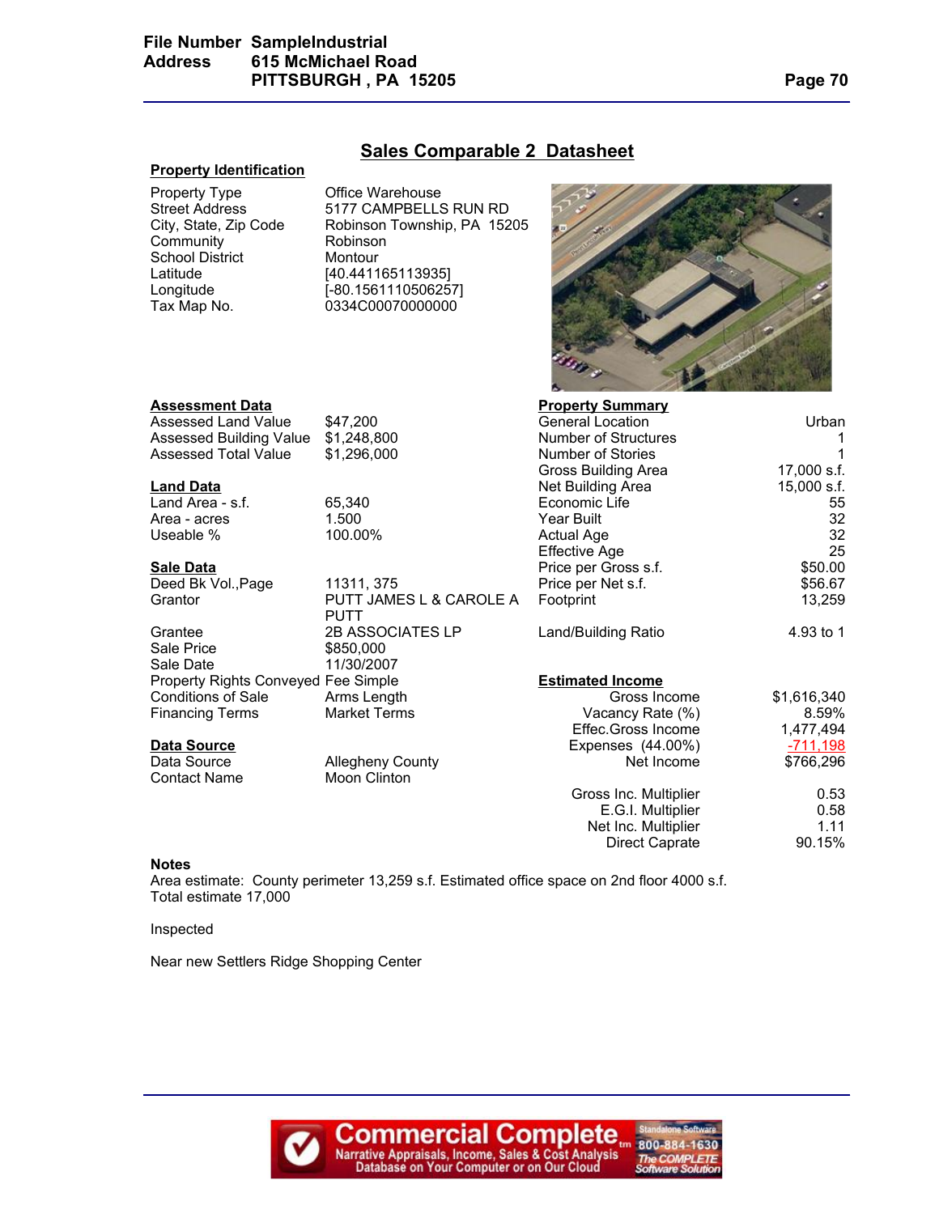## Sales Comparable 2 Datasheet

### Property Identification

| | |
|---|---|
| Property Type | Office Warehouse |
| Street Address | 5177 CAMPBELLS RUN RD |
| City, State, Zip Code | Robinson Township, PA 15205 |
| Community | Robinson |
| School District | Montour |
| Latitude | [40.441165113935] |
| Longitude | [-80.1561110506257] |
| Tax Map No. | 0334C00070000000 |

### Assessment Data

| | |
|---|---|
| Assessed Land Value | $47,200 |
| Assessed Building Value | $1,248,800 |
| Assessed Total Value | $1,296,000 |

### Land Data

| | |
|---|---|
| Land Area - s.f. | 65,340 |
| Area - acres | 1.500 |
| Useable % | 100.00% |

### Sale Data

| | |
|---|---|
| Deed Bk Vol.,Page | 11311, 375 |
| Grantor | PUTT JAMES L & CAROLE A PUTT |
| Grantee | 2B ASSOCIATES LP |
| Sale Price | $850,000 |
| Sale Date | 11/30/2007 |
| Property Rights Conveyed | Fee Simple |
| Conditions of Sale | Arms Length |
| Financing Terms | Market Terms |

### Data Source

| | |
|---|---|
| Data Source | Allegheny County |
| Contact Name | Moon Clinton |

### Property Summary

| | |
|---|---|
| General Location | Urban |
| Number of Structures | 1 |
| Number of Stories | 1 |
| Gross Building Area | 17,000 s.f. |
| Net Building Area | 15,000 s.f. |
| Economic Life | 55 |
| Year Built | 32 |
| Actual Age | 32 |
| Effective Age | 25 |
| Price per Gross s.f. | $50.00 |
| Price per Net s.f. | $56.67 |
| Footprint | 13,259 |
| Land/Building Ratio | 4.93 to 1 |

### Estimated Income

| | |
|---|---|
| Gross Income | $1,616,340 |
| Vacancy Rate (%) | 8.59% |
| Effec.Gross Income | 1,477,494 |
| Expenses (44.00%) | -711,198 |
| Net Income | $766,296 |
| Gross Inc. Multiplier | 0.53 |
| E.G.I. Multiplier | 0.58 |
| Net Inc. Multiplier | 1.11 |
| Direct Caprate | 90.15% |

### Notes

Area estimate: County perimeter 13,259 s.f. Estimated office space on 2nd floor 4000 s.f.
Total estimate 17,000

Inspected

Near new Settlers Ridge Shopping Center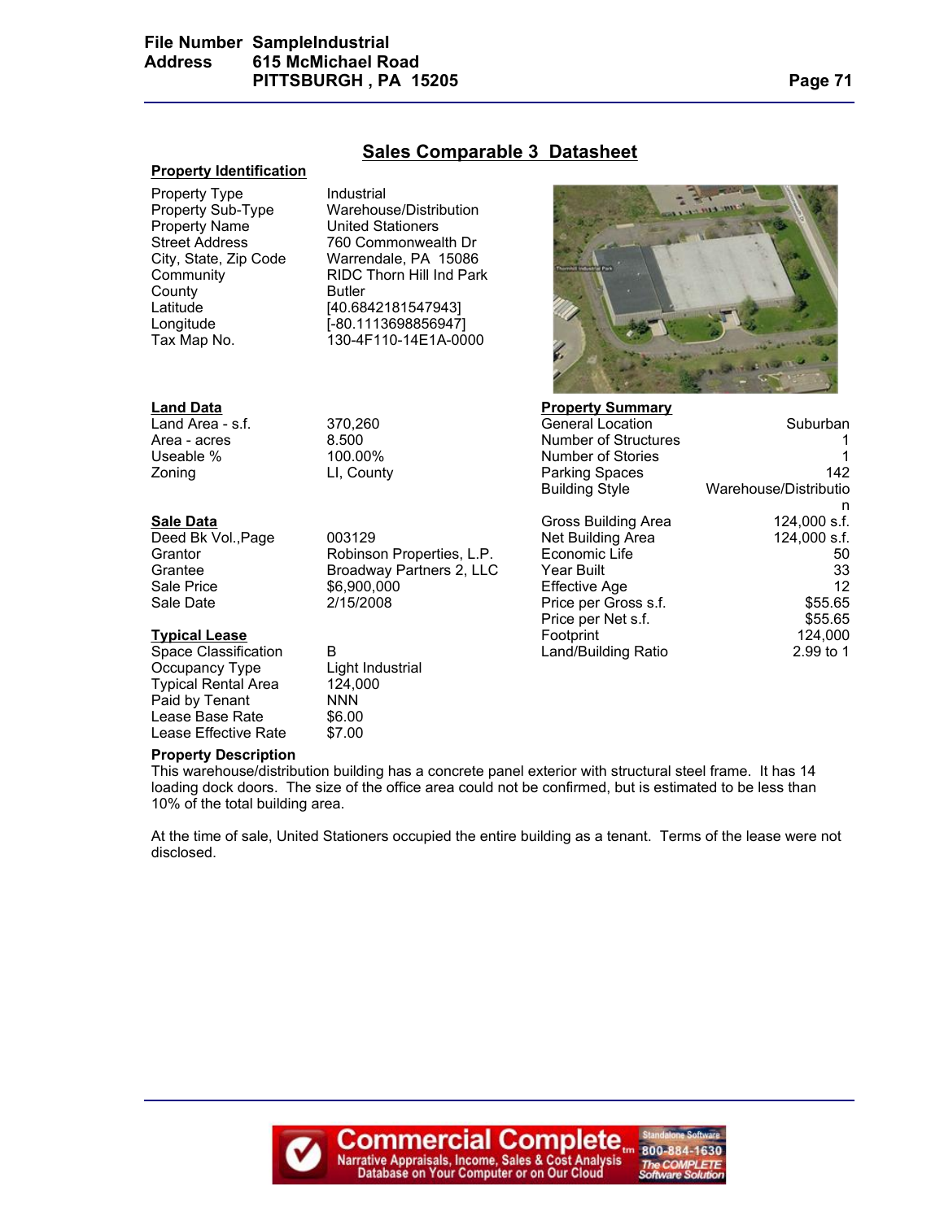## Sales Comparable 3 Datasheet

### Property Identification

| | |
|---|---|
| Property Type | Industrial |
| Property Sub-Type | Warehouse/Distribution |
| Property Name | United Stationers |
| Street Address | 760 Commonwealth Dr |
| City, State, Zip Code | Warrendale, PA 15086 |
| Community | RIDC Thorn Hill Ind Park |
| County | Butler |
| Latitude | [40.6842181547943] |
| Longitude | [-80.1113698856947] |
| Tax Map No. | 130-4F110-14E1A-0000 |

### Land Data

| | |
|---|---|
| Land Area - s.f. | 370,260 |
| Area - acres | 8.500 |
| Useable % | 100.00% |
| Zoning | LI, County |

### Sale Data

| | |
|---|---|
| Deed Bk Vol.,Page | 003129 |
| Grantor | Robinson Properties, L.P. |
| Grantee | Broadway Partners 2, LLC |
| Sale Price | $6,900,000 |
| Sale Date | 2/15/2008 |

### Typical Lease

| | |
|---|---|
| Space Classification | B |
| Occupancy Type | Light Industrial |
| Typical Rental Area | 124,000 |
| Paid by Tenant | NNN |
| Lease Base Rate | $6.00 |
| Lease Effective Rate | $7.00 |

### Property Summary

| | |
|---|---|
| General Location | Suburban |
| Number of Structures | 1 |
| Number of Stories | 1 |
| Parking Spaces | 142 |
| Building Style | Warehouse/Distribution |
| Gross Building Area | 124,000 s.f. |
| Net Building Area | 124,000 s.f. |
| Economic Life | 50 |
| Year Built | 33 |
| Effective Age | 12 |
| Price per Gross s.f. | $55.65 |
| Price per Net s.f. | $55.65 |
| Footprint | 124,000 |
| Land/Building Ratio | 2.99 to 1 |

### Property Description

This warehouse/distribution building has a concrete panel exterior with structural steel frame. It has 14 loading dock doors. The size of the office area could not be confirmed, but is estimated to be less than 10% of the total building area.

At the time of sale, United Stationers occupied the entire building as a tenant. Terms of the lease were not disclosed.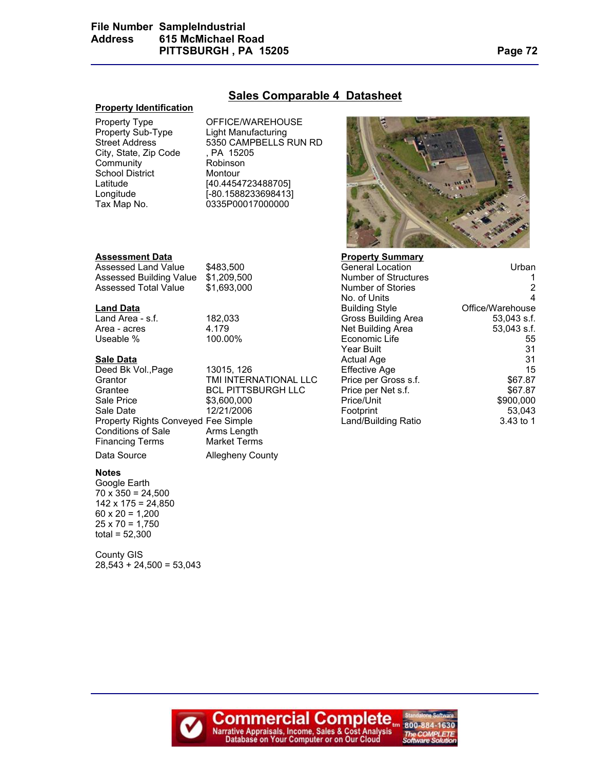## Sales Comparable 4 Datasheet

### Property Identification

| | |
|---|---|
| Property Type | OFFICE/WAREHOUSE |
| Property Sub-Type | Light Manufacturing |
| Street Address | 5350 CAMPBELLS RUN RD |
| City, State, Zip Code | , PA 15205 |
| Community | Robinson |
| School District | Montour |
| Latitude | [40.4454723488705] |
| Longitude | [-80.1588233698413] |
| Tax Map No. | 0335P00017000000 |

### Assessment Data

| | |
|---|---|
| Assessed Land Value | $483,500 |
| Assessed Building Value | $1,209,500 |
| Assessed Total Value | $1,693,000 |

### Land Data

| | |
|---|---|
| Land Area - s.f. | 182,033 |
| Area - acres | 4.179 |
| Useable % | 100.00% |

### Sale Data

| | |
|---|---|
| Deed Bk Vol.,Page | 13015, 126 |
| Grantor | TMI INTERNATIONAL LLC |
| Grantee | BCL PITTSBURGH LLC |
| Sale Price | $3,600,000 |
| Sale Date | 12/21/2006 |
| Property Rights Conveyed | Fee Simple |
| Conditions of Sale | Arms Length |
| Financing Terms | Market Terms |
| Data Source | Allegheny County |

### Property Summary

| | |
|---|---|
| General Location | Urban |
| Number of Structures | 1 |
| Number of Stories | 2 |
| No. of Units | 4 |
| Building Style | Office/Warehouse |
| Gross Building Area | 53,043 s.f. |
| Net Building Area | 53,043 s.f. |
| Economic Life | 55 |
| Year Built | 31 |
| Actual Age | 31 |
| Effective Age | 15 |
| Price per Gross s.f. | $67.87 |
| Price per Net s.f. | $67.87 |
| Price/Unit | $900,000 |
| Footprint | 53,043 |
| Land/Building Ratio | 3.43 to 1 |

### Notes

Google Earth
70 x 350 = 24,500
142 x 175 = 24,850
60 x 20 = 1,200
25 x 70 = 1,750
total = 52,300

County GIS
28,543 + 24,500 = 53,043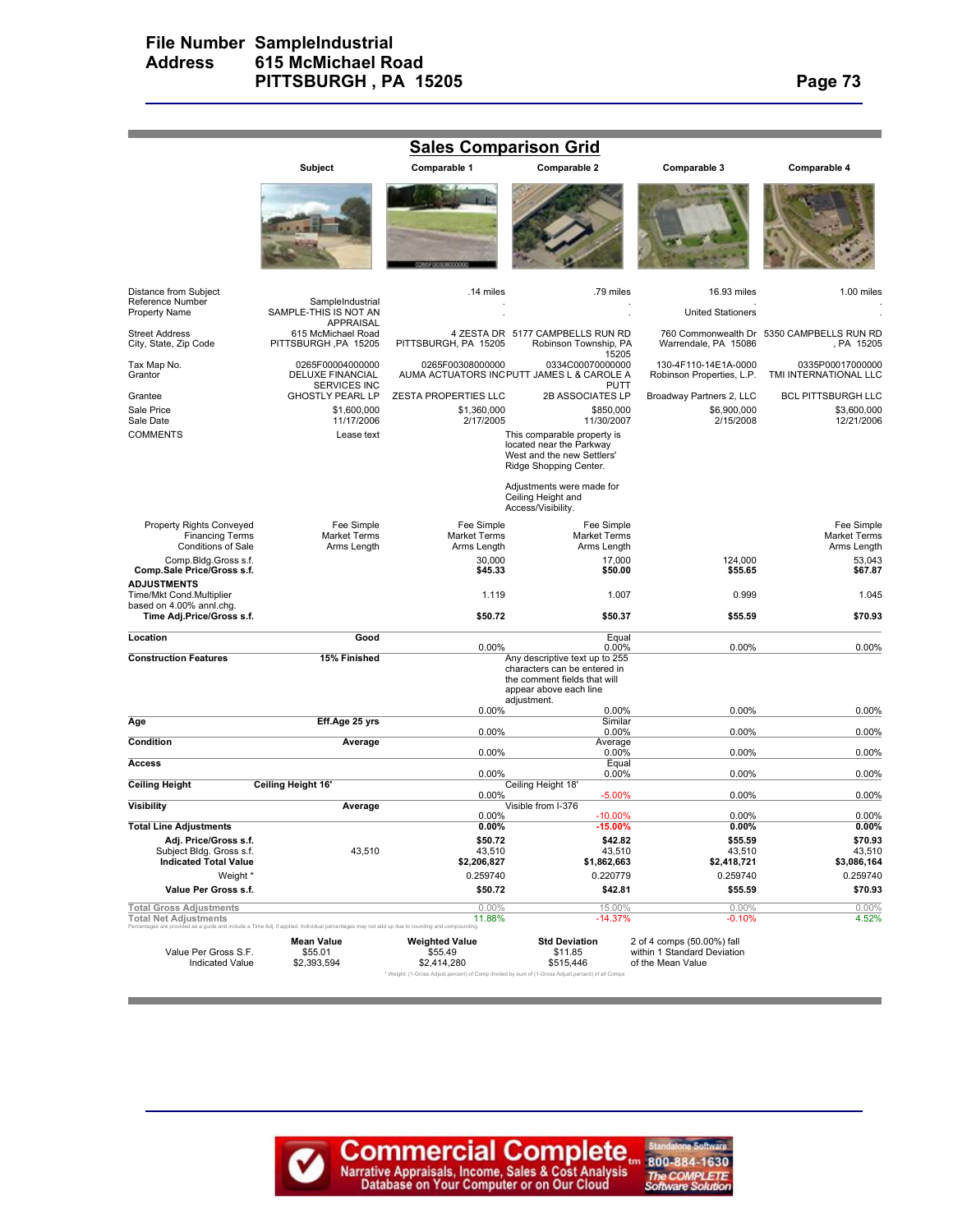File Number SampleIndustrial
Address 615 McMichael Road
PITTSBURGH , PA 15205

## Sales Comparison Grid

| | Subject | Comparable 1 | Comparable 2 | Comparable 3 | Comparable 4 |
|---|---|---|---|---|---|
| Distance from Subject | | .14 miles | .79 miles | 16.93 miles | 1.00 miles |
| Reference Number | SampleIndustrial | . | . | . | . |
| Property Name | SAMPLE-THIS IS NOT AN APPRAISAL | . | . | United Stationers | . |
| Street Address | 615 McMichael Road | 4 ZESTA DR | 5177 CAMPBELLS RUN RD | 760 Commonwealth Dr | 5350 CAMPBELLS RUN RD |
| City, State, Zip Code | PITTSBURGH ,PA 15205 | PITTSBURGH, PA 15205 | Robinson Township, PA 15205 | Warrendale, PA 15086 | , PA 15205 |
| Tax Map No. | 0265F00004000000 | 0265F00308000000 | 0334C00070000000 | 130-4F110-14E1A-0000 | 0335P00017000000 |
| Grantor | DELUXE FINANCIAL SERVICES INC | AUMA ACTUATORS INC | PUTT JAMES L & CAROLE A PUTT | Robinson Properties, L.P. | TMI INTERNATIONAL LLC |
| Grantee | GHOSTLY PEARL LP | ZESTA PROPERTIES LLC | 2B ASSOCIATES LP | Broadway Partners 2, LLC | BCL PITTSBURGH LLC |
| Sale Price | $1,600,000 | $1,360,000 | $850,000 | $6,900,000 | $3,600,000 |
| Sale Date | 11/17/2006 | 2/17/2005 | 11/30/2007 | 2/15/2008 | 12/21/2006 |
| COMMENTS | Lease text | | This comparable property is located near the Parkway West and the new Settlers' Ridge Shopping Center. Adjustments were made for Ceiling Height and Access/Visibility. | | |
| Property Rights Conveyed | Fee Simple | Fee Simple | Fee Simple | | Fee Simple |
| Financing Terms | Market Terms | Market Terms | Market Terms | | Market Terms |
| Conditions of Sale | Arms Length | Arms Length | Arms Length | | Arms Length |
| Comp.Bldg.Gross s.f. | | 30,000 | 17,000 | 124,000 | 53,043 |
| **Comp.Sale Price/Gross s.f.** | | **$45.33** | **$50.00** | **$55.65** | **$67.87** |
| **ADJUSTMENTS** | | | | | |
| Time/Mkt Cond.Multiplier based on 4.00% annl.chg. | | 1.119 | 1.007 | 0.999 | 1.045 |
| **Time Adj.Price/Gross s.f.** | | **$50.72** | **$50.37** | **$55.59** | **$70.93** |
| **Location** | **Good** | 0.00% | Equal 0.00% | 0.00% | 0.00% |
| **Construction Features** | **15% Finished** | 0.00% | Any descriptive text up to 255 characters can be entered in the comment fields that will appear above each line adjustment. 0.00% | 0.00% | 0.00% |
| **Age** | **Eff.Age 25 yrs** | 0.00% | Similar 0.00% | 0.00% | 0.00% |
| **Condition** | **Average** | 0.00% | Average 0.00% | 0.00% | 0.00% |
| **Access** | | 0.00% | Equal 0.00% | 0.00% | 0.00% |
| **Ceiling Height** | **Ceiling Height 16'** | 0.00% | Ceiling Height 18' -5.00% | 0.00% | 0.00% |
| **Visibility** | **Average** | 0.00% | Visible from I-376 -10.00% | 0.00% | 0.00% |
| **Total Line Adjustments** | | **0.00%** | **-15.00%** | **0.00%** | **0.00%** |
| **Adj. Price/Gross s.f.** | | **$50.72** | **$42.82** | **$55.59** | **$70.93** |
| Subject Bldg. Gross s.f. | 43,510 | 43,510 | 43,510 | 43,510 | 43,510 |
| **Indicated Total Value** | | **$2,206,827** | **$1,862,663** | **$2,418,721** | **$3,086,164** |
| Weight * | | 0.259740 | 0.220779 | 0.259740 | 0.259740 |
| **Value Per Gross s.f.** | | **$50.72** | **$42.81** | **$55.59** | **$70.93** |
| Total Gross Adjustments | | 0.00% | 15.00% | 0.00% | 0.00% |
| Total Net Adjustments | | 11.88% | -14.37% | -0.10% | 4.52% |

Percentages are provided as a guide and include a Time Adj. if applied. Individual percentages may not add up due to rounding and compounding.

| | Mean Value | Weighted Value | Std Deviation | |
|---|---|---|---|---|
| Value Per Gross S.F. | $55.01 | $55.49 | $11.85 | 2 of 4 comps (50.00%) fall within 1 Standard Deviation of the Mean Value |
| Indicated Value | $2,393,594 | $2,414,280 | $515,446 | |

* Weight: (1-Gross Adjust percent) of Comp divided by sum of (1-Gross Adjust percent) of all Comps

Commercial Complete™ Narrative Appraisals, Income, Sales & Cost Analysis Database on Your Computer or on Our Cloud — Standalone Software 800-884-1630 The COMPLETE Software Solution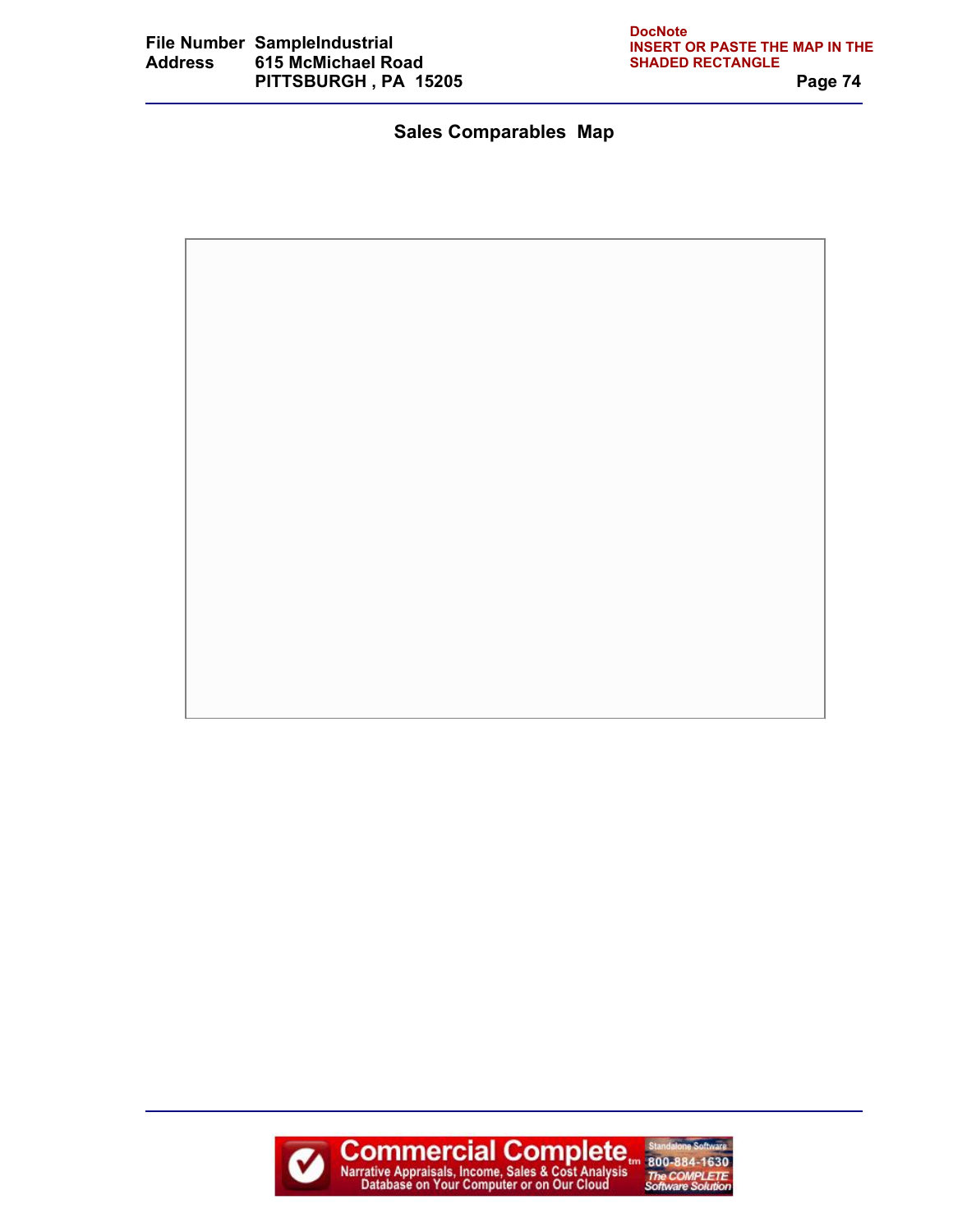File Number SampleIndustrial
Address 615 McMichael Road
PITTSBURGH , PA 15205

DocNote
INSERT OR PASTE THE MAP IN THE SHADED RECTANGLE

## Sales Comparables Map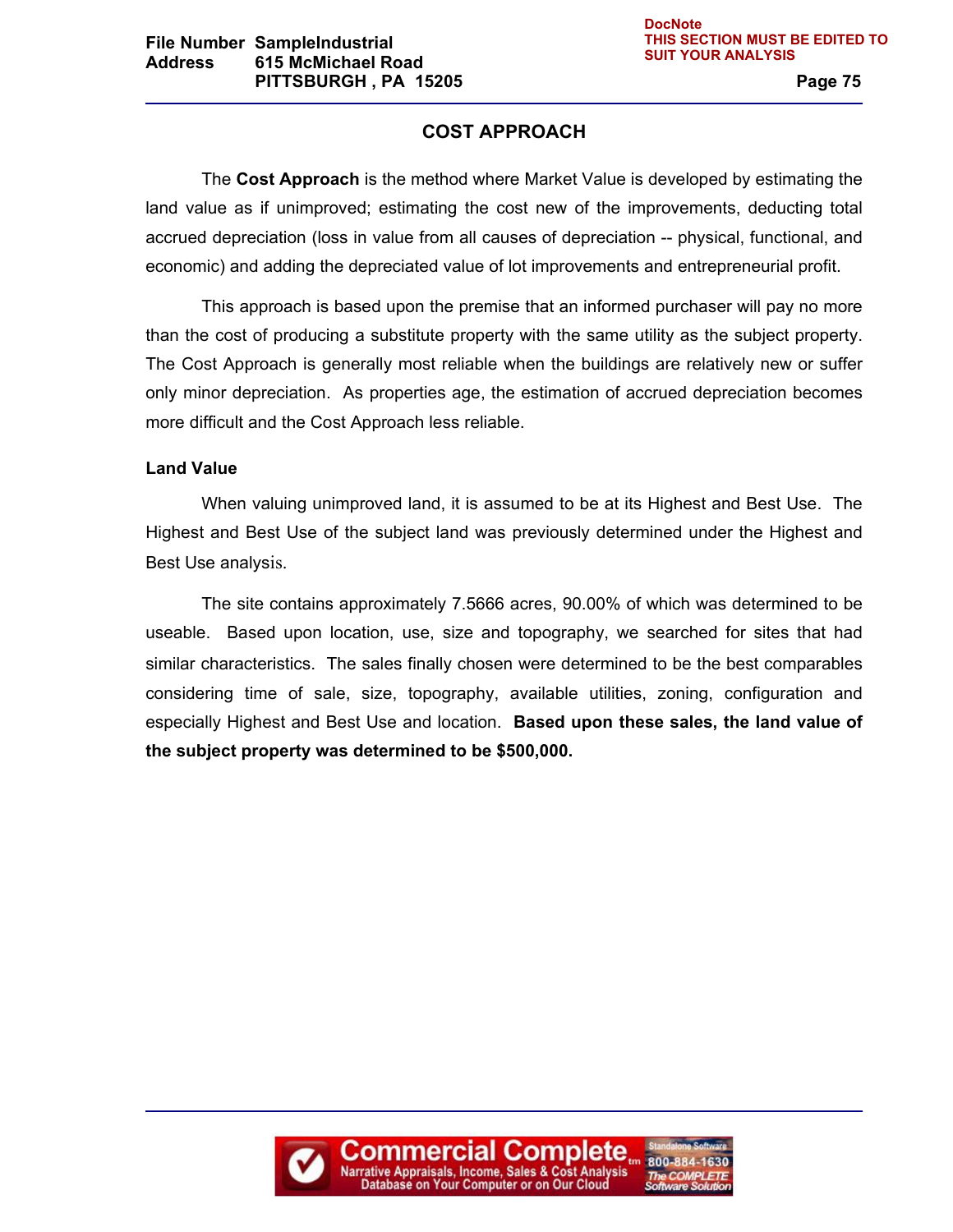## COST APPROACH

The **Cost Approach** is the method where Market Value is developed by estimating the land value as if unimproved; estimating the cost new of the improvements, deducting total accrued depreciation (loss in value from all causes of depreciation -- physical, functional, and economic) and adding the depreciated value of lot improvements and entrepreneurial profit.

This approach is based upon the premise that an informed purchaser will pay no more than the cost of producing a substitute property with the same utility as the subject property. The Cost Approach is generally most reliable when the buildings are relatively new or suffer only minor depreciation. As properties age, the estimation of accrued depreciation becomes more difficult and the Cost Approach less reliable.

### Land Value

When valuing unimproved land, it is assumed to be at its Highest and Best Use. The Highest and Best Use of the subject land was previously determined under the Highest and Best Use analysis.

The site contains approximately 7.5666 acres, 90.00% of which was determined to be useable. Based upon location, use, size and topography, we searched for sites that had similar characteristics. The sales finally chosen were determined to be the best comparables considering time of sale, size, topography, available utilities, zoning, configuration and especially Highest and Best Use and location. **Based upon these sales, the land value of the subject property was determined to be $500,000.**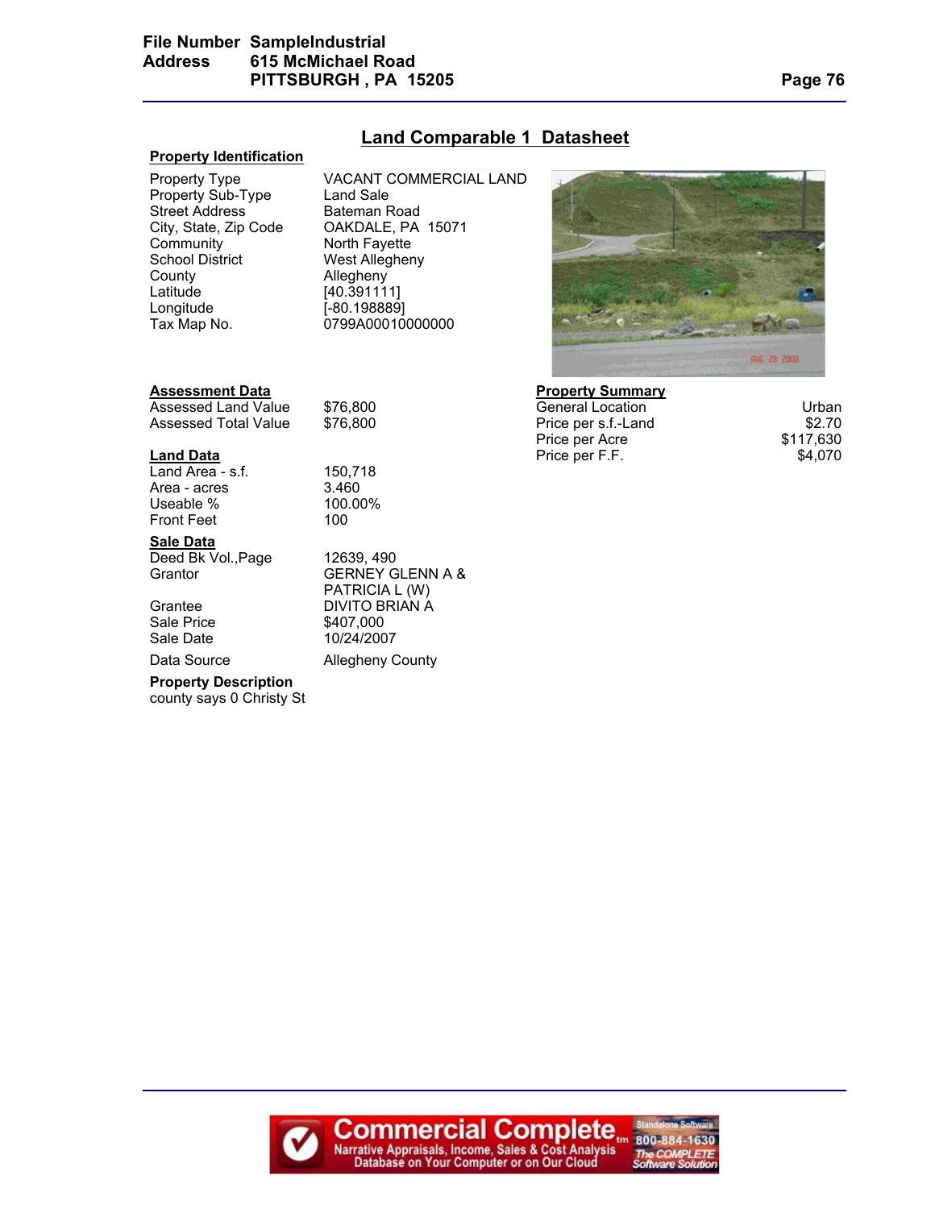## Land Comparable 1 Datasheet

### Property Identification

| | |
|---|---|
| Property Type | VACANT COMMERCIAL LAND |
| Property Sub-Type | Land Sale |
| Street Address | Bateman Road |
| City, State, Zip Code | OAKDALE, PA 15071 |
| Community | North Fayette |
| School District | West Allegheny |
| County | Allegheny |
| Latitude | [40.391111] |
| Longitude | [-80.198889] |
| Tax Map No. | 0799A00010000000 |

### Assessment Data

| | |
|---|---|
| Assessed Land Value | $76,800 |
| Assessed Total Value | $76,800 |

### Property Summary

| | |
|---|---|
| General Location | Urban |
| Price per s.f.-Land | $2.70 |
| Price per Acre | $117,630 |
| Price per F.F. | $4,070 |

### Land Data

| | |
|---|---|
| Land Area - s.f. | 150,718 |
| Area - acres | 3.460 |
| Useable % | 100.00% |
| Front Feet | 100 |

### Sale Data

| | |
|---|---|
| Deed Bk Vol.,Page | 12639, 490 |
| Grantor | GERNEY GLENN A & PATRICIA L (W) |
| Grantee | DIVITO BRIAN A |
| Sale Price | $407,000 |
| Sale Date | 10/24/2007 |
| Data Source | Allegheny County |

**Property Description**

county says 0 Christy St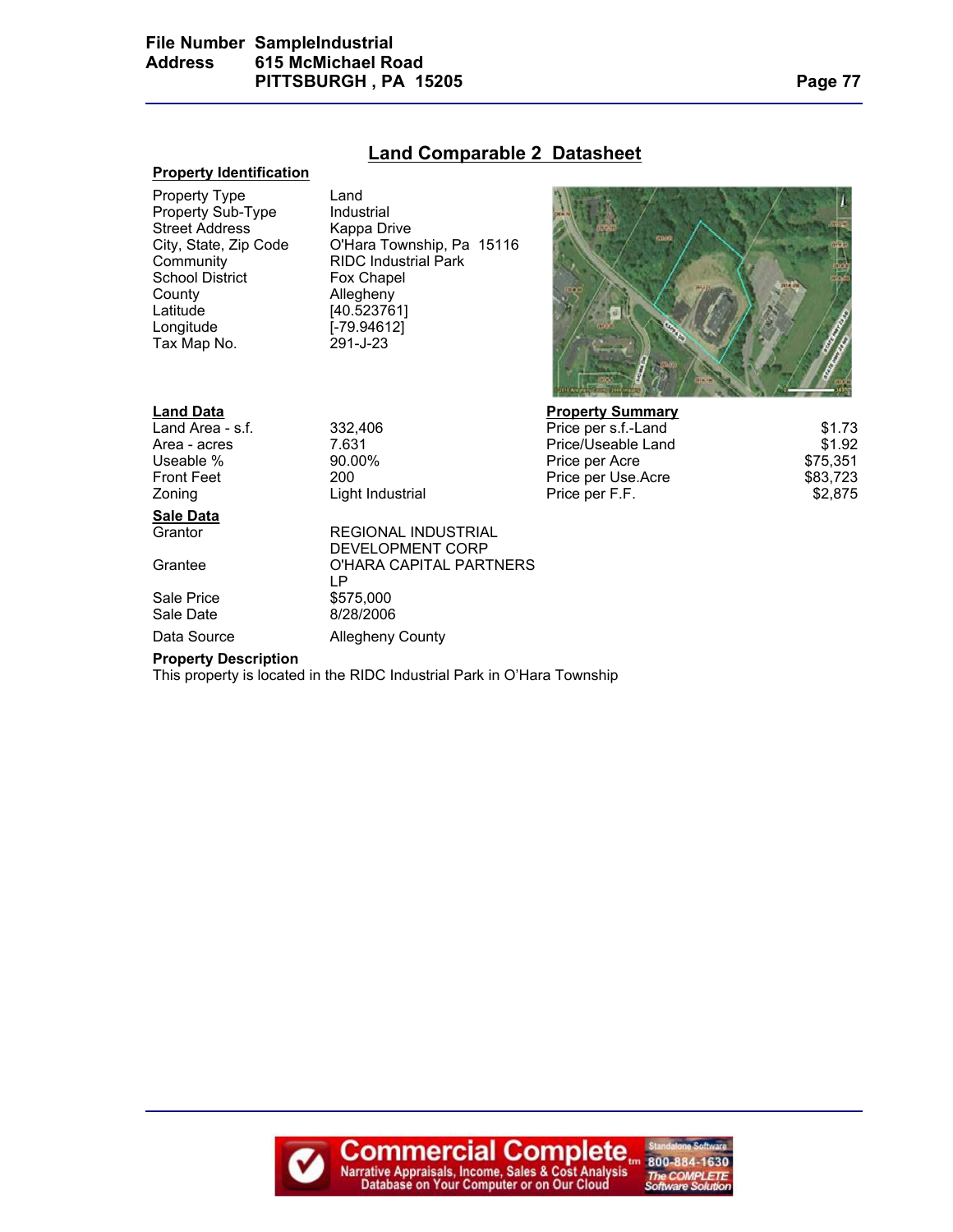## Land Comparable 2 Datasheet

### Property Identification

| | |
|---|---|
| Property Type | Land |
| Property Sub-Type | Industrial |
| Street Address | Kappa Drive |
| City, State, Zip Code | O'Hara Township, Pa 15116 |
| Community | RIDC Industrial Park |
| School District | Fox Chapel |
| County | Allegheny |
| Latitude | [40.523761] |
| Longitude | [-79.94612] |
| Tax Map No. | 291-J-23 |

### Land Data

| | |
|---|---|
| Land Area - s.f. | 332,406 |
| Area - acres | 7.631 |
| Useable % | 90.00% |
| Front Feet | 200 |
| Zoning | Light Industrial |

### Property Summary

| | |
|---|---|
| Price per s.f.-Land | $1.73 |
| Price/Useable Land | $1.92 |
| Price per Acre | $75,351 |
| Price per Use.Acre | $83,723 |
| Price per F.F. | $2,875 |

### Sale Data

| | |
|---|---|
| Grantor | REGIONAL INDUSTRIAL DEVELOPMENT CORP |
| Grantee | O'HARA CAPITAL PARTNERS LP |
| Sale Price | $575,000 |
| Sale Date | 8/28/2006 |
| Data Source | Allegheny County |

**Property Description**

This property is located in the RIDC Industrial Park in O'Hara Township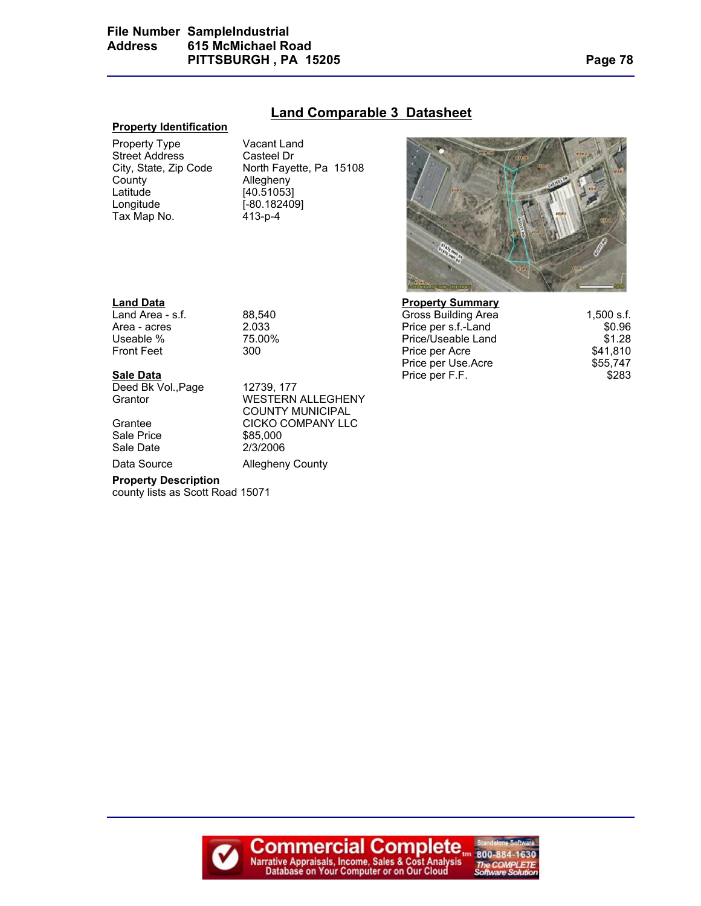## Land Comparable 3 Datasheet

### Property Identification

| | |
|---|---|
| Property Type | Vacant Land |
| Street Address | Casteel Dr |
| City, State, Zip Code | North Fayette, Pa 15108 |
| County | Allegheny |
| Latitude | [40.51053] |
| Longitude | [-80.182409] |
| Tax Map No. | 413-p-4 |

### Land Data

| | |
|---|---|
| Land Area - s.f. | 88,540 |
| Area - acres | 2.033 |
| Useable % | 75.00% |
| Front Feet | 300 |

### Property Summary

| | |
|---|---|
| Gross Building Area | 1,500 s.f. |
| Price per s.f.-Land | $0.96 |
| Price/Useable Land | $1.28 |
| Price per Acre | $41,810 |
| Price per Use.Acre | $55,747 |
| Price per F.F. | $283 |

### Sale Data

| | |
|---|---|
| Deed Bk Vol.,Page | 12739, 177 |
| Grantor | WESTERN ALLEGHENY COUNTY MUNICIPAL |
| Grantee | CICKO COMPANY LLC |
| Sale Price | $85,000 |
| Sale Date | 2/3/2006 |
| Data Source | Allegheny County |

### Property Description

county lists as Scott Road 15071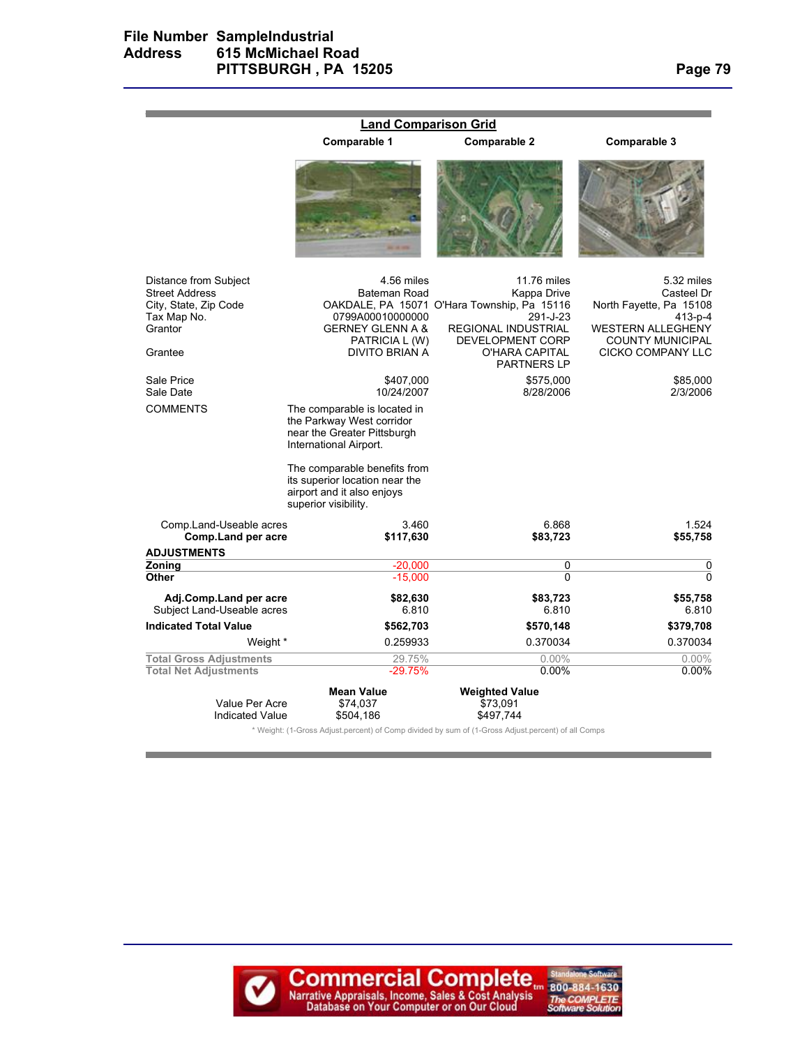## Land Comparison Grid

| | Comparable 1 | Comparable 2 | Comparable 3 |
|---|---|---|---|
| Distance from Subject | 4.56 miles | 11.76 miles | 5.32 miles |
| Street Address | Bateman Road | Kappa Drive | Casteel Dr |
| City, State, Zip Code | OAKDALE, PA 15071 | O'Hara Township, Pa 15116 | North Fayette, Pa 15108 |
| Tax Map No. | 0799A00010000000 | 291-J-23 | 413-p-4 |
| Grantor | GERNEY GLENN A & PATRICIA L (W) | REGIONAL INDUSTRIAL DEVELOPMENT CORP | WESTERN ALLEGHENY COUNTY MUNICIPAL |
| Grantee | DIVITO BRIAN A | O'HARA CAPITAL PARTNERS LP | CICKO COMPANY LLC |
| Sale Price | $407,000 | $575,000 | $85,000 |
| Sale Date | 10/24/2007 | 8/28/2006 | 2/3/2006 |
| COMMENTS | The comparable is located in the Parkway West corridor near the Greater Pittsburgh International Airport. The comparable benefits from its superior location near the airport and it also enjoys superior visibility. | | |
| Comp.Land-Useable acres | 3.460 | 6.868 | 1.524 |
| **Comp.Land per acre** | **$117,630** | **$83,723** | **$55,758** |
| **ADJUSTMENTS** | | | |
| **Zoning** | -20,000 | 0 | 0 |
| **Other** | -15,000 | 0 | 0 |
| **Adj.Comp.Land per acre** | **$82,630** | **$83,723** | **$55,758** |
| Subject Land-Useable acres | 6.810 | 6.810 | 6.810 |
| **Indicated Total Value** | **$562,703** | **$570,148** | **$379,708** |
| Weight * | 0.259933 | 0.370034 | 0.370034 |
| Total Gross Adjustments | 29.75% | 0.00% | 0.00% |
| Total Net Adjustments | -29.75% | 0.00% | 0.00% |

| | Mean Value | Weighted Value |
|---|---|---|
| Value Per Acre | $74,037 | $73,091 |
| Indicated Value | $504,186 | $497,744 |

* Weight: (1-Gross Adjust.percent) of Comp divided by sum of (1-Gross Adjust.percent) of all Comps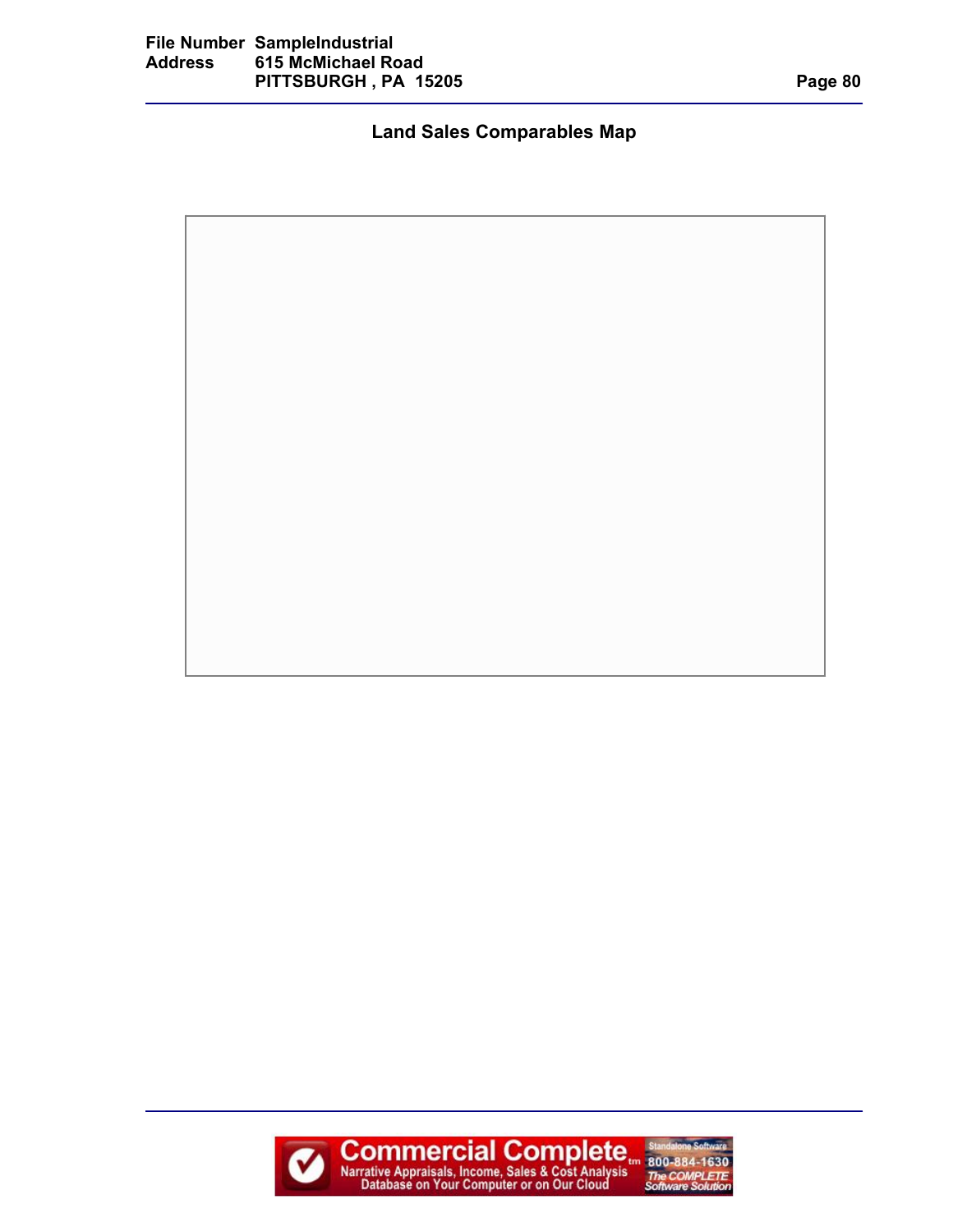## Land Sales Comparables Map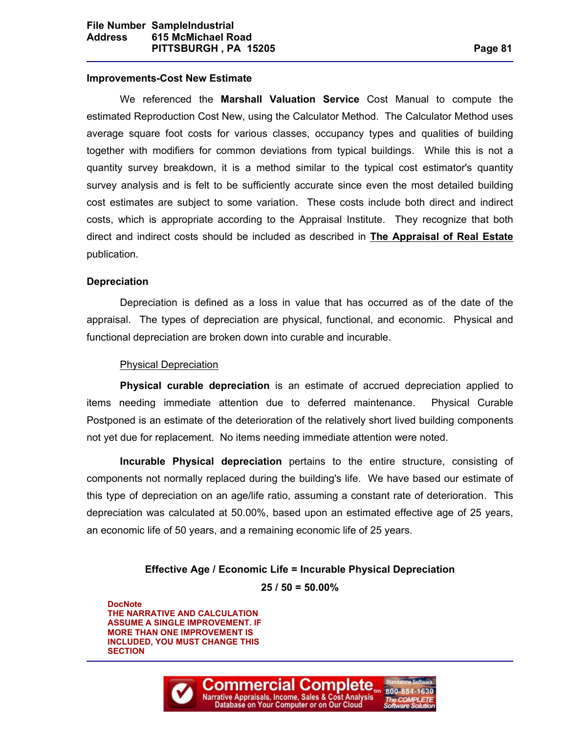### Improvements-Cost New Estimate

We referenced the **Marshall Valuation Service** Cost Manual to compute the estimated Reproduction Cost New, using the Calculator Method. The Calculator Method uses average square foot costs for various classes, occupancy types and qualities of building together with modifiers for common deviations from typical buildings. While this is not a quantity survey breakdown, it is a method similar to the typical cost estimator's quantity survey analysis and is felt to be sufficiently accurate since even the most detailed building cost estimates are subject to some variation. These costs include both direct and indirect costs, which is appropriate according to the Appraisal Institute. They recognize that both direct and indirect costs should be included as described in **The Appraisal of Real Estate** publication.

### Depreciation

Depreciation is defined as a loss in value that has occurred as of the date of the appraisal. The types of depreciation are physical, functional, and economic. Physical and functional depreciation are broken down into curable and incurable.

Physical Depreciation

**Physical curable depreciation** is an estimate of accrued depreciation applied to items needing immediate attention due to deferred maintenance. Physical Curable Postponed is an estimate of the deterioration of the relatively short lived building components not yet due for replacement. No items needing immediate attention were noted.

**Incurable Physical depreciation** pertains to the entire structure, consisting of components not normally replaced during the building's life. We have based our estimate of this type of depreciation on an age/life ratio, assuming a constant rate of deterioration. This depreciation was calculated at 50.00%, based upon an estimated effective age of 25 years, an economic life of 50 years, and a remaining economic life of 25 years.

**Effective Age / Economic Life = Incurable Physical Depreciation**

**25 / 50 = 50.00%**

**DocNote**
**THE NARRATIVE AND CALCULATION ASSUME A SINGLE IMPROVEMENT. IF MORE THAN ONE IMPROVEMENT IS INCLUDED, YOU MUST CHANGE THIS SECTION**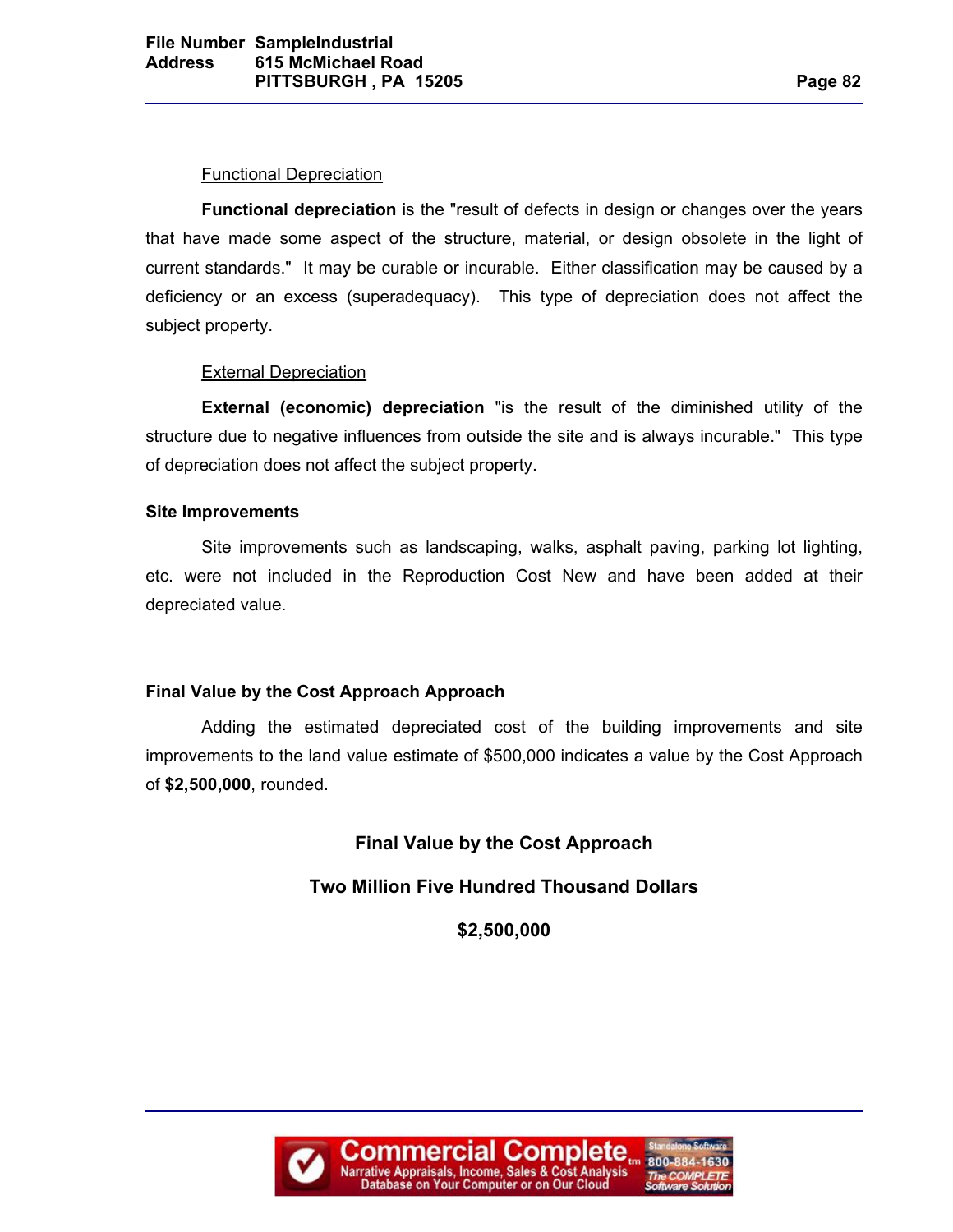Functional Depreciation

**Functional depreciation** is the "result of defects in design or changes over the years that have made some aspect of the structure, material, or design obsolete in the light of current standards." It may be curable or incurable. Either classification may be caused by a deficiency or an excess (superadequacy). This type of depreciation does not affect the subject property.

External Depreciation

**External (economic) depreciation** "is the result of the diminished utility of the structure due to negative influences from outside the site and is always incurable." This type of depreciation does not affect the subject property.

**Site Improvements**

Site improvements such as landscaping, walks, asphalt paving, parking lot lighting, etc. were not included in the Reproduction Cost New and have been added at their depreciated value.

**Final Value by the Cost Approach Approach**

Adding the estimated depreciated cost of the building improvements and site improvements to the land value estimate of $500,000 indicates a value by the Cost Approach of **$2,500,000**, rounded.

**Final Value by the Cost Approach**

**Two Million Five Hundred Thousand Dollars**

**$2,500,000**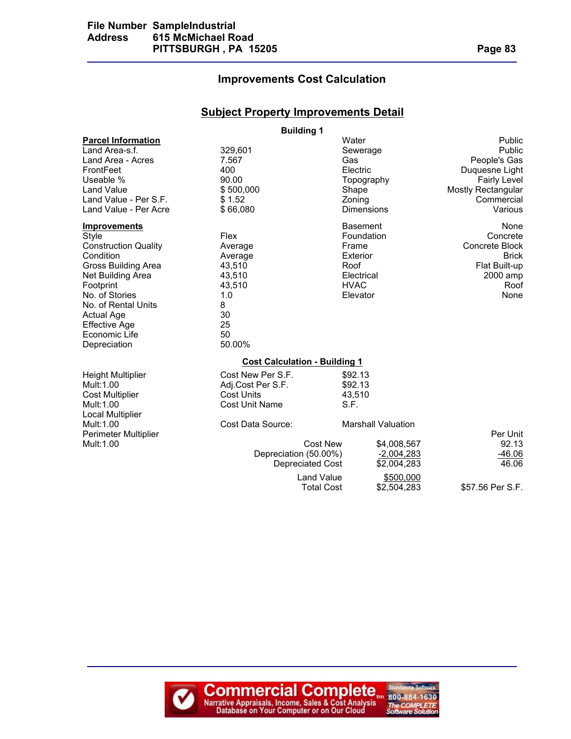## Improvements Cost Calculation

### Subject Property Improvements Detail

**Building 1**

| **Parcel Information** | | | |
|---|---|---|---|
| Land Area-s.f. | 329,601 | Water | Public |
| Land Area - Acres | 7.567 | Sewerage | Public |
| FrontFeet | 400 | Gas | People's Gas |
| Useable % | 90.00 | Electric | Duquesne Light |
| Land Value | $ 500,000 | Topography | Fairly Level |
| Land Value - Per S.F. | $ 1.52 | Shape | Mostly Rectangular |
| Land Value - Per Acre | $ 66,080 | Zoning | Commercial |
| | | Dimensions | Various |

| **Improvements** | | | |
|---|---|---|---|
| Style | Flex | Basement | None |
| Construction Quality | Average | Foundation | Concrete |
| Condition | Average | Frame | Concrete Block |
| Gross Building Area | 43,510 | Exterior | Brick |
| Net Building Area | 43,510 | Roof | Flat Built-up |
| Footprint | 43,510 | Electrical | 2000 amp |
| No. of Stories | 1.0 | HVAC | Roof |
| No. of Rental Units | 8 | Elevator | None |
| Actual Age | 30 | | |
| Effective Age | 25 | | |
| Economic Life | 50 | | |
| Depreciation | 50.00% | | |

**Cost Calculation - Building 1**

| | | | |
|---|---|---|---|
| Height Multiplier | Cost New Per S.F. | $92.13 | |
| Mult:1.00 | Adj.Cost Per S.F. | $92.13 | |
| Cost Multiplier | Cost Units | 43,510 | |
| Mult:1.00 | Cost Unit Name | S.F. | |
| Local Multiplier | | | |
| Mult:1.00 | Cost Data Source: | Marshall Valuation | |
| Perimeter Multiplier | | | Per Unit |
| Mult:1.00 | Cost New | $4,008,567 | 92.13 |
| | Depreciation (50.00%) | -2,004,283 | -46.06 |
| | Depreciated Cost | $2,004,283 | 46.06 |
| | Land Value | $500,000 | |
| | Total Cost | $2,504,283 | $57.56 Per S.F. |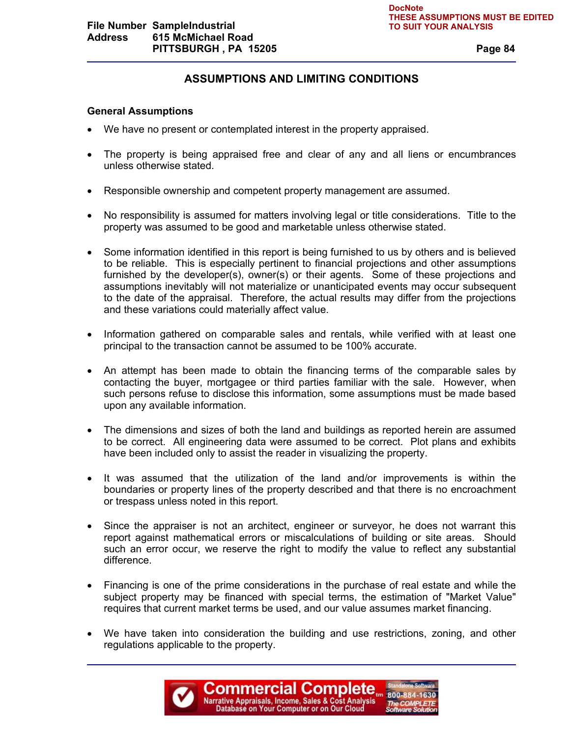## ASSUMPTIONS AND LIMITING CONDITIONS

### General Assumptions

- We have no present or contemplated interest in the property appraised.

- The property is being appraised free and clear of any and all liens or encumbrances unless otherwise stated.

- Responsible ownership and competent property management are assumed.

- No responsibility is assumed for matters involving legal or title considerations. Title to the property was assumed to be good and marketable unless otherwise stated.

- Some information identified in this report is being furnished to us by others and is believed to be reliable. This is especially pertinent to financial projections and other assumptions furnished by the developer(s), owner(s) or their agents. Some of these projections and assumptions inevitably will not materialize or unanticipated events may occur subsequent to the date of the appraisal. Therefore, the actual results may differ from the projections and these variations could materially affect value.

- Information gathered on comparable sales and rentals, while verified with at least one principal to the transaction cannot be assumed to be 100% accurate.

- An attempt has been made to obtain the financing terms of the comparable sales by contacting the buyer, mortgagee or third parties familiar with the sale. However, when such persons refuse to disclose this information, some assumptions must be made based upon any available information.

- The dimensions and sizes of both the land and buildings as reported herein are assumed to be correct. All engineering data were assumed to be correct. Plot plans and exhibits have been included only to assist the reader in visualizing the property.

- It was assumed that the utilization of the land and/or improvements is within the boundaries or property lines of the property described and that there is no encroachment or trespass unless noted in this report.

- Since the appraiser is not an architect, engineer or surveyor, he does not warrant this report against mathematical errors or miscalculations of building or site areas. Should such an error occur, we reserve the right to modify the value to reflect any substantial difference.

- Financing is one of the prime considerations in the purchase of real estate and while the subject property may be financed with special terms, the estimation of "Market Value" requires that current market terms be used, and our value assumes market financing.

- We have taken into consideration the building and use restrictions, zoning, and other regulations applicable to the property.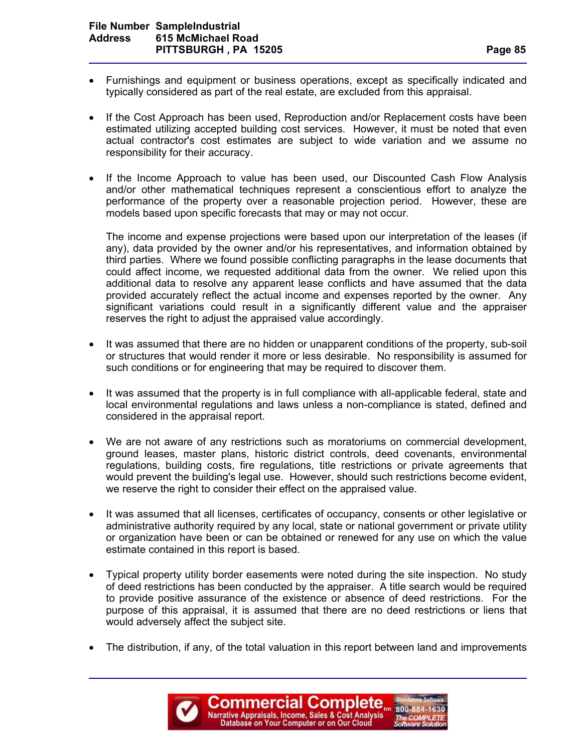- Furnishings and equipment or business operations, except as specifically indicated and typically considered as part of the real estate, are excluded from this appraisal.

- If the Cost Approach has been used, Reproduction and/or Replacement costs have been estimated utilizing accepted building cost services. However, it must be noted that even actual contractor's cost estimates are subject to wide variation and we assume no responsibility for their accuracy.

- If the Income Approach to value has been used, our Discounted Cash Flow Analysis and/or other mathematical techniques represent a conscientious effort to analyze the performance of the property over a reasonable projection period. However, these are models based upon specific forecasts that may or may not occur.

  The income and expense projections were based upon our interpretation of the leases (if any), data provided by the owner and/or his representatives, and information obtained by third parties. Where we found possible conflicting paragraphs in the lease documents that could affect income, we requested additional data from the owner. We relied upon this additional data to resolve any apparent lease conflicts and have assumed that the data provided accurately reflect the actual income and expenses reported by the owner. Any significant variations could result in a significantly different value and the appraiser reserves the right to adjust the appraised value accordingly.

- It was assumed that there are no hidden or unapparent conditions of the property, sub-soil or structures that would render it more or less desirable. No responsibility is assumed for such conditions or for engineering that may be required to discover them.

- It was assumed that the property is in full compliance with all-applicable federal, state and local environmental regulations and laws unless a non-compliance is stated, defined and considered in the appraisal report.

- We are not aware of any restrictions such as moratoriums on commercial development, ground leases, master plans, historic district controls, deed covenants, environmental regulations, building costs, fire regulations, title restrictions or private agreements that would prevent the building's legal use. However, should such restrictions become evident, we reserve the right to consider their effect on the appraised value.

- It was assumed that all licenses, certificates of occupancy, consents or other legislative or administrative authority required by any local, state or national government or private utility or organization have been or can be obtained or renewed for any use on which the value estimate contained in this report is based.

- Typical property utility border easements were noted during the site inspection. No study of deed restrictions has been conducted by the appraiser. A title search would be required to provide positive assurance of the existence or absence of deed restrictions. For the purpose of this appraisal, it is assumed that there are no deed restrictions or liens that would adversely affect the subject site.

- The distribution, if any, of the total valuation in this report between land and improvements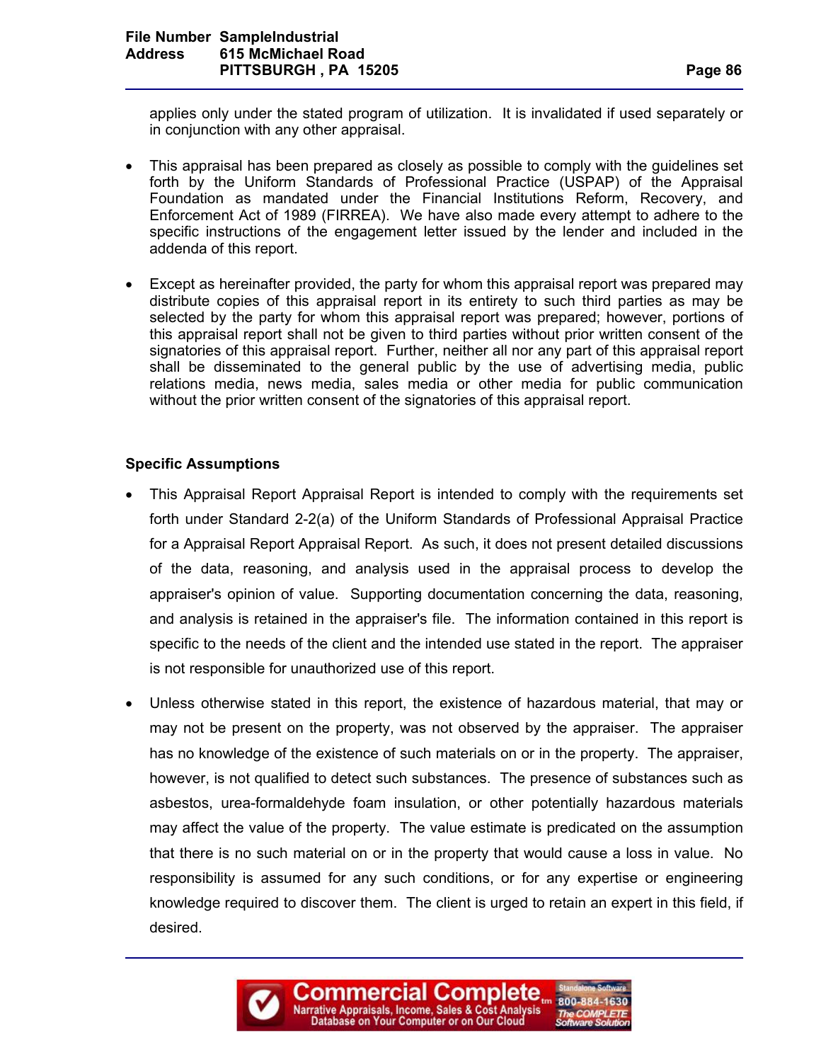applies only under the stated program of utilization. It is invalidated if used separately or in conjunction with any other appraisal.

- This appraisal has been prepared as closely as possible to comply with the guidelines set forth by the Uniform Standards of Professional Practice (USPAP) of the Appraisal Foundation as mandated under the Financial Institutions Reform, Recovery, and Enforcement Act of 1989 (FIRREA). We have also made every attempt to adhere to the specific instructions of the engagement letter issued by the lender and included in the addenda of this report.

- Except as hereinafter provided, the party for whom this appraisal report was prepared may distribute copies of this appraisal report in its entirety to such third parties as may be selected by the party for whom this appraisal report was prepared; however, portions of this appraisal report shall not be given to third parties without prior written consent of the signatories of this appraisal report. Further, neither all nor any part of this appraisal report shall be disseminated to the general public by the use of advertising media, public relations media, news media, sales media or other media for public communication without the prior written consent of the signatories of this appraisal report.

**Specific Assumptions**

- This Appraisal Report Appraisal Report is intended to comply with the requirements set forth under Standard 2-2(a) of the Uniform Standards of Professional Appraisal Practice for a Appraisal Report Appraisal Report. As such, it does not present detailed discussions of the data, reasoning, and analysis used in the appraisal process to develop the appraiser's opinion of value. Supporting documentation concerning the data, reasoning, and analysis is retained in the appraiser's file. The information contained in this report is specific to the needs of the client and the intended use stated in the report. The appraiser is not responsible for unauthorized use of this report.

- Unless otherwise stated in this report, the existence of hazardous material, that may or may not be present on the property, was not observed by the appraiser. The appraiser has no knowledge of the existence of such materials on or in the property. The appraiser, however, is not qualified to detect such substances. The presence of substances such as asbestos, urea-formaldehyde foam insulation, or other potentially hazardous materials may affect the value of the property. The value estimate is predicated on the assumption that there is no such material on or in the property that would cause a loss in value. No responsibility is assumed for any such conditions, or for any expertise or engineering knowledge required to discover them. The client is urged to retain an expert in this field, if desired.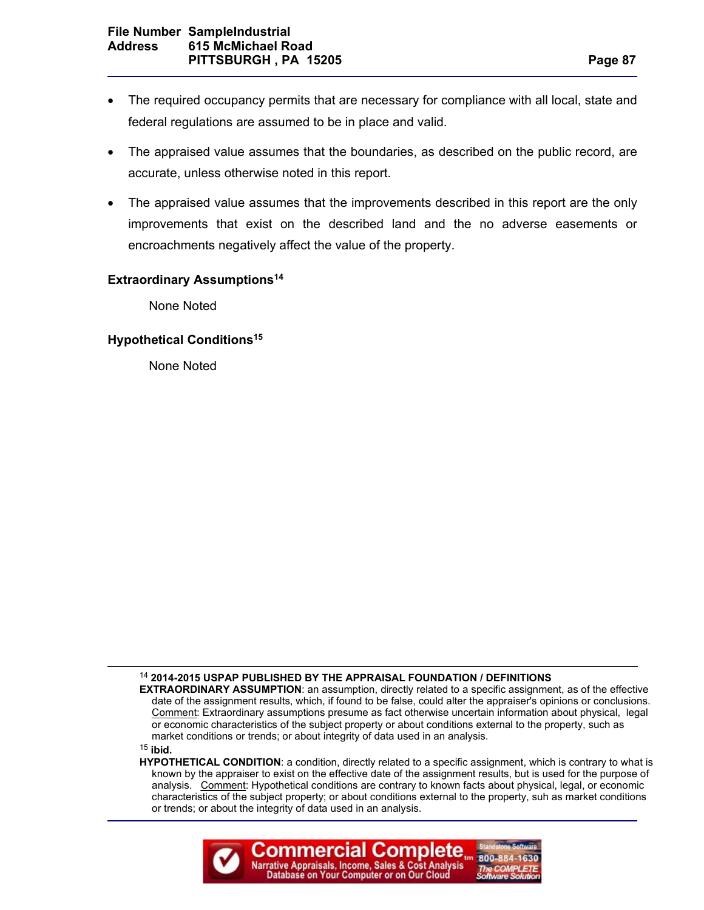- The required occupancy permits that are necessary for compliance with all local, state and federal regulations are assumed to be in place and valid.
- The appraised value assumes that the boundaries, as described on the public record, are accurate, unless otherwise noted in this report.
- The appraised value assumes that the improvements described in this report are the only improvements that exist on the described land and the no adverse easements or encroachments negatively affect the value of the property.

**Extraordinary Assumptions**[14]

None Noted

**Hypothetical Conditions**[15]

None Noted

---

[14] **2014-2015 USPAP PUBLISHED BY THE APPRAISAL FOUNDATION / DEFINITIONS**
**EXTRAORDINARY ASSUMPTION**: an assumption, directly related to a specific assignment, as of the effective date of the assignment results, which, if found to be false, could alter the appraiser's opinions or conclusions. Comment: Extraordinary assumptions presume as fact otherwise uncertain information about physical, legal or economic characteristics of the subject property or about conditions external to the property, such as market conditions or trends; or about integrity of data used in an analysis.

[15] **ibid.**
**HYPOTHETICAL CONDITION**: a condition, directly related to a specific assignment, which is contrary to what is known by the appraiser to exist on the effective date of the assignment results, but is used for the purpose of analysis. Comment: Hypothetical conditions are contrary to known facts about physical, legal, or economic characteristics of the subject property; or about conditions external to the property, suh as market conditions or trends; or about the integrity of data used in an analysis.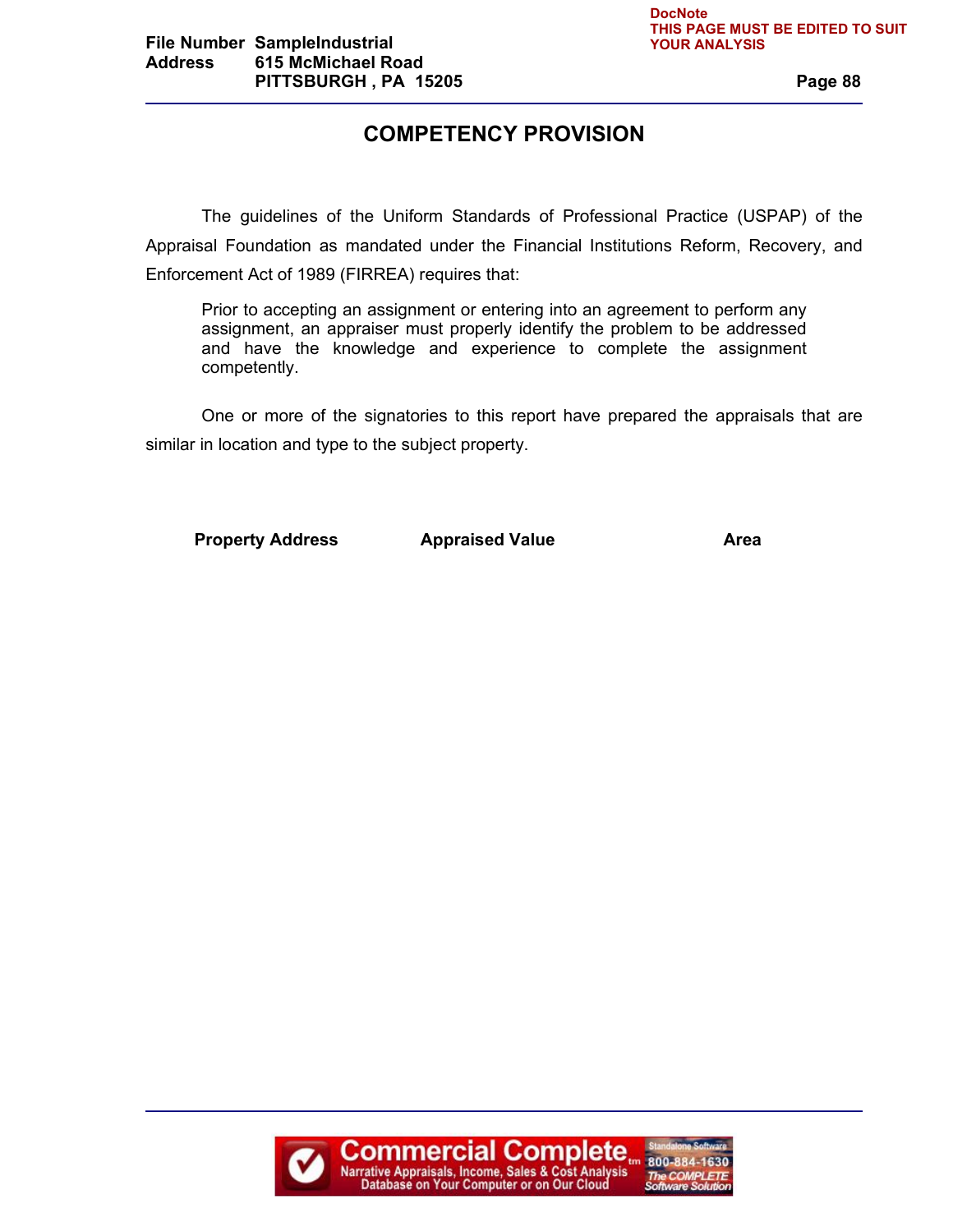# COMPETENCY PROVISION

The guidelines of the Uniform Standards of Professional Practice (USPAP) of the Appraisal Foundation as mandated under the Financial Institutions Reform, Recovery, and Enforcement Act of 1989 (FIRREA) requires that:

> Prior to accepting an assignment or entering into an agreement to perform any assignment, an appraiser must properly identify the problem to be addressed and have the knowledge and experience to complete the assignment competently.

One or more of the signatories to this report have prepared the appraisals that are similar in location and type to the subject property.

| Property Address | Appraised Value | Area |
| --- | --- | --- |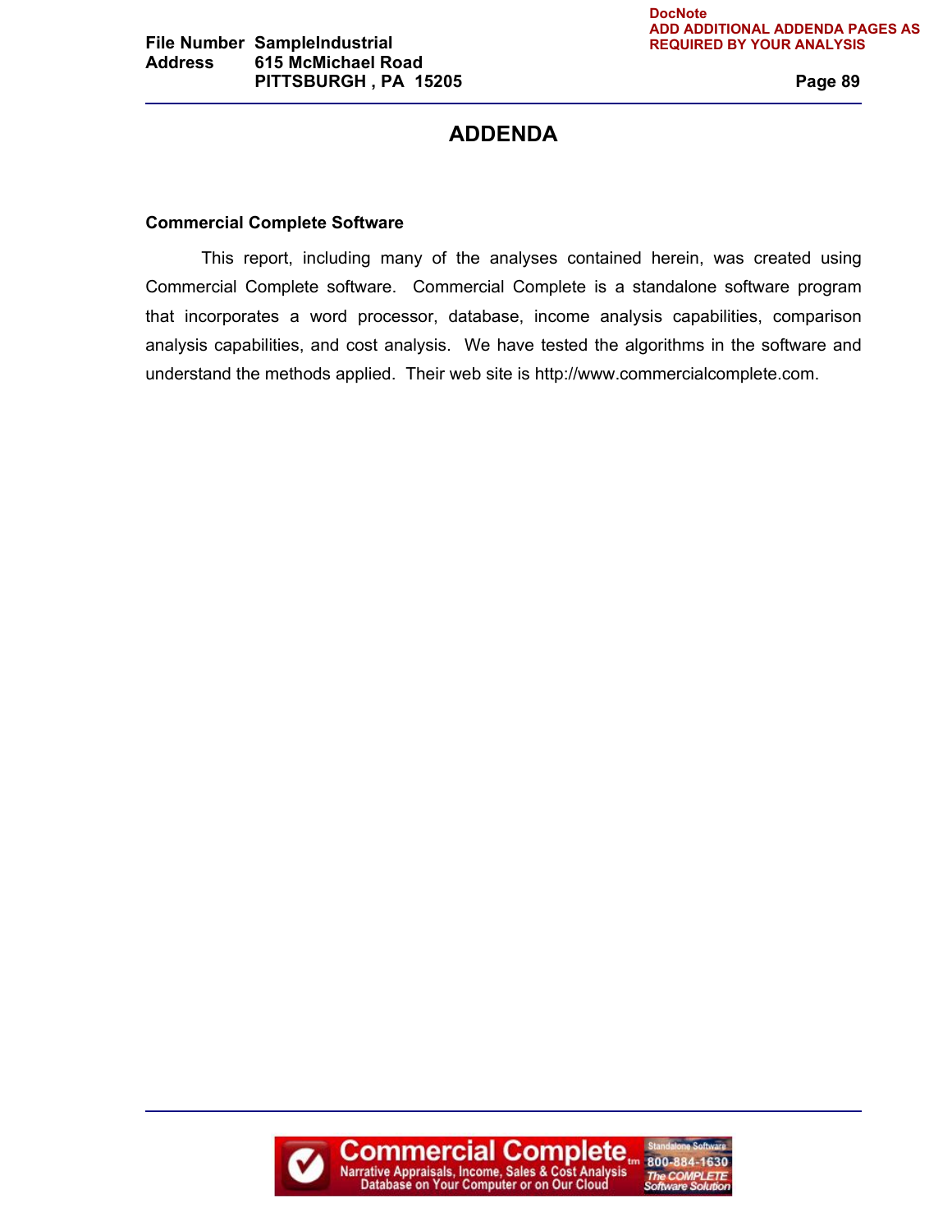# ADDENDA

### Commercial Complete Software

This report, including many of the analyses contained herein, was created using Commercial Complete software. Commercial Complete is a standalone software program that incorporates a word processor, database, income analysis capabilities, comparison analysis capabilities, and cost analysis. We have tested the algorithms in the software and understand the methods applied. Their web site is http://www.commercialcomplete.com.